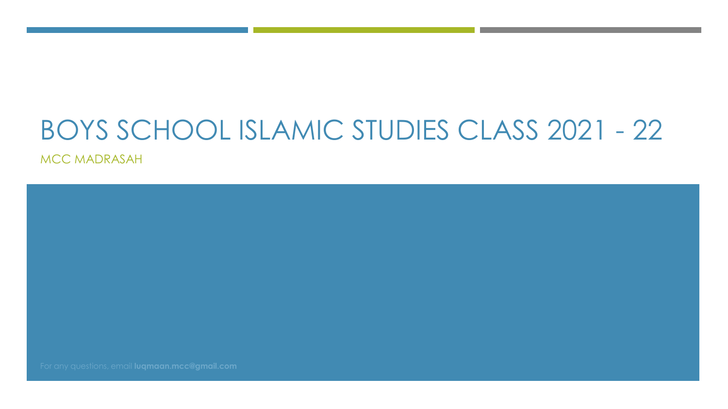# BOYS SCHOOL ISLAMIC STUDIES CLASS 2021 - 22

MCC MADRASAH

For any questions, email **luqmaan.mcc@gmail.com**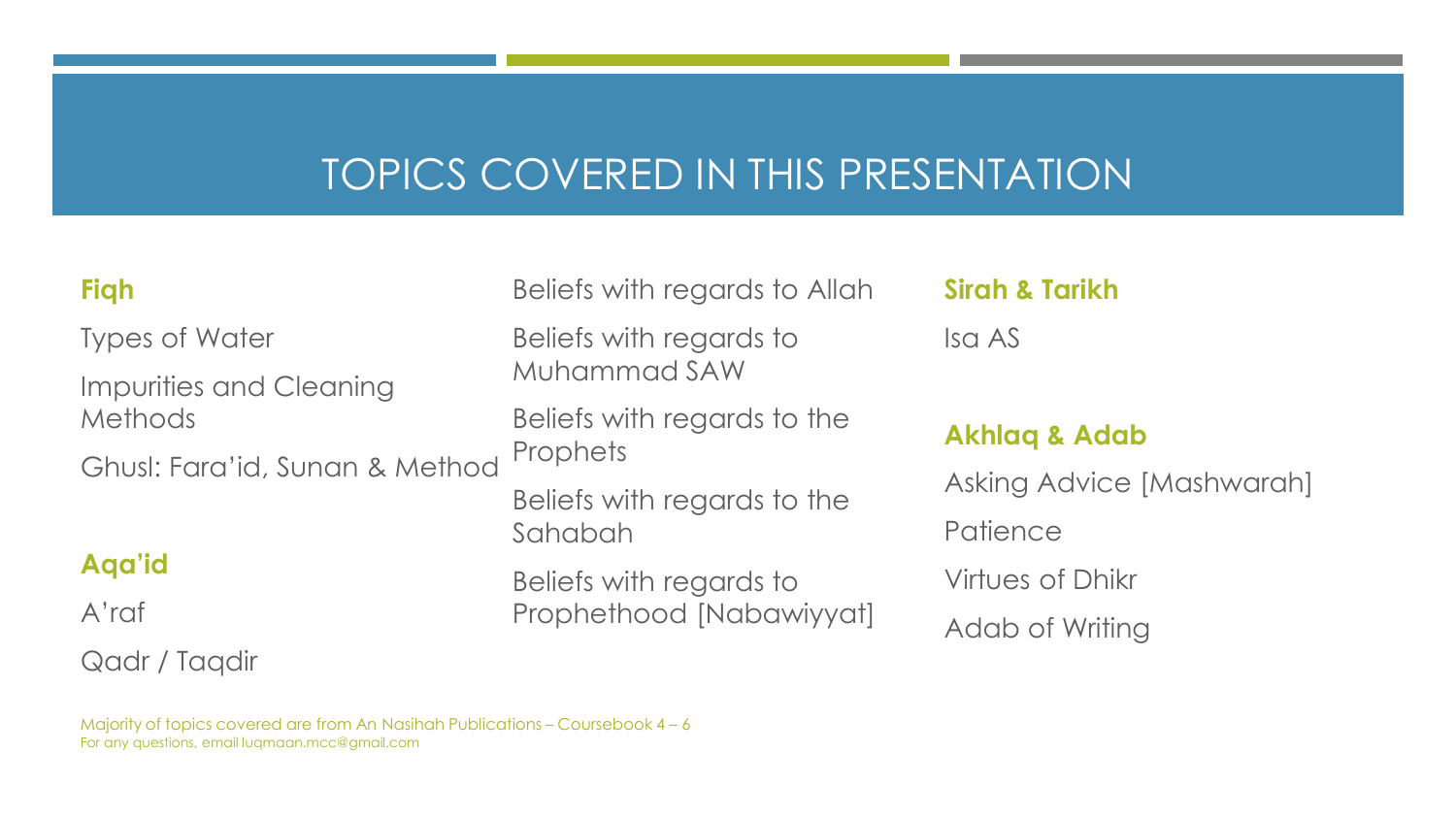# TOPICS COVERED IN THIS PRESENTATION

**Fiqh**

Types of Water

Impurities and Cleaning Methods

Ghusl: Fara'id, Sunan & Method

**Aqa'id**

A'raf

Qadr / Taqdir

Beliefs with regards to Allah

Beliefs with regards to Muhammad SAW

Beliefs with regards to the Prophets

Beliefs with regards to the Sahabah

Beliefs with regards to Prophethood [Nabawiyyat]

**Sirah & Tarikh**

Isa AS

**Akhlaq & Adab**

Asking Advice [Mashwarah]

Patience

Virtues of Dhikr

Adab of Writing

Majority of topics covered are from An Nasihah Publications – Coursebook 4 – 6

For any questions, email luqmaan.mcc@gmail.com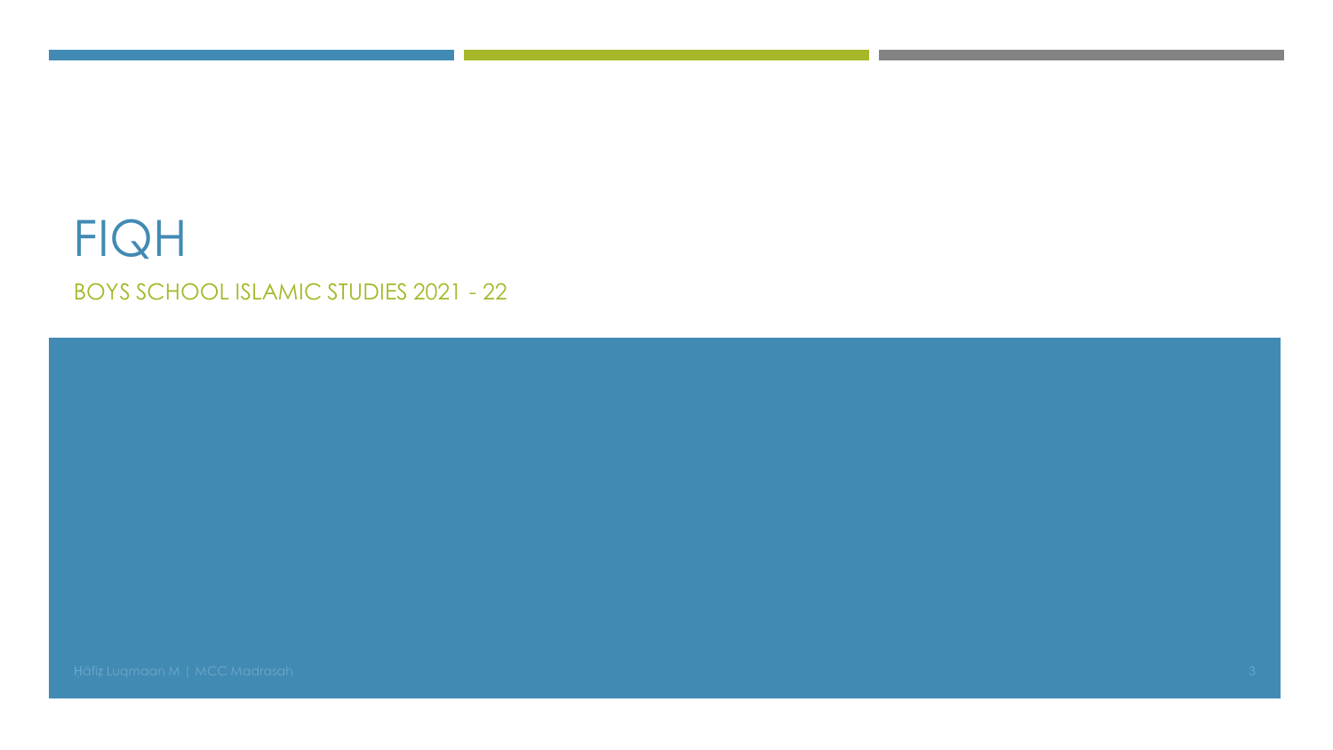# FIQH

## BOYS SCHOOL ISLAMIC STUDIES 2021 - 22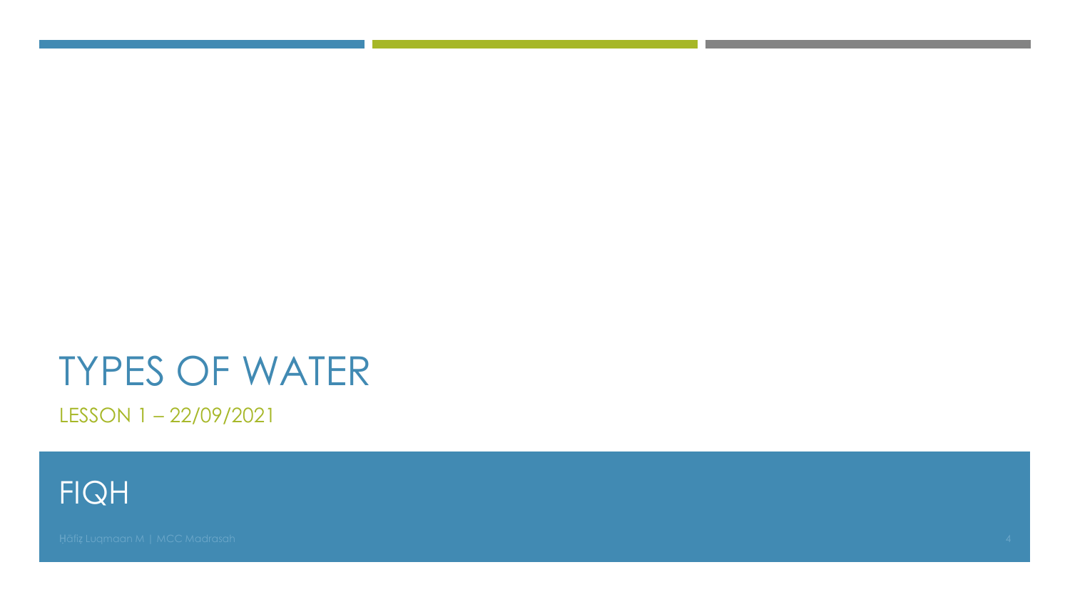# TYPES OF WATER

LESSON 1 – 22/09/2021

## FIQH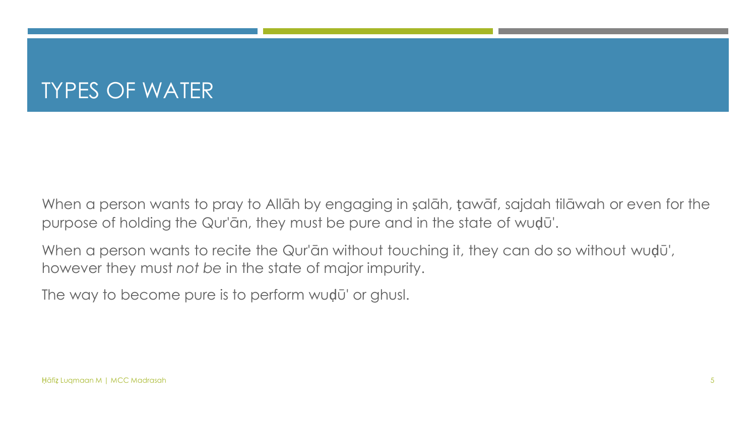# TYPES OF WATER

When a person wants to pray to Allāh by engaging in ṣalāh, ṭawāf, sajdah tilāwah or even for the purpose of holding the Qur'ān, they must be pure and in the state of wuḍū'.

When a person wants to recite the Qur'ān without touching it, they can do so without wuḍū', however they must *not be* in the state of major impurity.

The way to become pure is to perform wuḍū' or ghusl.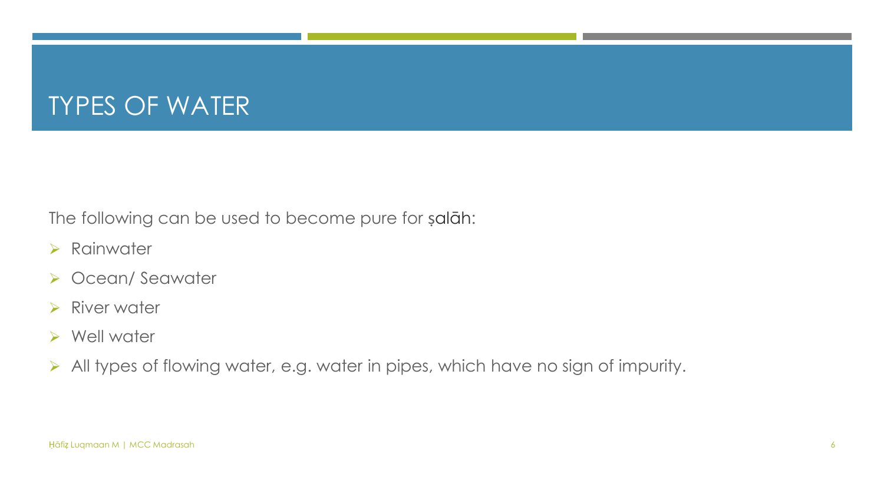# TYPES OF WATER

The following can be used to become pure for ṣalāh:

- Rainwater
- Ocean/ Seawater
- River water
- Well water
- All types of flowing water, e.g. water in pipes, which have no sign of impurity.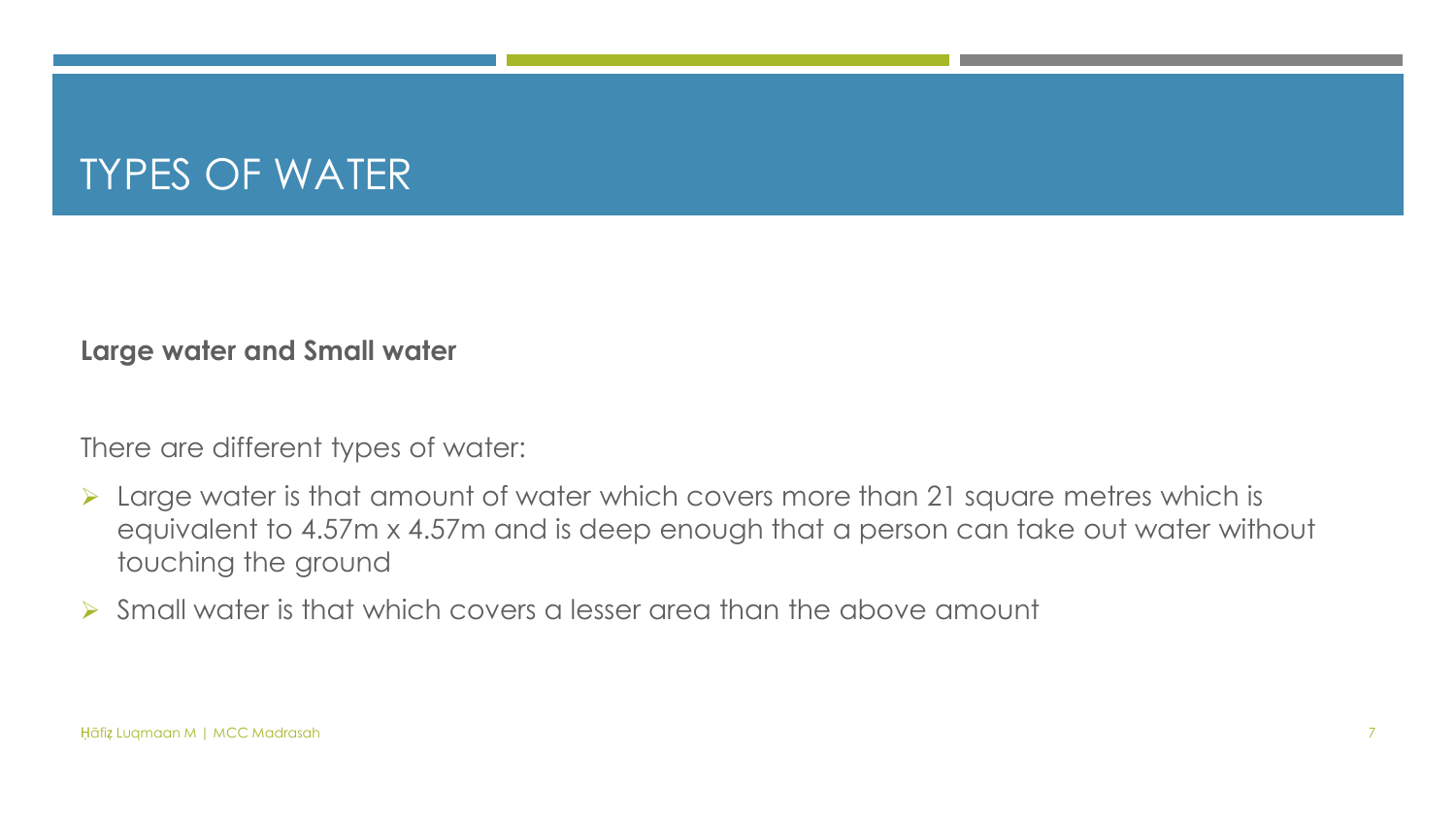# TYPES OF WATER

**Large water and Small water**

There are different types of water:

- Large water is that amount of water which covers more than 21 square metres which is equivalent to 4.57m x 4.57m and is deep enough that a person can take out water without touching the ground
- Small water is that which covers a lesser area than the above amount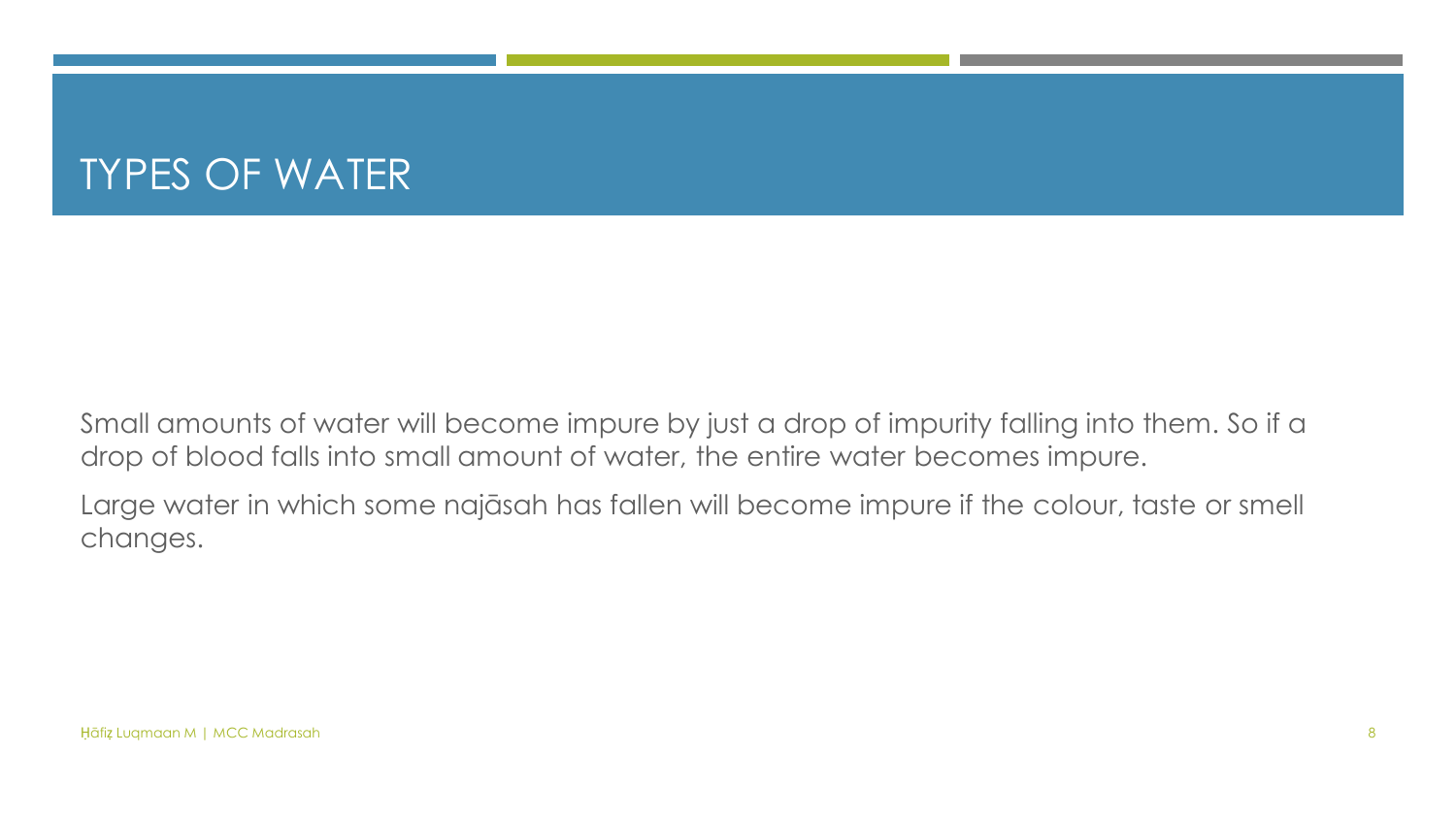# TYPES OF WATER

Small amounts of water will become impure by just a drop of impurity falling into them. So if a drop of blood falls into small amount of water, the entire water becomes impure.

Large water in which some najāsah has fallen will become impure if the colour, taste or smell changes.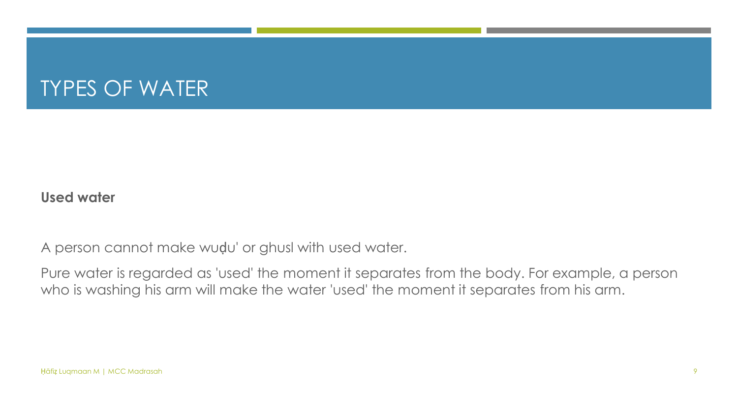# TYPES OF WATER

**Used water**

A person cannot make wuḍu' or ghusl with used water.

Pure water is regarded as 'used' the moment it separates from the body. For example, a person who is washing his arm will make the water 'used' the moment it separates from his arm.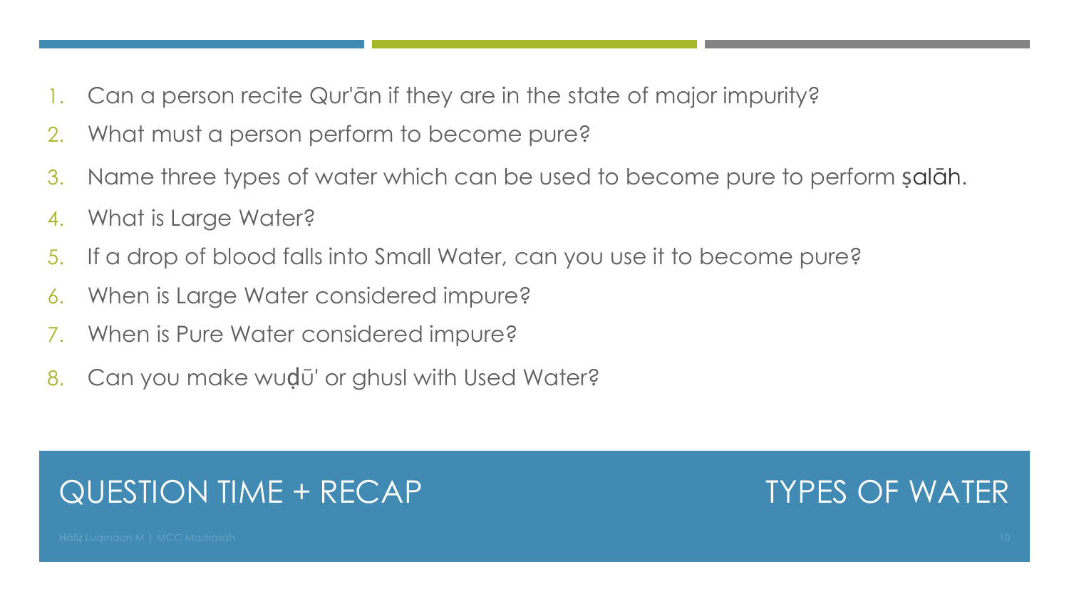## QUESTION TIME + RECAP

## TYPES OF WATER

1. Can a person recite Qur'ān if they are in the state of major impurity?
2. What must a person perform to become pure?
3. Name three types of water which can be used to become pure to perform ṣalāh.
4. What is Large Water?
5. If a drop of blood falls into Small Water, can you use it to become pure?
6. When is Large Water considered impure?
7. When is Pure Water considered impure?
8. Can you make wuḍū' or ghusl with Used Water?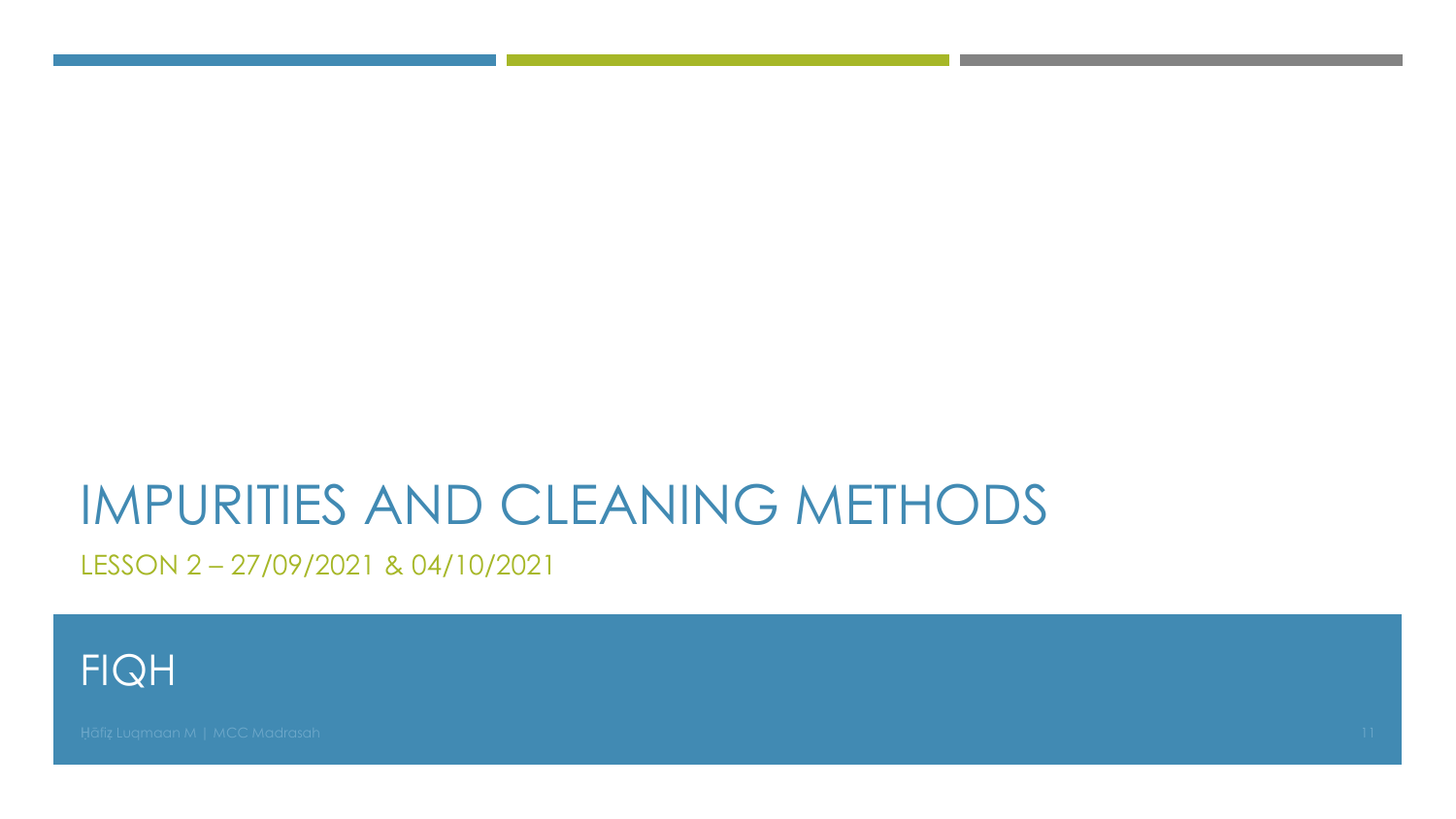# IMPURITIES AND CLEANING METHODS

LESSON 2 – 27/09/2021 & 04/10/2021

## FIQH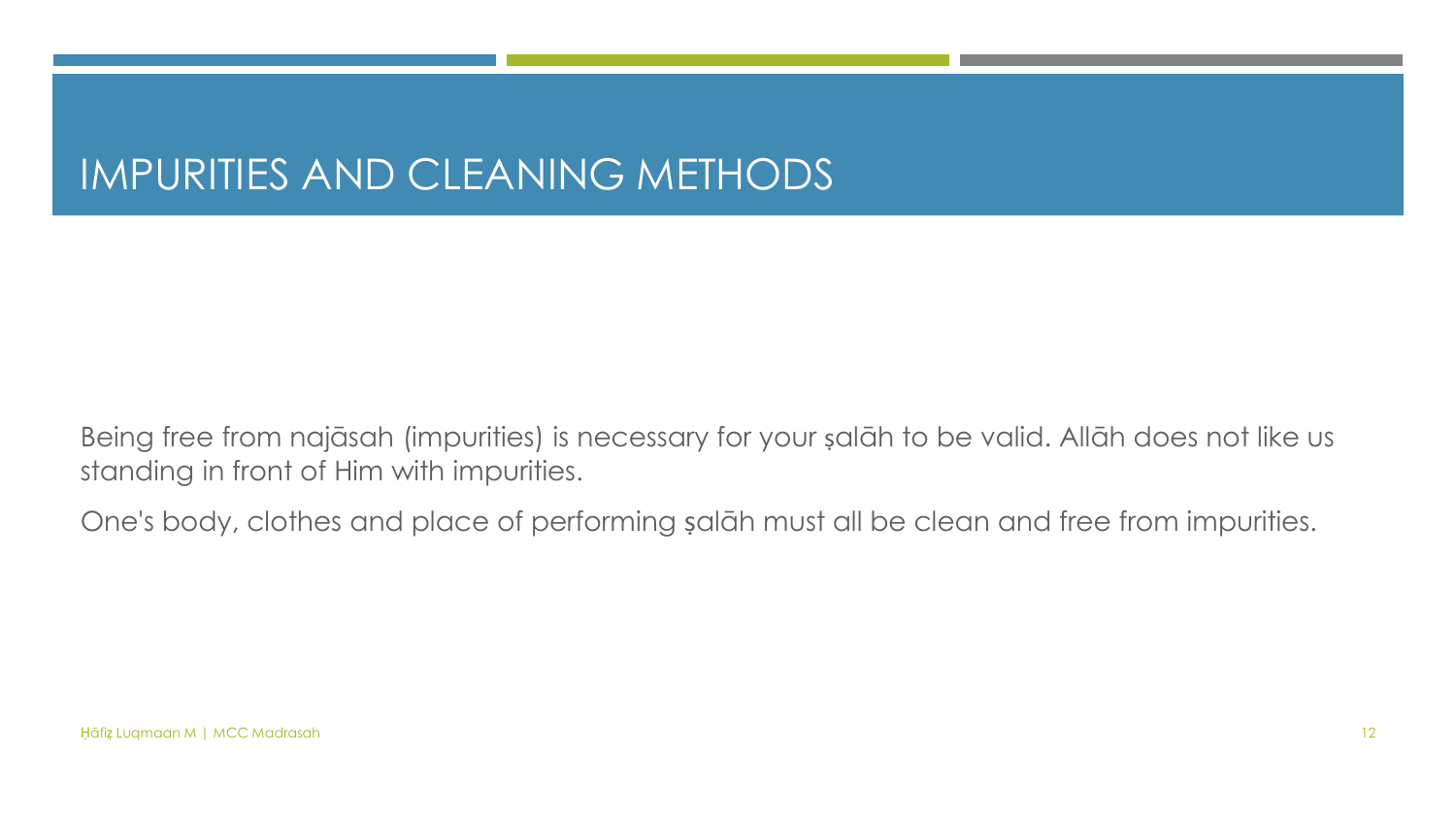# IMPURITIES AND CLEANING METHODS

Being free from najāsah (impurities) is necessary for your ṣalāh to be valid. Allāh does not like us standing in front of Him with impurities.

One's body, clothes and place of performing ṣalāh must all be clean and free from impurities.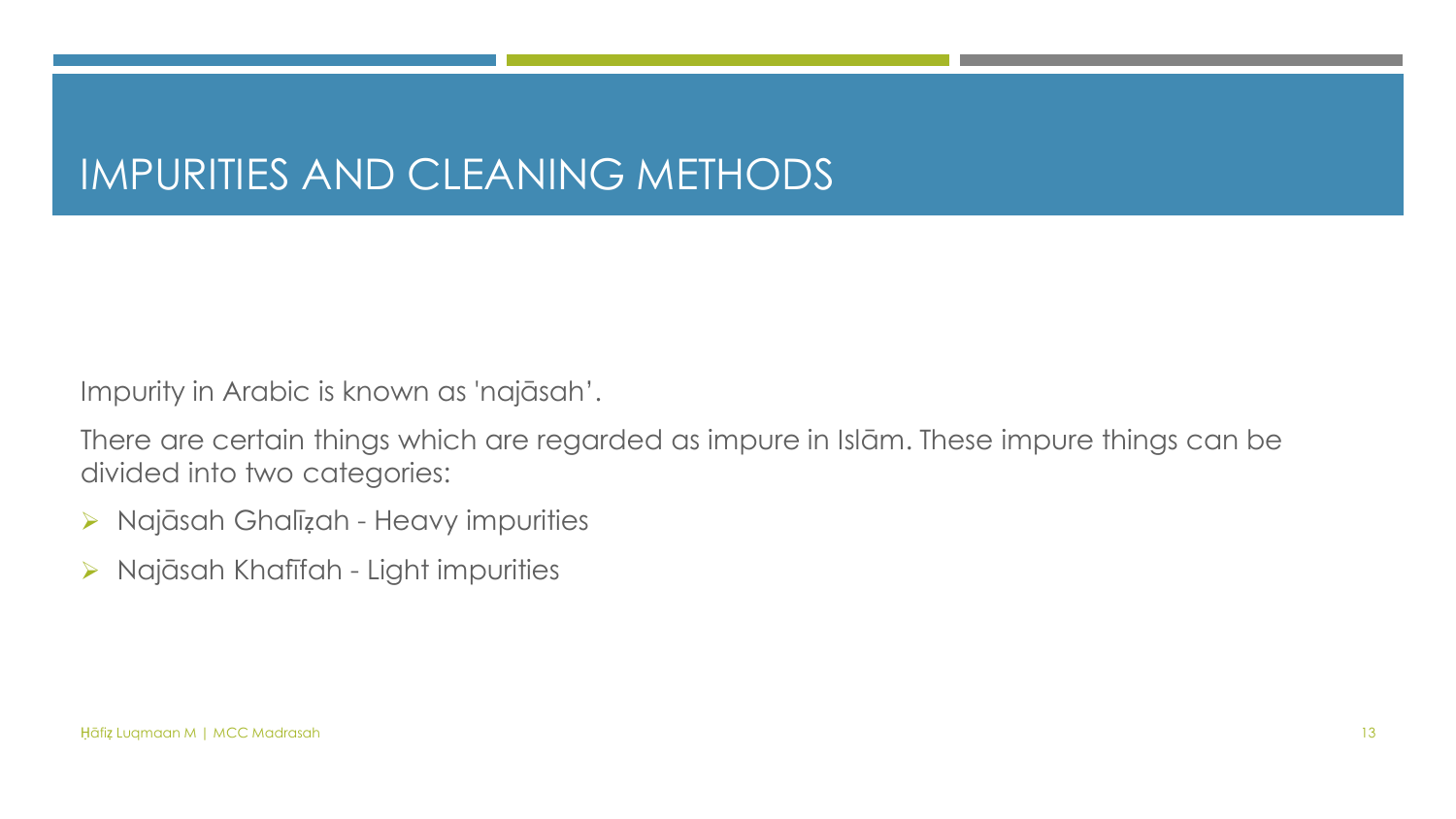# IMPURITIES AND CLEANING METHODS

Impurity in Arabic is known as 'najāsah'.

There are certain things which are regarded as impure in Islām. These impure things can be divided into two categories:

- Najāsah Ghalīẓah - Heavy impurities
- Najāsah Khafīfah - Light impurities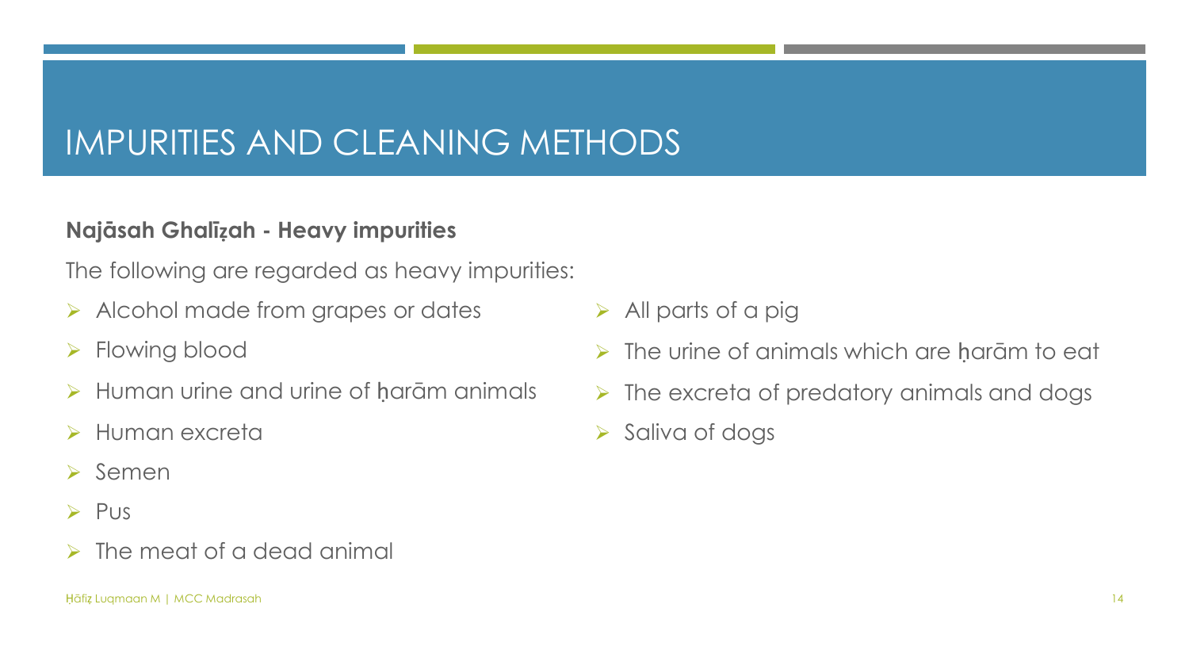# IMPURITIES AND CLEANING METHODS

**Najāsah Ghalīẓah - Heavy impurities**

The following are regarded as heavy impurities:

- Alcohol made from grapes or dates
- Flowing blood
- Human urine and urine of ḥarām animals
- Human excreta
- Semen
- Pus
- The meat of a dead animal
- All parts of a pig
- The urine of animals which are ḥarām to eat
- The excreta of predatory animals and dogs
- Saliva of dogs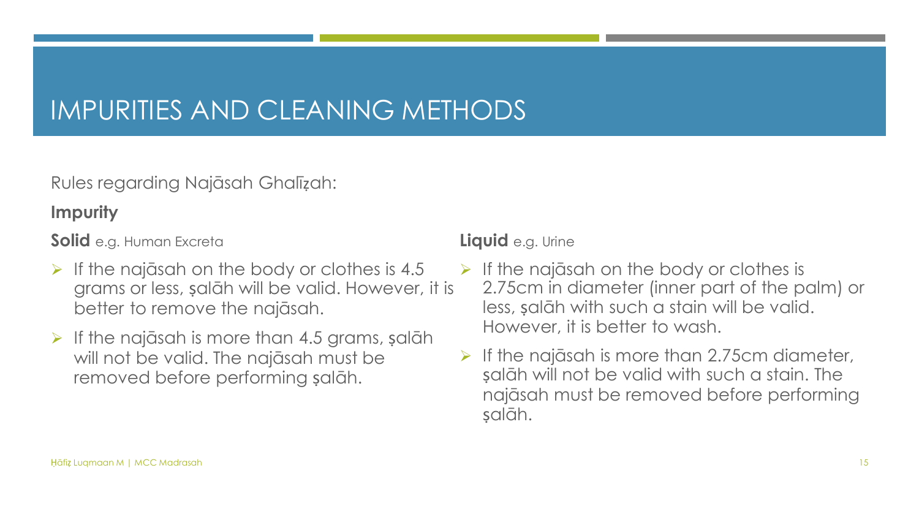# IMPURITIES AND CLEANING METHODS

Rules regarding Najāsah Ghalīẓah:

**Impurity**

**Solid** e.g. Human Excreta

- If the najāsah on the body or clothes is 4.5 grams or less, ṣalāh will be valid. However, it is better to remove the najāsah.
- If the najāsah is more than 4.5 grams, ṣalāh will not be valid. The najāsah must be removed before performing ṣalāh.

**Liquid** e.g. Urine

- If the najāsah on the body or clothes is 2.75cm in diameter (inner part of the palm) or less, ṣalāh with such a stain will be valid. However, it is better to wash.
- If the najāsah is more than 2.75cm diameter, ṣalāh will not be valid with such a stain. The najāsah must be removed before performing ṣalāh.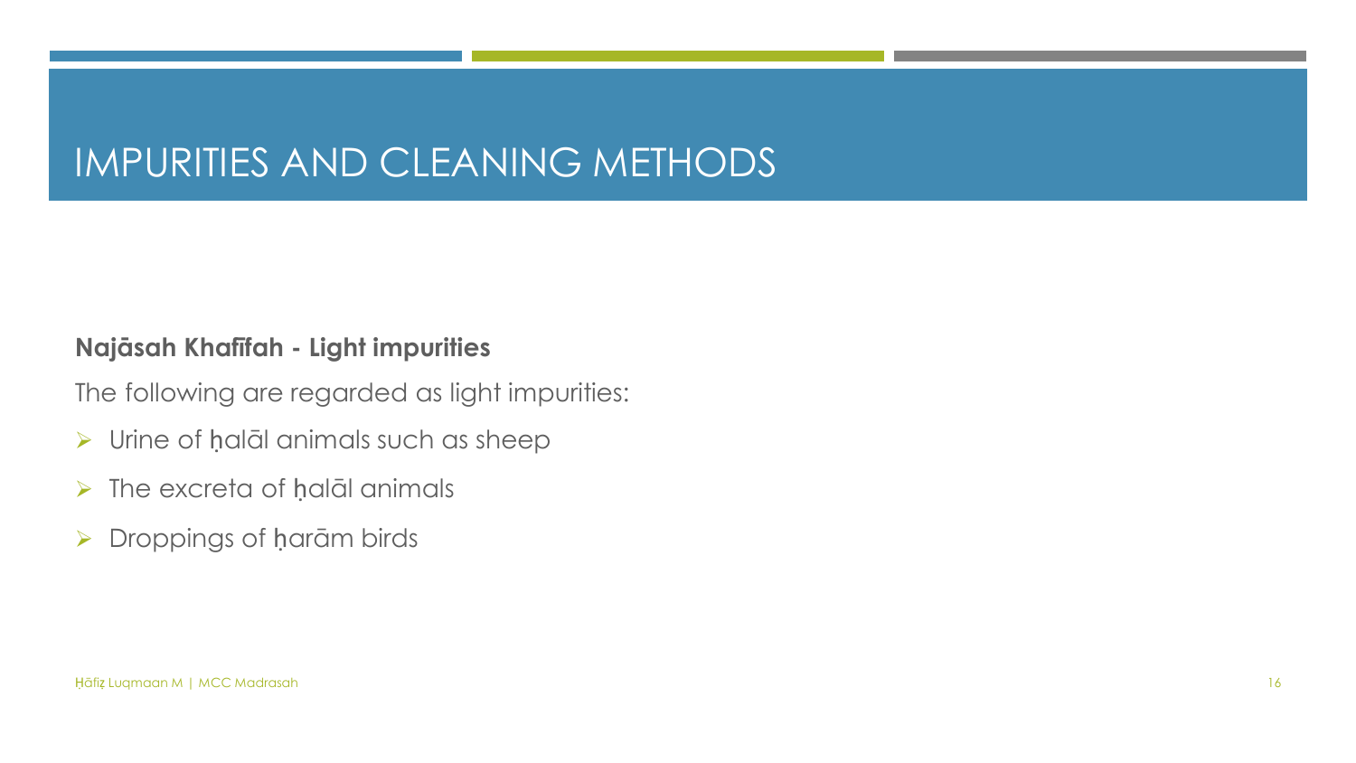# IMPURITIES AND CLEANING METHODS

**Najāsah Khafīfah - Light impurities**

The following are regarded as light impurities:

- Urine of ḥalāl animals such as sheep
- The excreta of ḥalāl animals
- Droppings of ḥarām birds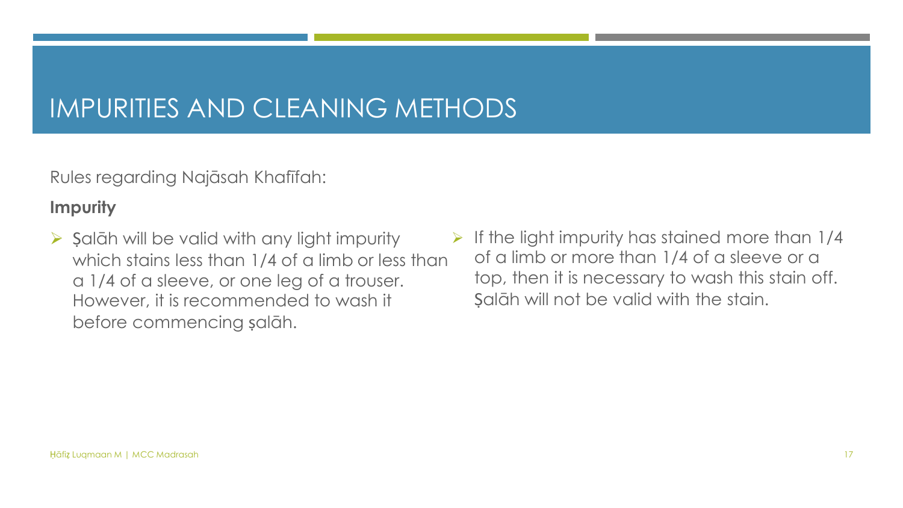# IMPURITIES AND CLEANING METHODS

Rules regarding Najāsah Khafīfah:

**Impurity**

- Ṣalāh will be valid with any light impurity which stains less than 1/4 of a limb or less than a 1/4 of a sleeve, or one leg of a trouser. However, it is recommended to wash it before commencing ṣalāh.
- If the light impurity has stained more than 1/4 of a limb or more than 1/4 of a sleeve or a top, then it is necessary to wash this stain off. Ṣalāh will not be valid with the stain.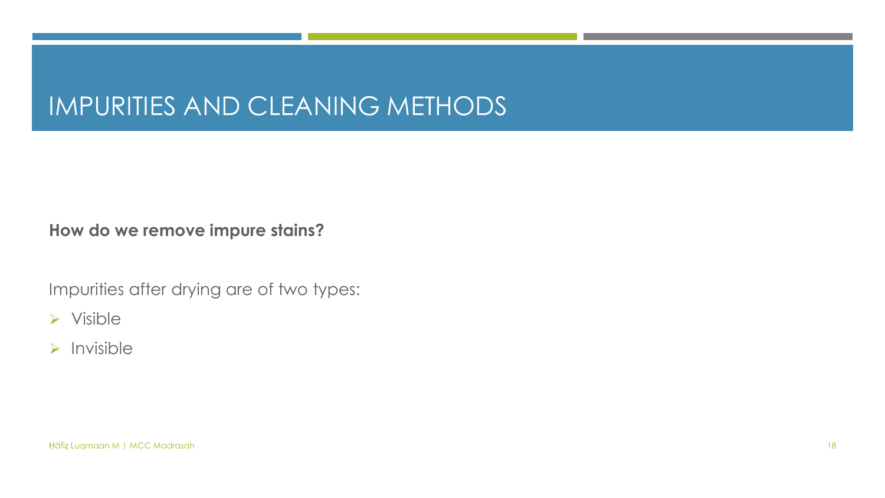# IMPURITIES AND CLEANING METHODS

**How do we remove impure stains?**

Impurities after drying are of two types:

- Visible
- Invisible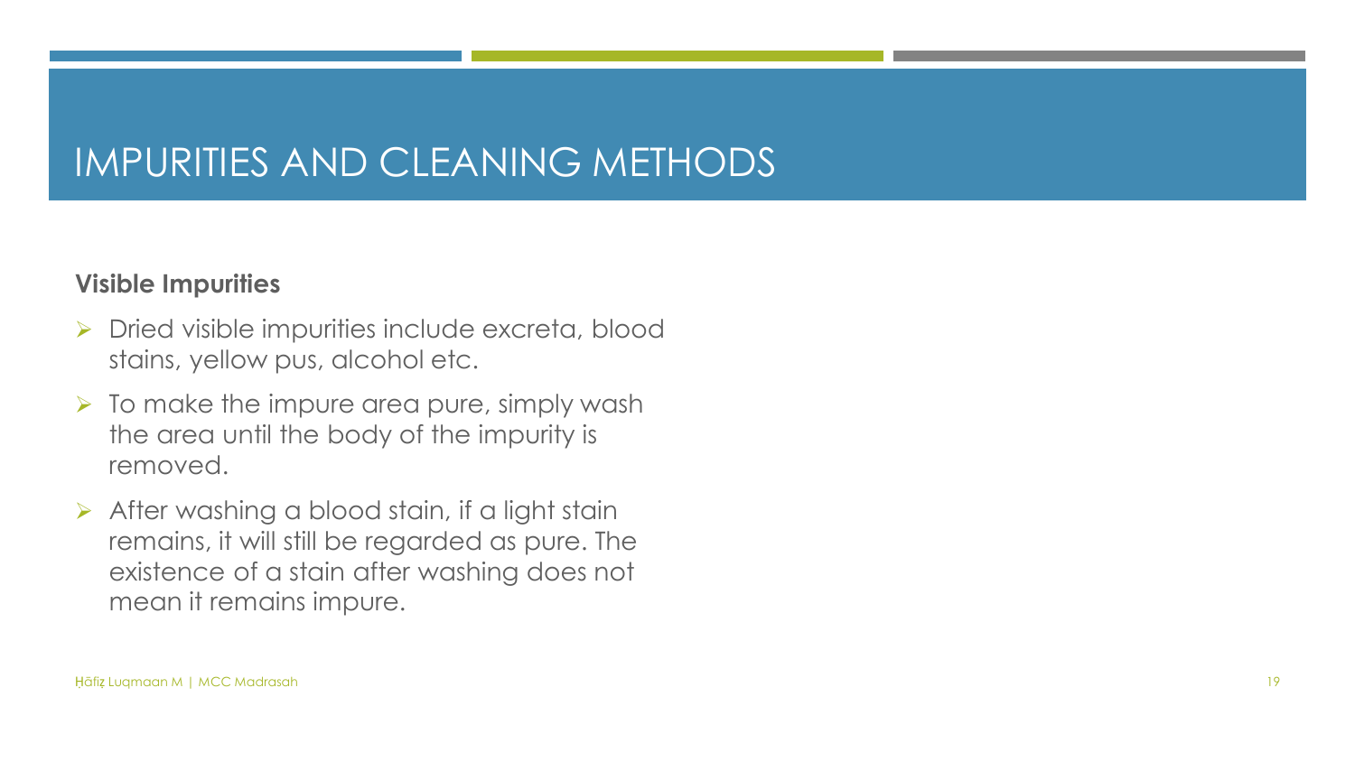# IMPURITIES AND CLEANING METHODS

**Visible Impurities**

- Dried visible impurities include excreta, blood stains, yellow pus, alcohol etc.
- To make the impure area pure, simply wash the area until the body of the impurity is removed.
- After washing a blood stain, if a light stain remains, it will still be regarded as pure. The existence of a stain after washing does not mean it remains impure.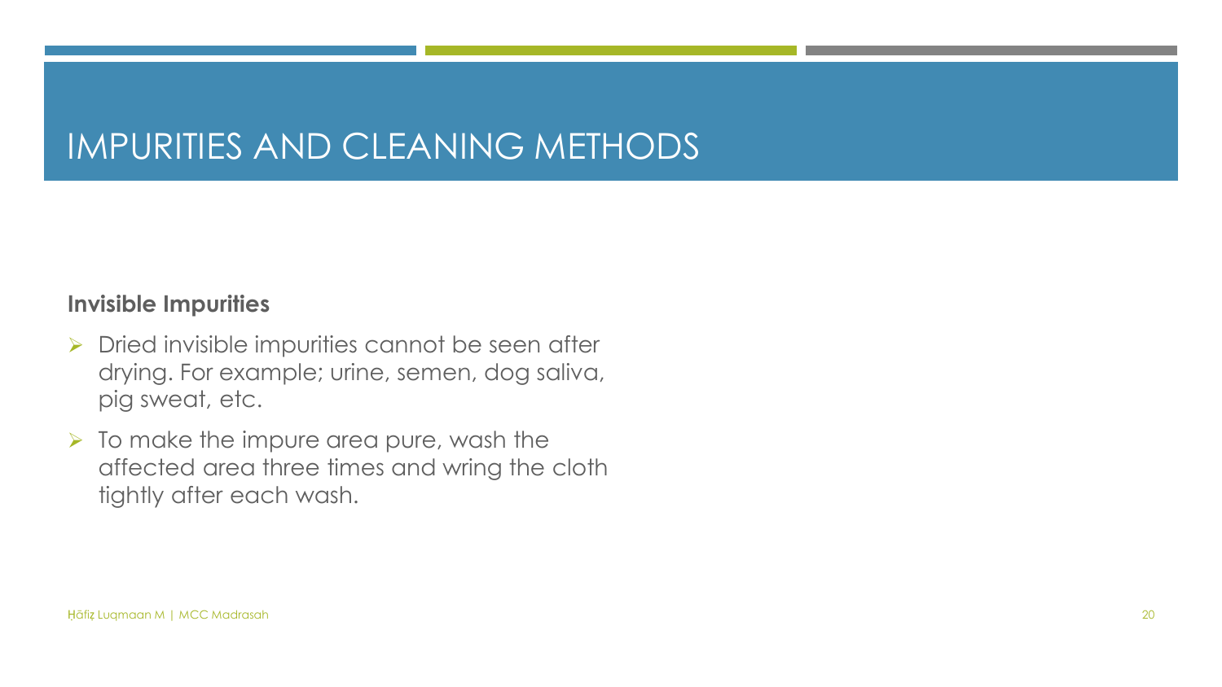# IMPURITIES AND CLEANING METHODS

**Invisible Impurities**

- Dried invisible impurities cannot be seen after drying. For example; urine, semen, dog saliva, pig sweat, etc.
- To make the impure area pure, wash the affected area three times and wring the cloth tightly after each wash.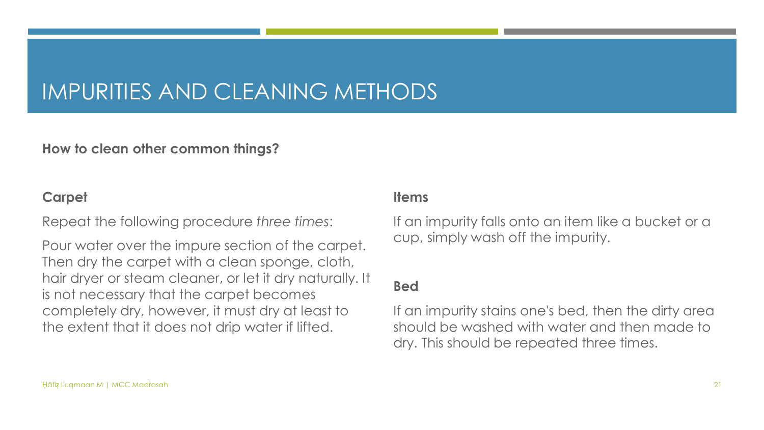# IMPURITIES AND CLEANING METHODS

**How to clean other common things?**

### Carpet

Repeat the following procedure *three times*:

Pour water over the impure section of the carpet. Then dry the carpet with a clean sponge, cloth, hair dryer or steam cleaner, or let it dry naturally. It is not necessary that the carpet becomes completely dry, however, it must dry at least to the extent that it does not drip water if lifted.

### Items

If an impurity falls onto an item like a bucket or a cup, simply wash off the impurity.

### Bed

If an impurity stains one's bed, then the dirty area should be washed with water and then made to dry. This should be repeated three times.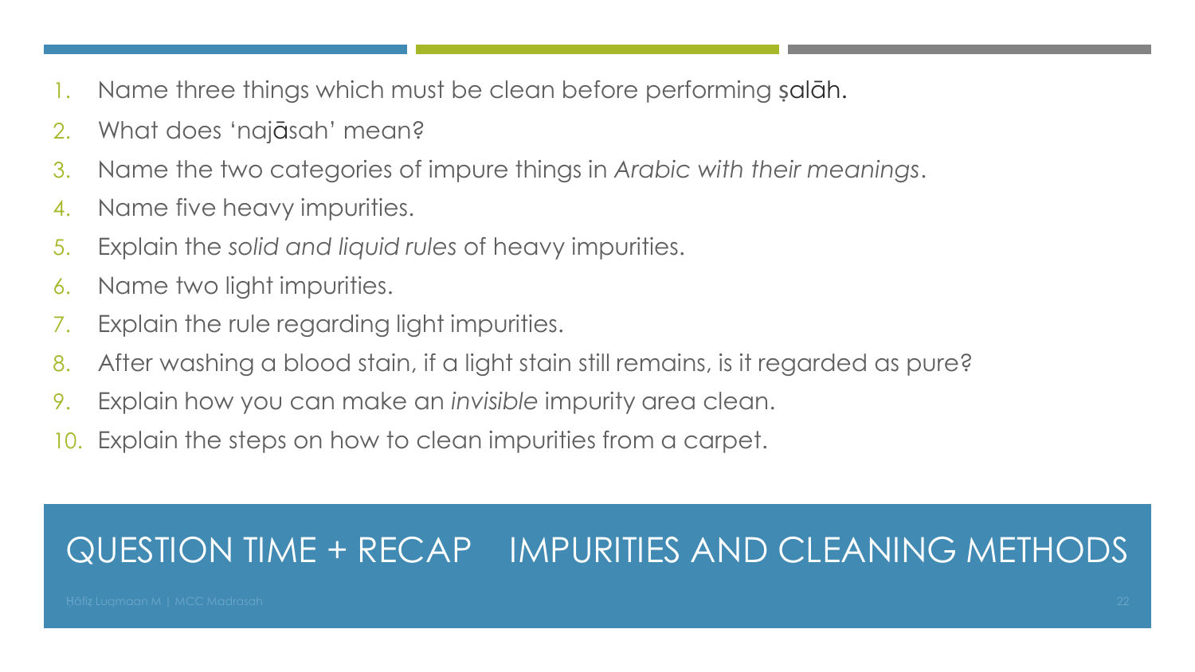1. Name three things which must be clean before performing ṣalāh.
2. What does 'najāsah' mean?
3. Name the two categories of impure things in *Arabic with their meanings*.
4. Name five heavy impurities.
5. Explain the *solid and liquid rules* of heavy impurities.
6. Name two light impurities.
7. Explain the rule regarding light impurities.
8. After washing a blood stain, if a light stain still remains, is it regarded as pure?
9. Explain how you can make an *invisible* impurity area clean.
10. Explain the steps on how to clean impurities from a carpet.

# QUESTION TIME + RECAP IMPURITIES AND CLEANING METHODS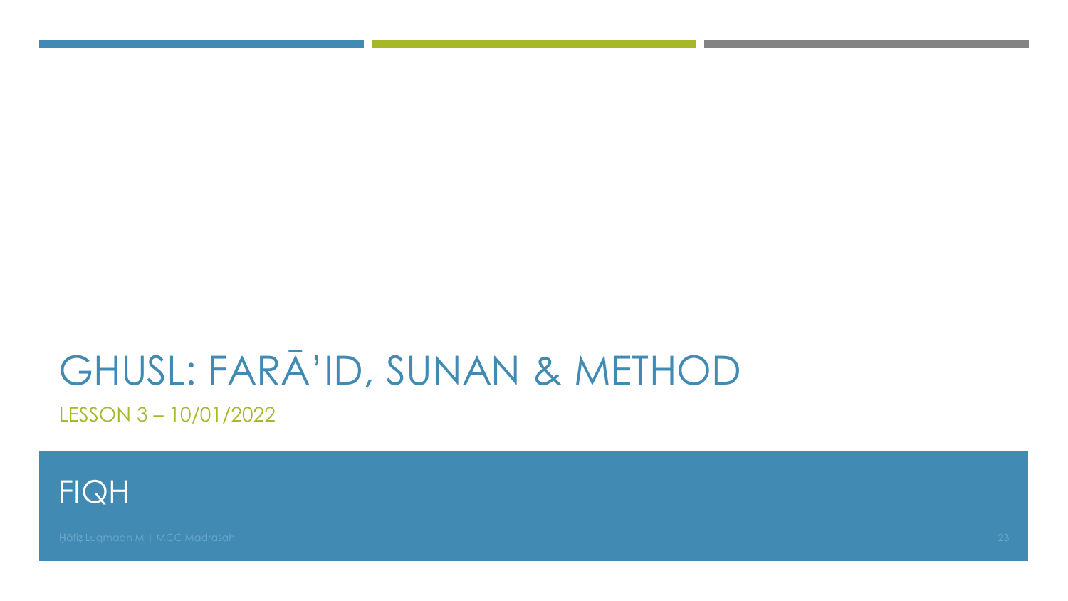# GHUSL: FARĀ'ID, SUNAN & METHOD

LESSON 3 – 10/01/2022

FIQH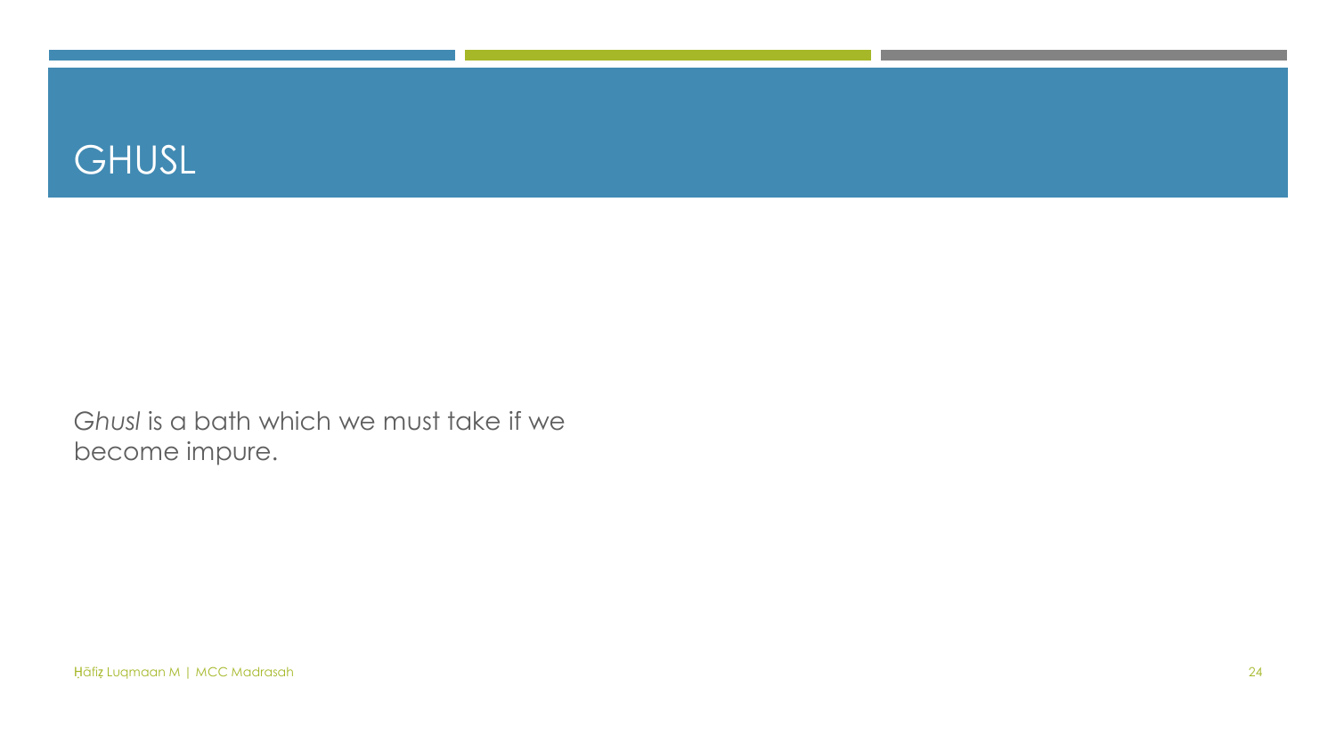# GHUSL

*Ghusl* is a bath which we must take if we become impure.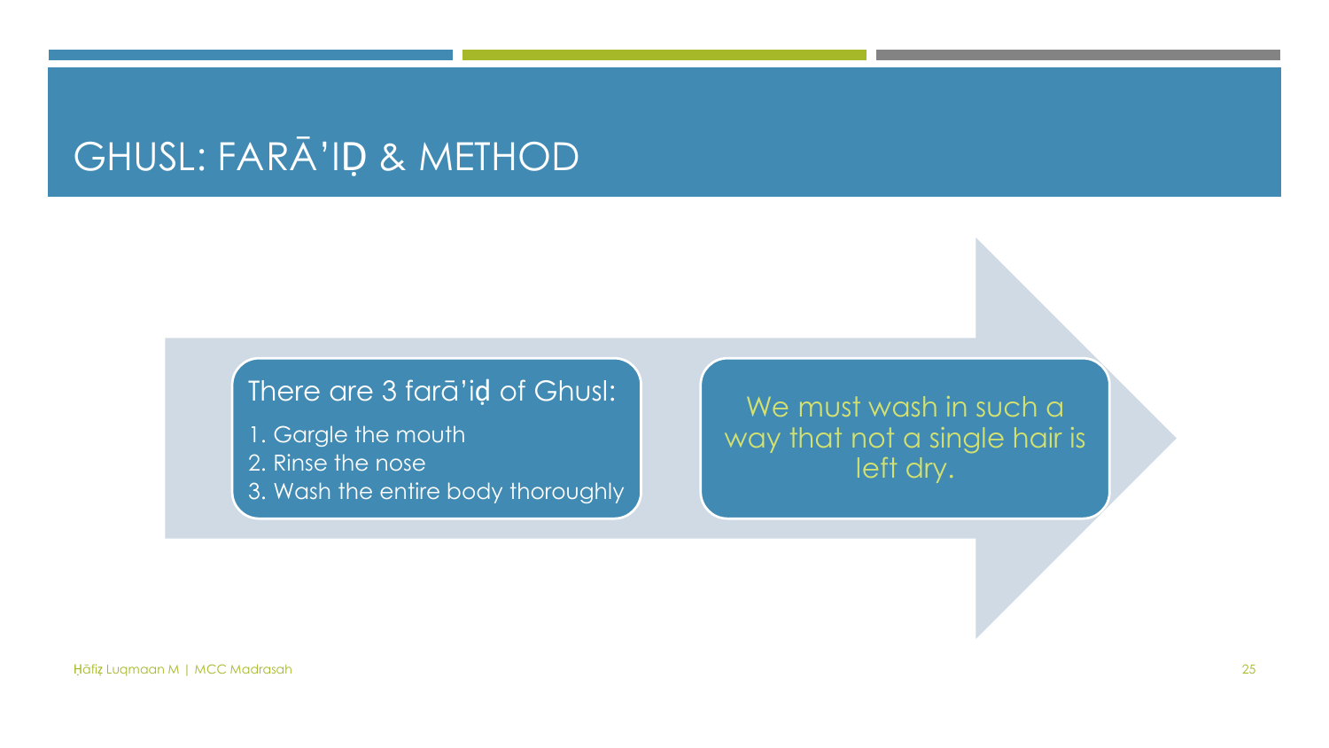# GHUSL: FARĀ'IḌ & METHOD

There are 3 farā'iḍ of Ghusl:

1. Gargle the mouth
2. Rinse the nose
3. Wash the entire body thoroughly

We must wash in such a way that not a single hair is left dry.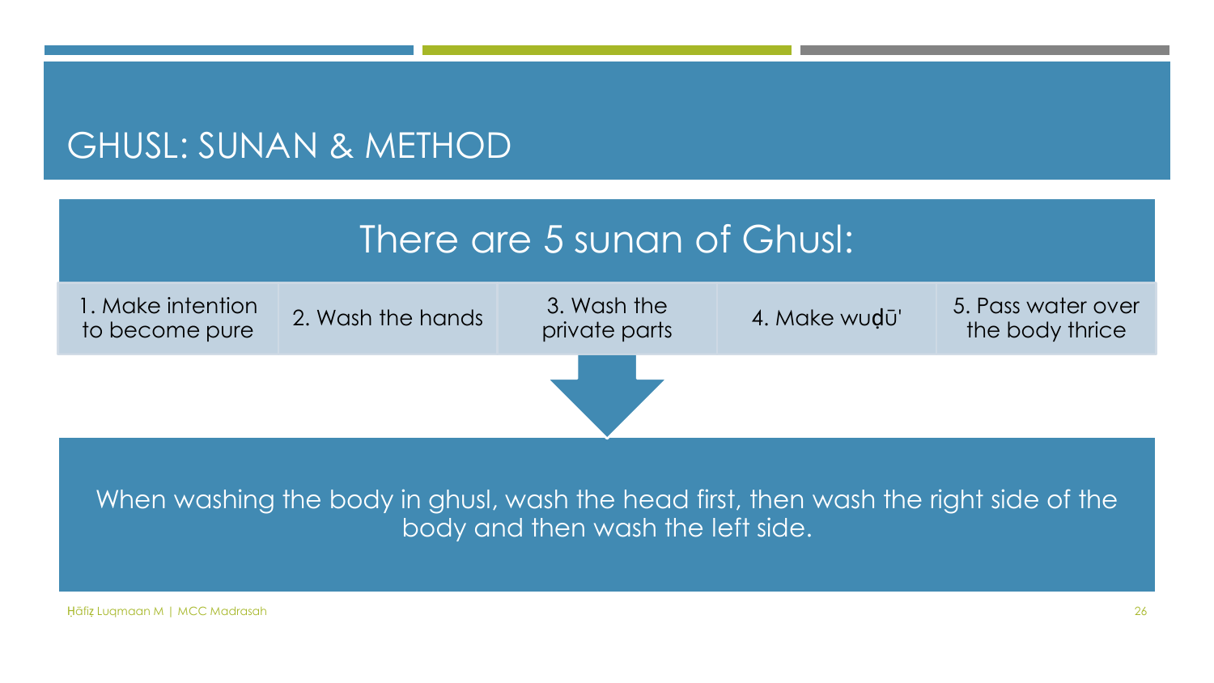# GHUSL: SUNAN & METHOD

## There are 5 sunan of Ghusl:

1. Make intention to become pure
2. Wash the hands
3. Wash the private parts
4. Make wuḍū'
5. Pass water over the body thrice

When washing the body in ghusl, wash the head first, then wash the right side of the body and then wash the left side.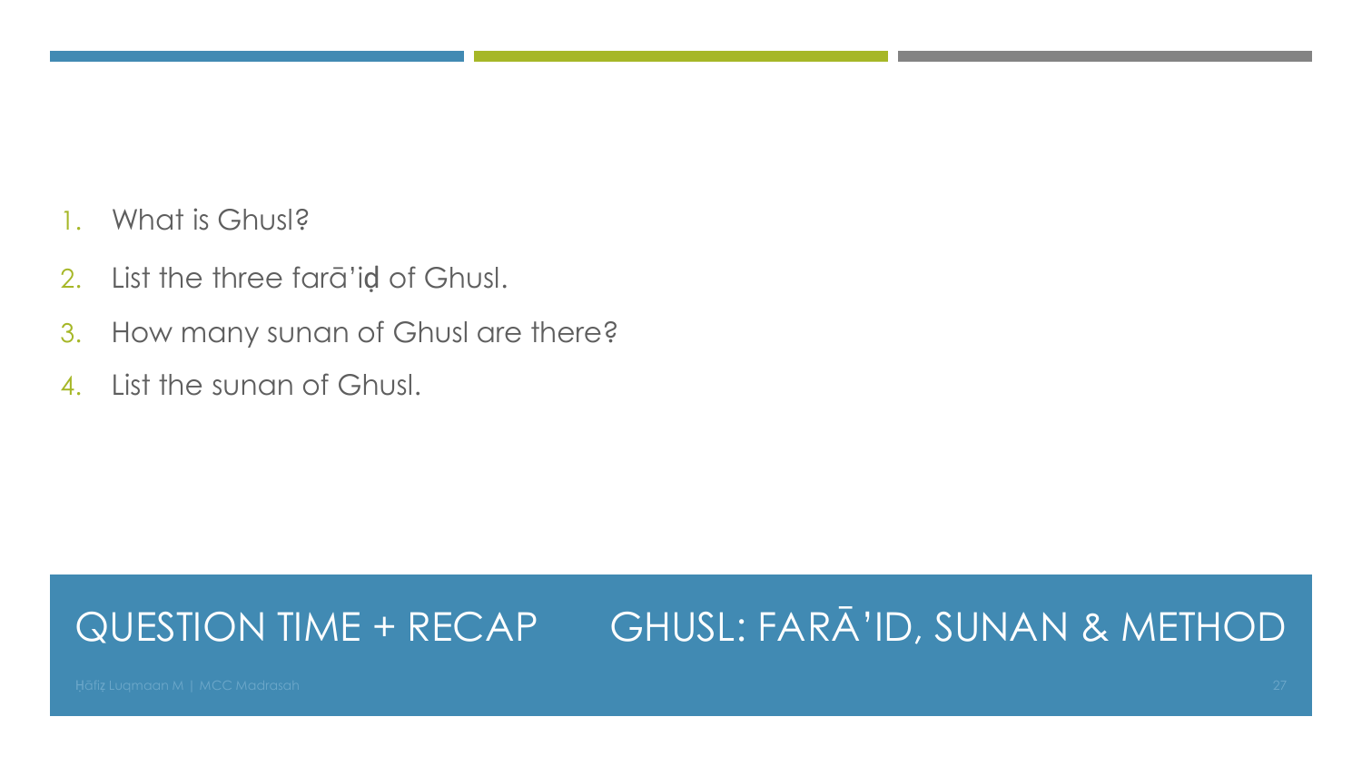## QUESTION TIME + RECAP

## GHUSL: FARĀ'ID, SUNAN & METHOD

1. What is Ghusl?
2. List the three farā'iḍ of Ghusl.
3. How many sunan of Ghusl are there?
4. List the sunan of Ghusl.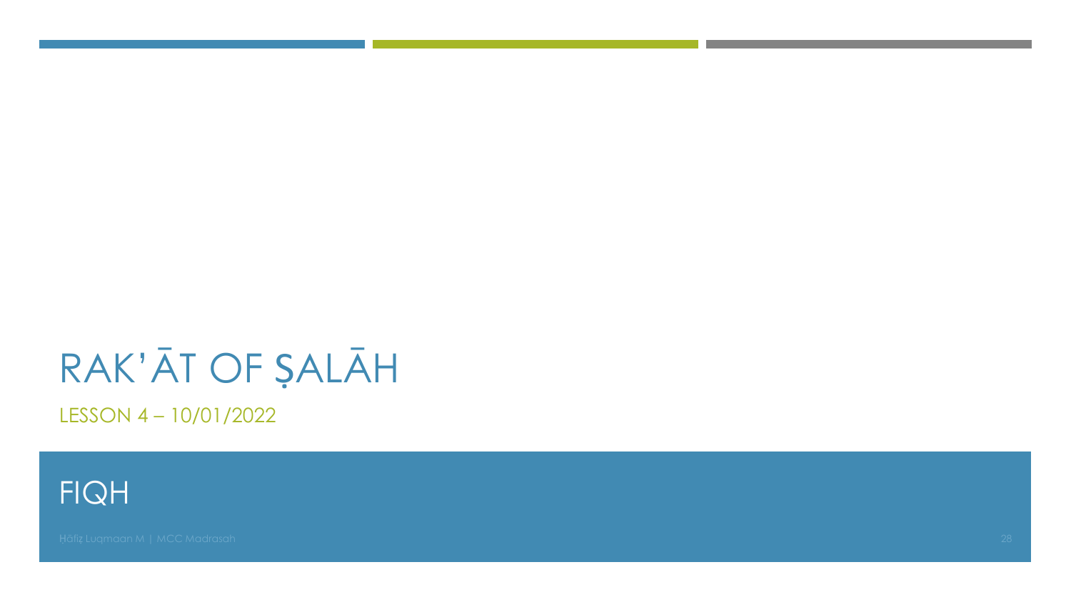# RAK'ĀT OF ṢALĀH

LESSON 4 – 10/01/2022

FIQH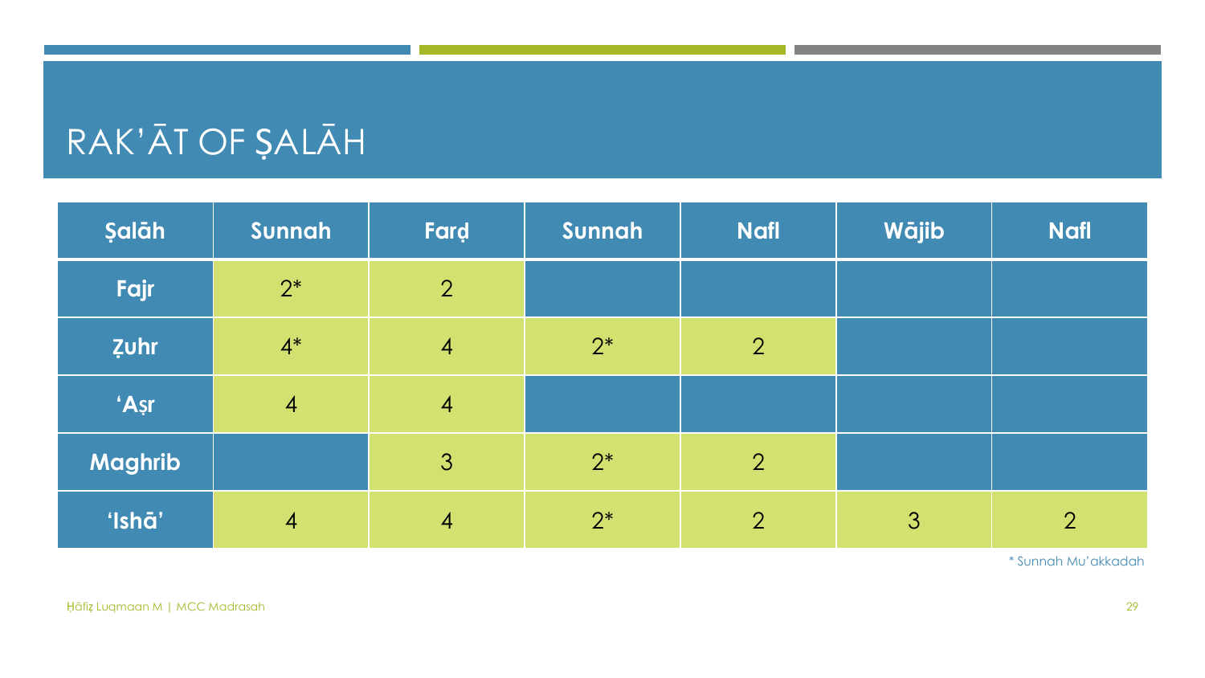# RAK'ĀT OF ṢALĀH

| Ṣalāh | Sunnah | Farḍ | Sunnah | Nafl | Wājib | Nafl |
|---|---|---|---|---|---|---|
| Fajr | 2* | 2 | | | | |
| Ẓuhr | 4* | 4 | 2* | 2 | | |
| 'Aṣr | 4 | 4 | | | | |
| Maghrib | | 3 | 2* | 2 | | |
| 'Ishā' | 4 | 4 | 2* | 2 | 3 | 2 |

* Sunnah Mu'akkadah

Ḥāfiẓ Luqmaan M | MCC Madrasah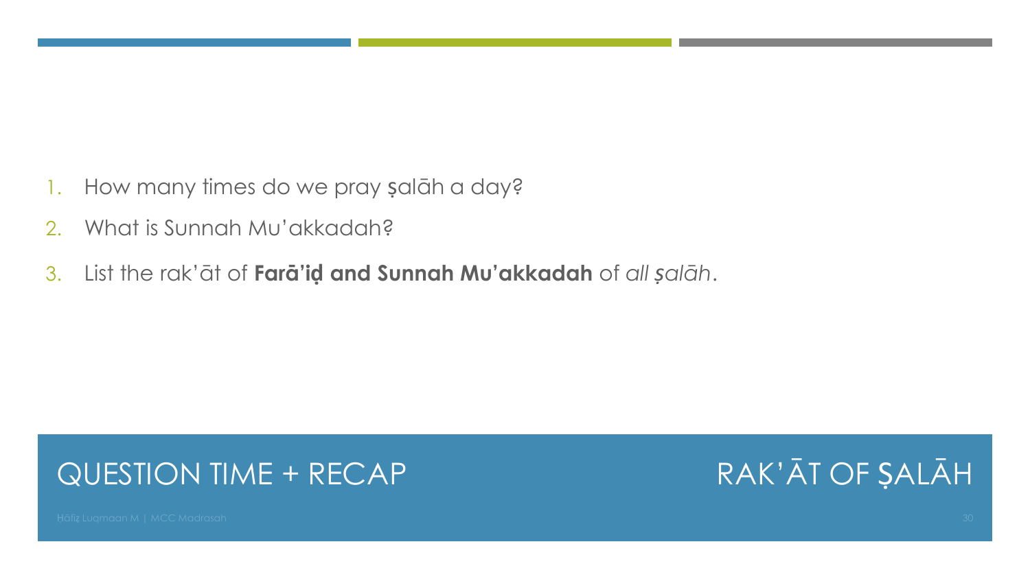1. How many times do we pray ṣalāh a day?
2. What is Sunnah Mu’akkadah?
3. List the rak’āt of **Farā’iḍ and Sunnah Mu’akkadah** of *all ṣalāh*.

## QUESTION TIME + RECAP

## RAK’ĀT OF ṢALĀH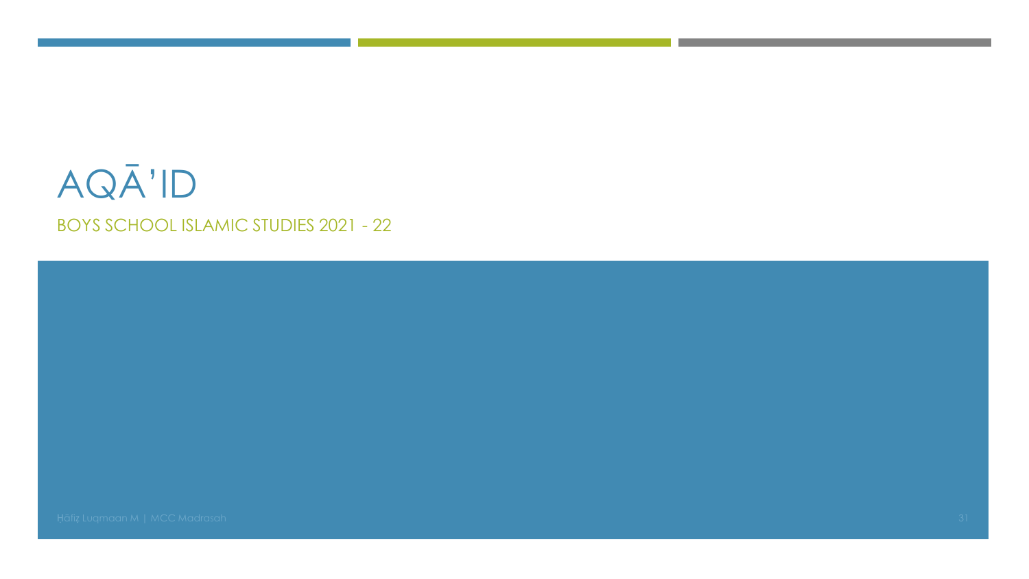# AQĀ'ID

BOYS SCHOOL ISLAMIC STUDIES 2021 - 22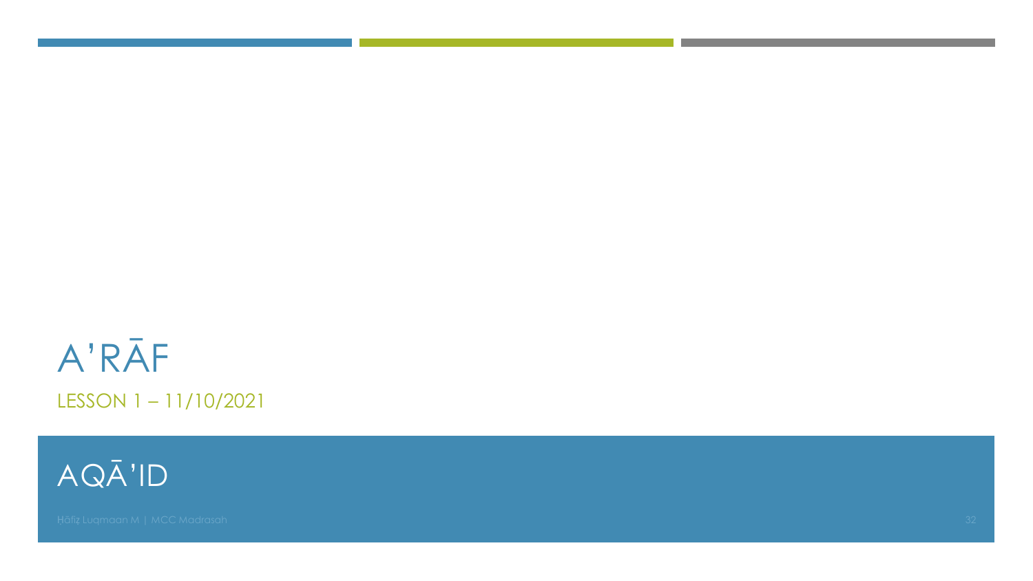# A'RĀF

LESSON 1 – 11/10/2021

## AQĀ'ID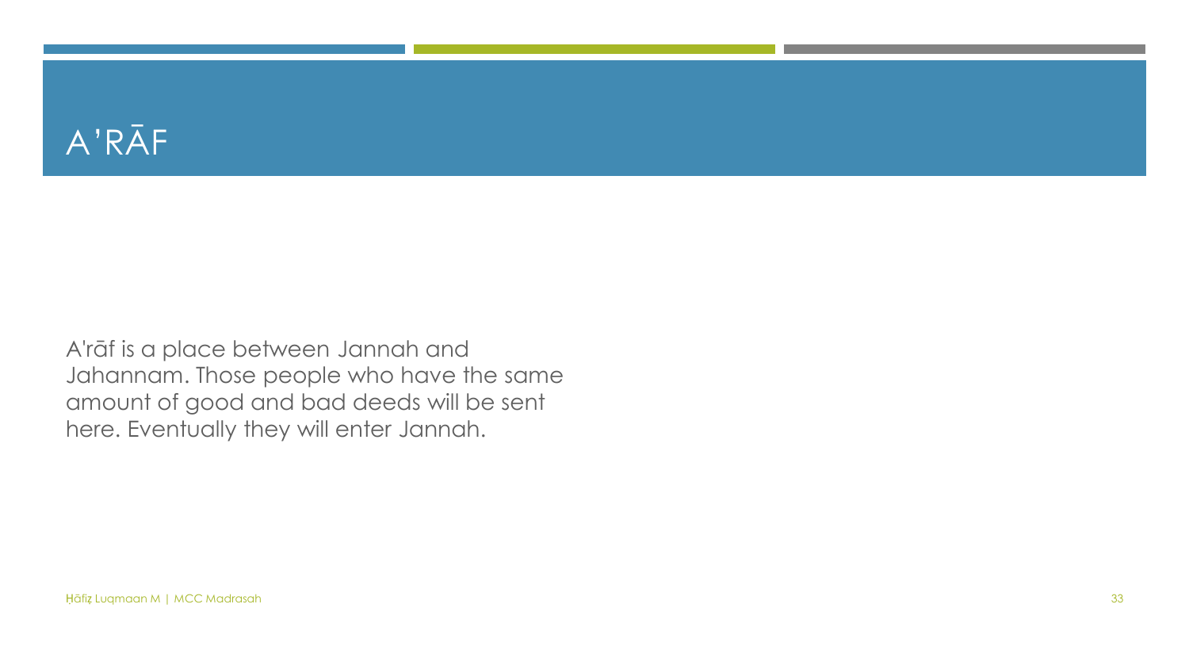# A'RĀF

A'rāf is a place between Jannah and Jahannam. Those people who have the same amount of good and bad deeds will be sent here. Eventually they will enter Jannah.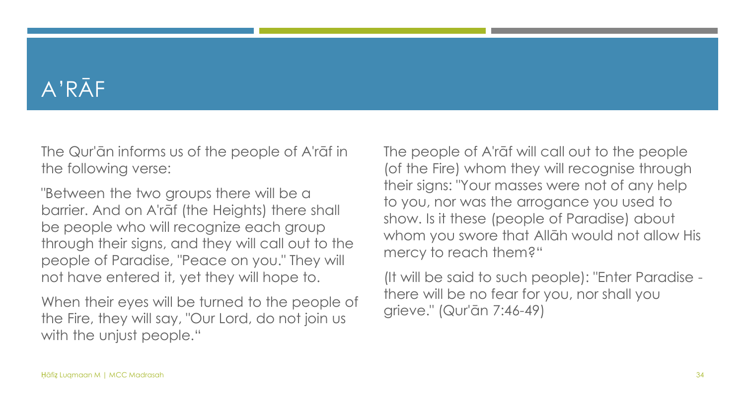# A'RĀF

The Qur'ān informs us of the people of A'rāf in the following verse:

"Between the two groups there will be a barrier. And on A'rāf (the Heights) there shall be people who will recognize each group through their signs, and they will call out to the people of Paradise, "Peace on you." They will not have entered it, yet they will hope to.

When their eyes will be turned to the people of the Fire, they will say, "Our Lord, do not join us with the unjust people."

The people of A'rāf will call out to the people (of the Fire) whom they will recognise through their signs: "Your masses were not of any help to you, nor was the arrogance you used to show. Is it these (people of Paradise) about whom you swore that Allāh would not allow His mercy to reach them?"

(It will be said to such people): "Enter Paradise - there will be no fear for you, nor shall you grieve." (Qur'ān 7:46-49)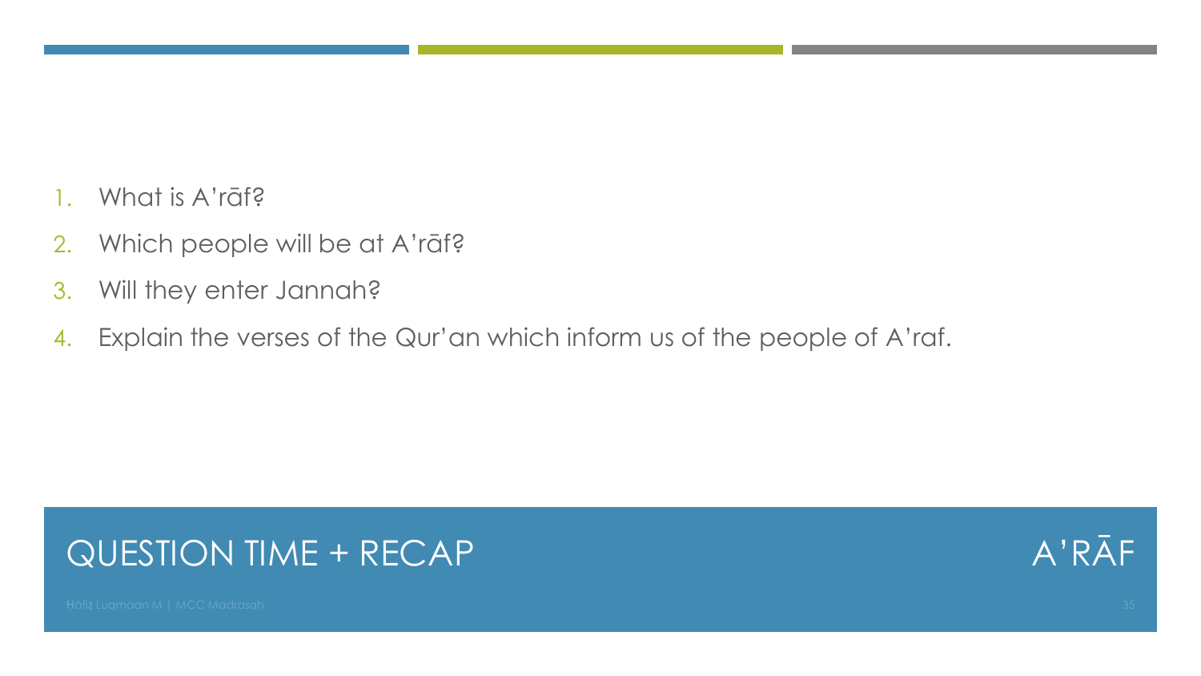## QUESTION TIME + RECAP

1. What is A'rāf?
2. Which people will be at A'rāf?
3. Will they enter Jannah?
4. Explain the verses of the Qur'an which inform us of the people of A'raf.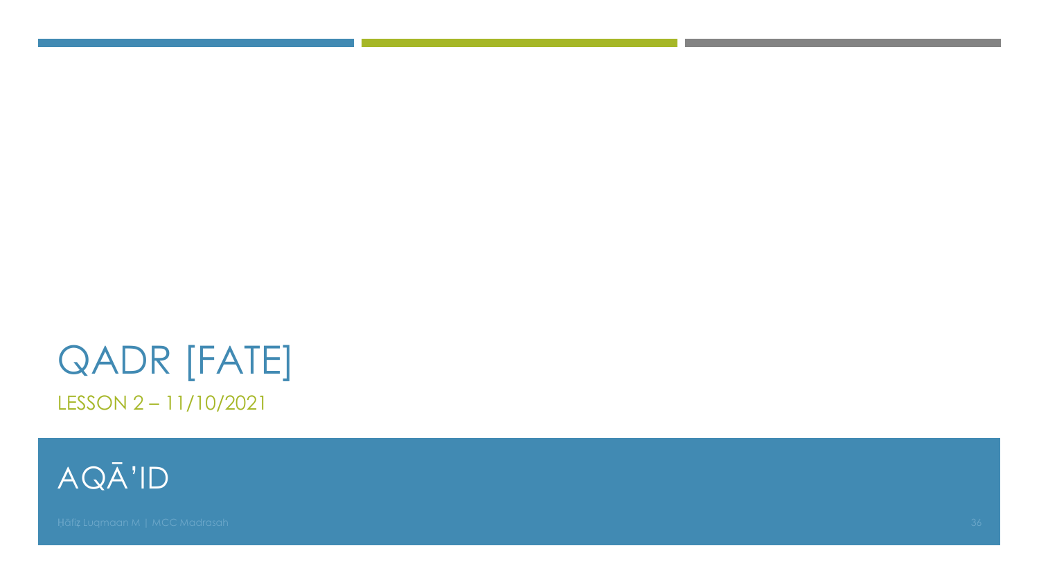# QADR [FATE]

LESSON 2 – 11/10/2021

## AQĀ'ID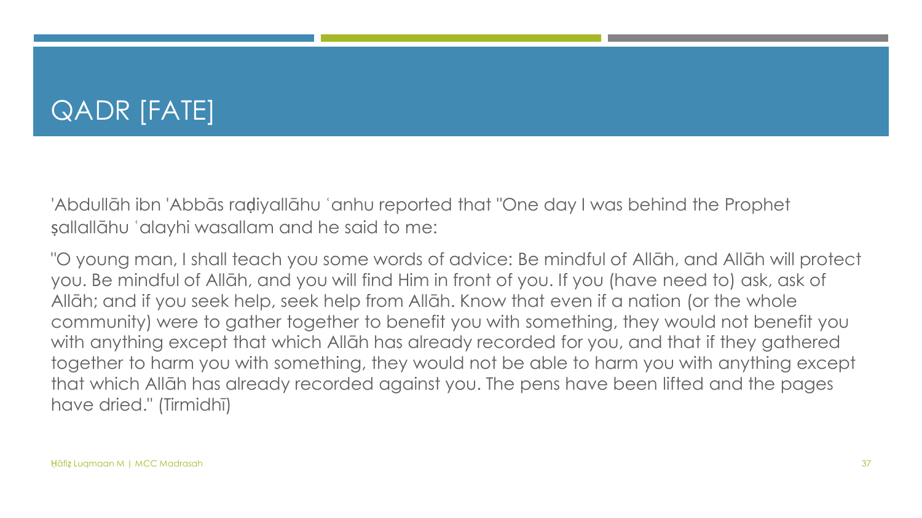# QADR [FATE]

'Abdullāh ibn 'Abbās raḍiyallāhu ʿanhu reported that "One day I was behind the Prophet ṣallallāhu ʿalayhi wasallam and he said to me:

"O young man, I shall teach you some words of advice: Be mindful of Allāh, and Allāh will protect you. Be mindful of Allāh, and you will find Him in front of you. If you (have need to) ask, ask of Allāh; and if you seek help, seek help from Allāh. Know that even if a nation (or the whole community) were to gather together to benefit you with something, they would not benefit you with anything except that which Allāh has already recorded for you, and that if they gathered together to harm you with something, they would not be able to harm you with anything except that which Allāh has already recorded against you. The pens have been lifted and the pages have dried." (Tirmidhī)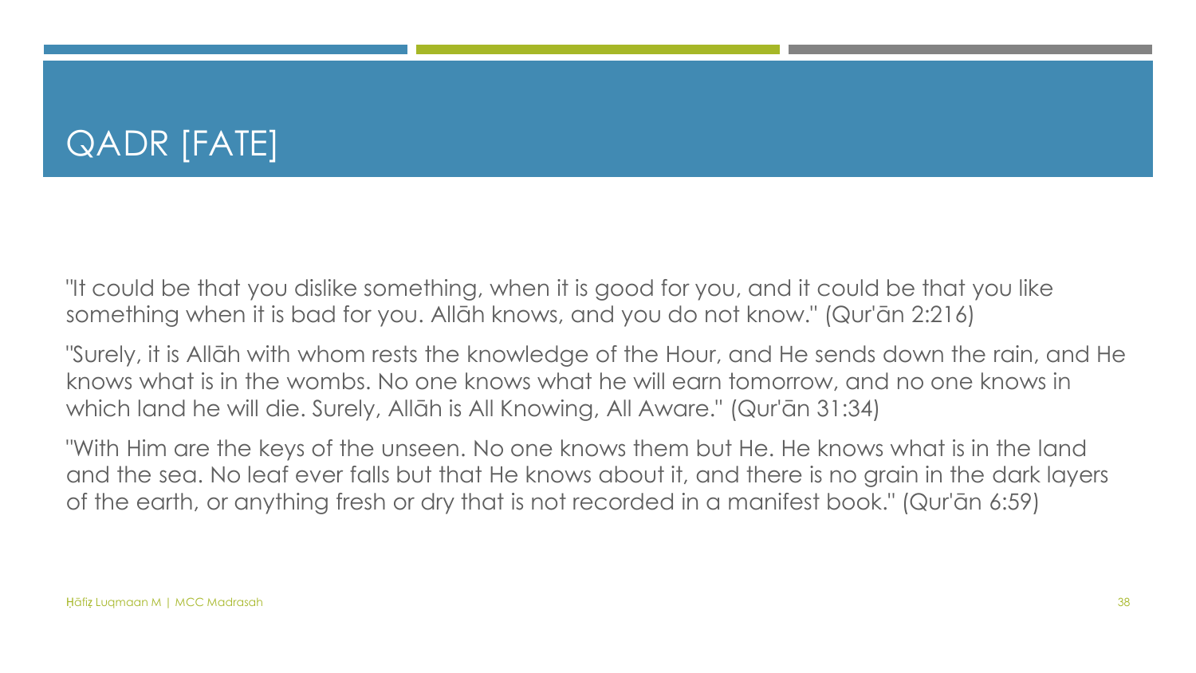# QADR [FATE]

"It could be that you dislike something, when it is good for you, and it could be that you like something when it is bad for you. Allāh knows, and you do not know." (Qur'ān 2:216)

"Surely, it is Allāh with whom rests the knowledge of the Hour, and He sends down the rain, and He knows what is in the wombs. No one knows what he will earn tomorrow, and no one knows in which land he will die. Surely, Allāh is All Knowing, All Aware." (Qur'ān 31:34)

"With Him are the keys of the unseen. No one knows them but He. He knows what is in the land and the sea. No leaf ever falls but that He knows about it, and there is no grain in the dark layers of the earth, or anything fresh or dry that is not recorded in a manifest book." (Qur'ān 6:59)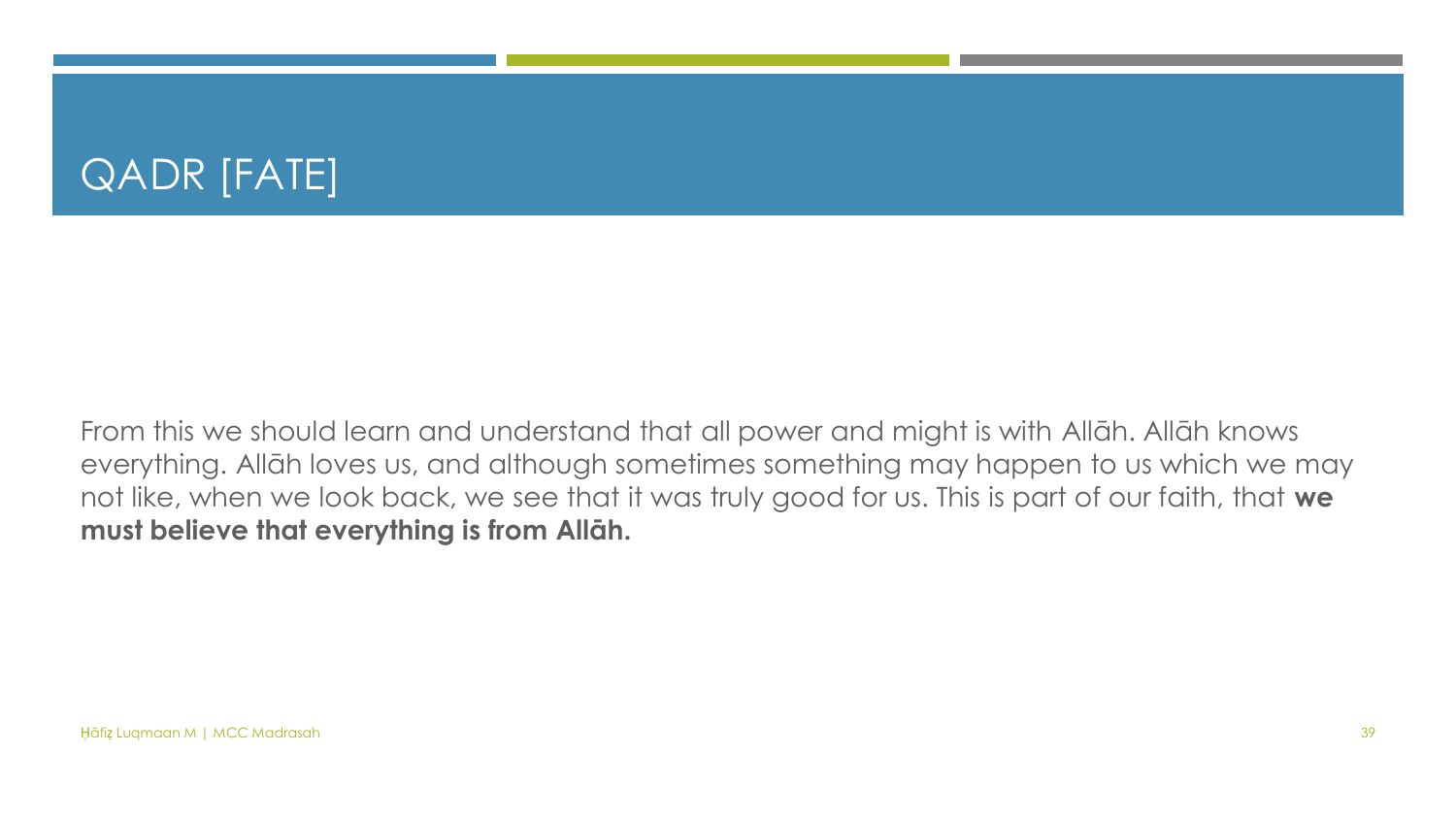# QADR [FATE]

From this we should learn and understand that all power and might is with Allāh. Allāh knows everything. Allāh loves us, and although sometimes something may happen to us which we may not like, when we look back, we see that it was truly good for us. This is part of our faith, that **we must believe that everything is from Allāh.**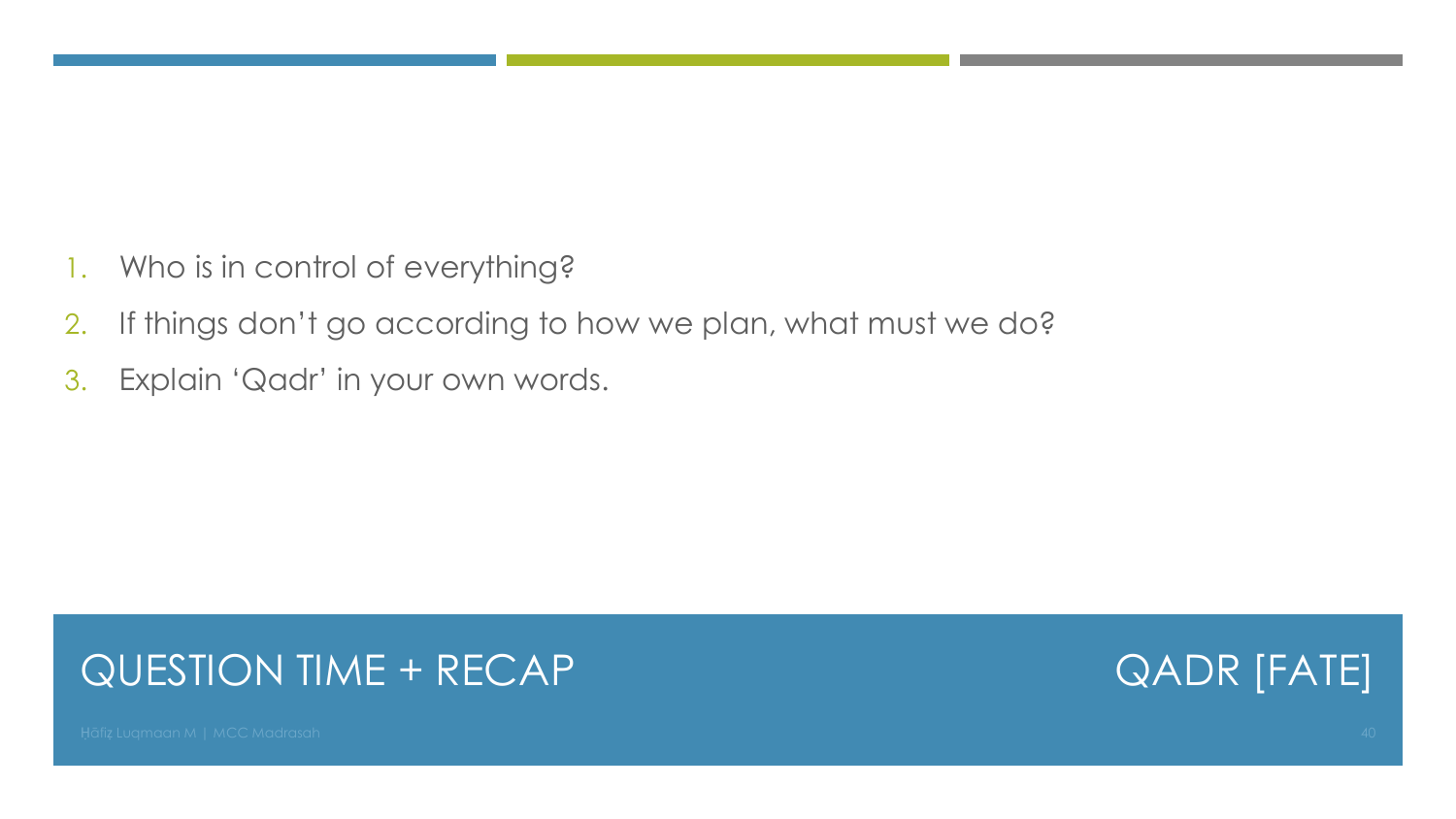## QUESTION TIME + RECAP

## QADR [FATE]

1. Who is in control of everything?
2. If things don't go according to how we plan, what must we do?
3. Explain 'Qadr' in your own words.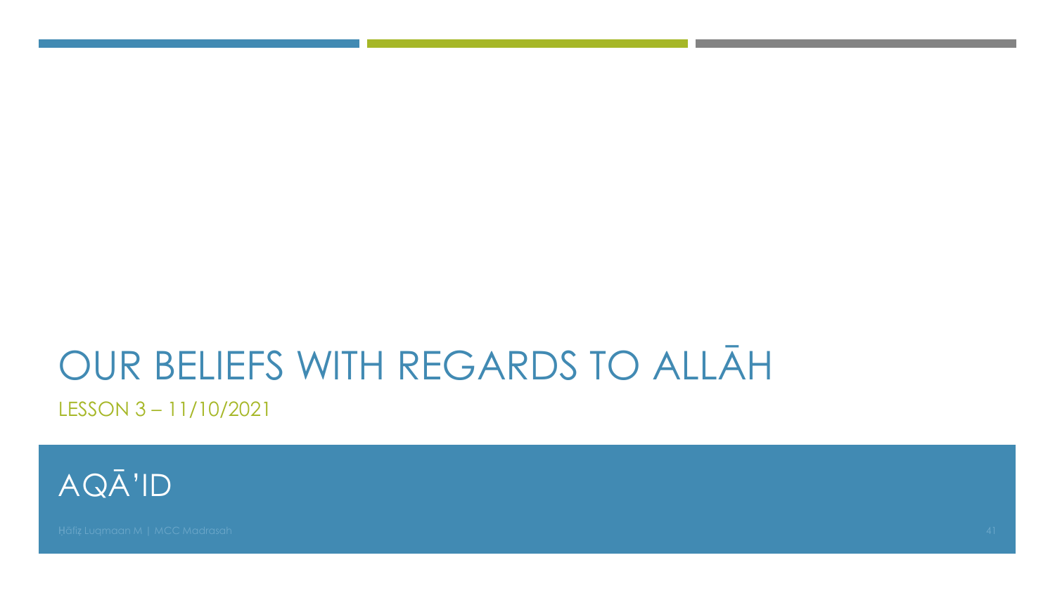# OUR BELIEFS WITH REGARDS TO ALLĀH

LESSON 3 – 11/10/2021

## AQĀ'ID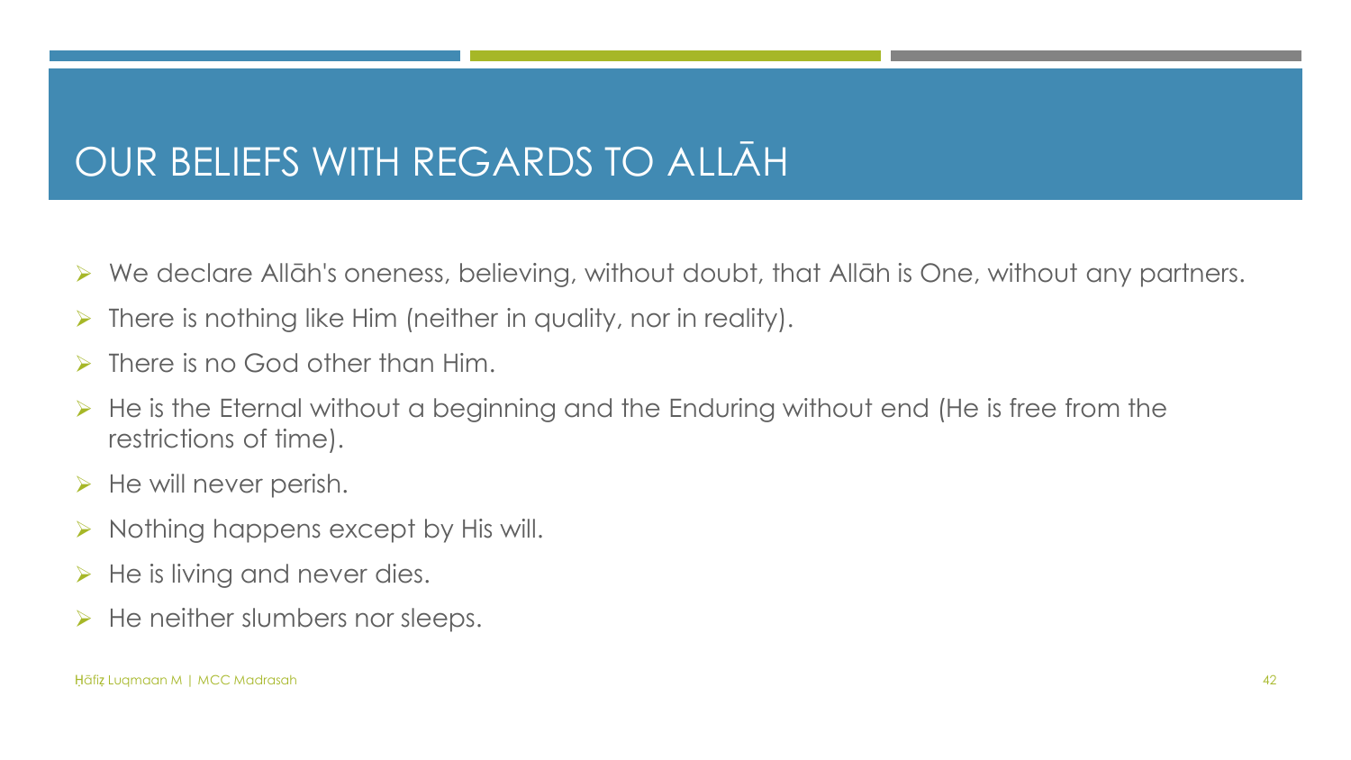# OUR BELIEFS WITH REGARDS TO ALLĀH

- We declare Allāh's oneness, believing, without doubt, that Allāh is One, without any partners.
- There is nothing like Him (neither in quality, nor in reality).
- There is no God other than Him.
- He is the Eternal without a beginning and the Enduring without end (He is free from the restrictions of time).
- He will never perish.
- Nothing happens except by His will.
- He is living and never dies.
- He neither slumbers nor sleeps.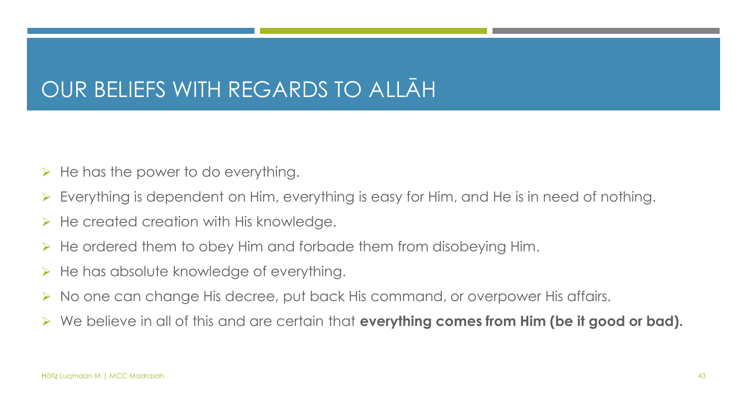# OUR BELIEFS WITH REGARDS TO ALLĀH

- He has the power to do everything.
- Everything is dependent on Him, everything is easy for Him, and He is in need of nothing.
- He created creation with His knowledge.
- He ordered them to obey Him and forbade them from disobeying Him.
- He has absolute knowledge of everything.
- No one can change His decree, put back His command, or overpower His affairs.
- We believe in all of this and are certain that **everything comes from Him (be it good or bad).**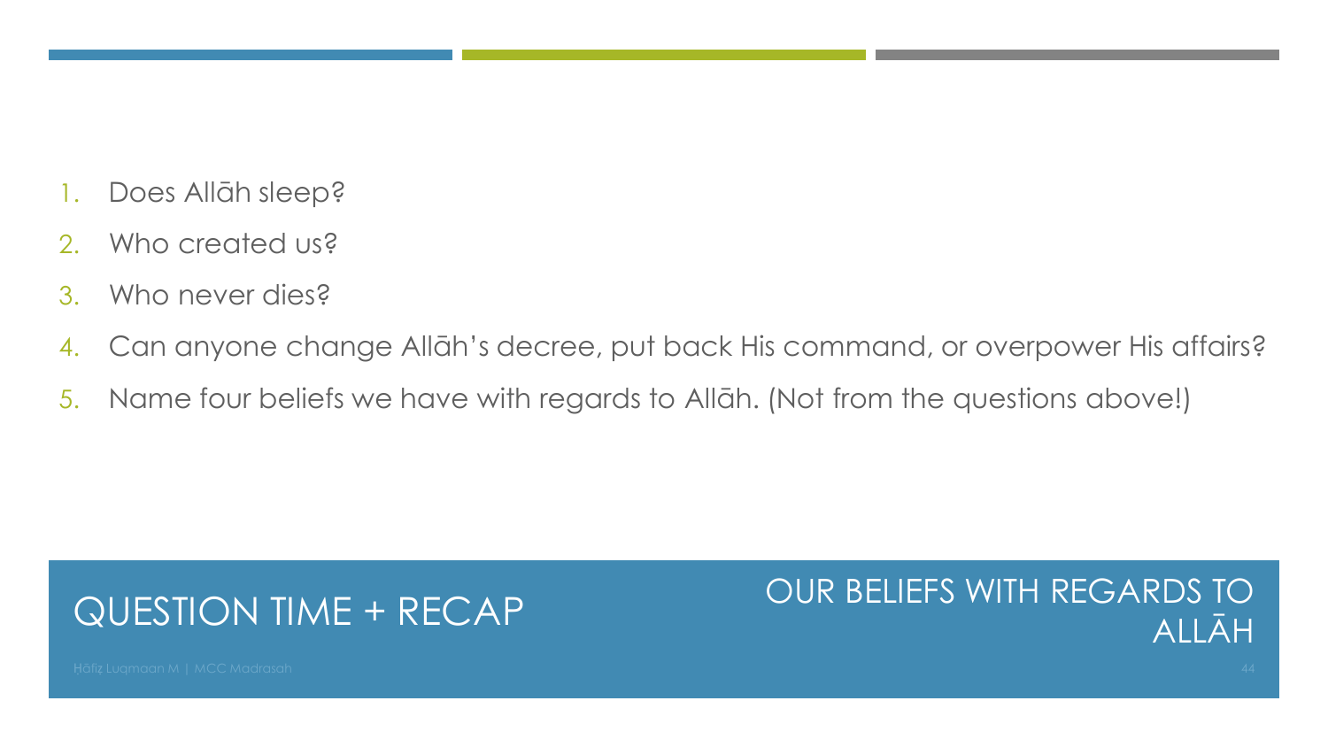## QUESTION TIME + RECAP

### OUR BELIEFS WITH REGARDS TO ALLĀH

1. Does Allāh sleep?
2. Who created us?
3. Who never dies?
4. Can anyone change Allāh's decree, put back His command, or overpower His affairs?
5. Name four beliefs we have with regards to Allāh. (Not from the questions above!)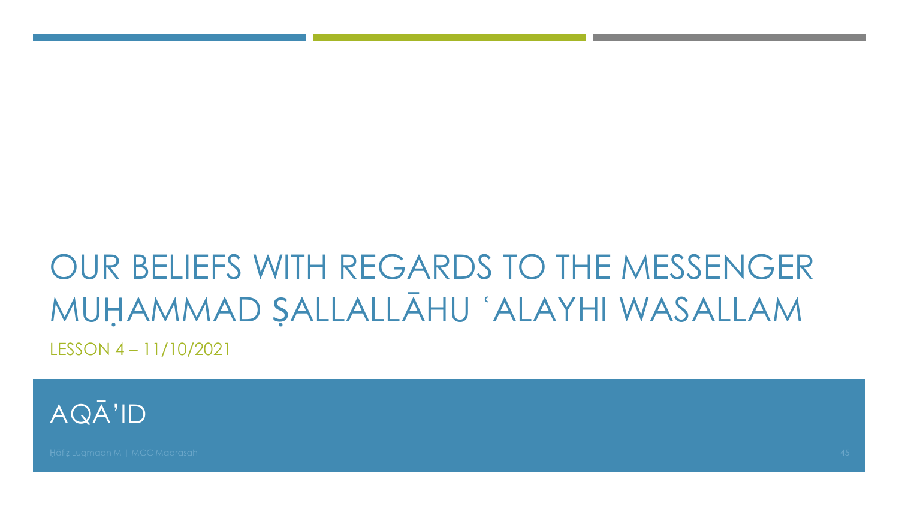# OUR BELIEFS WITH REGARDS TO THE MESSENGER MUḤAMMAD ṢALLALLĀHU ʿALAYHI WASALLAM

LESSON 4 – 11/10/2021

AQĀ'ID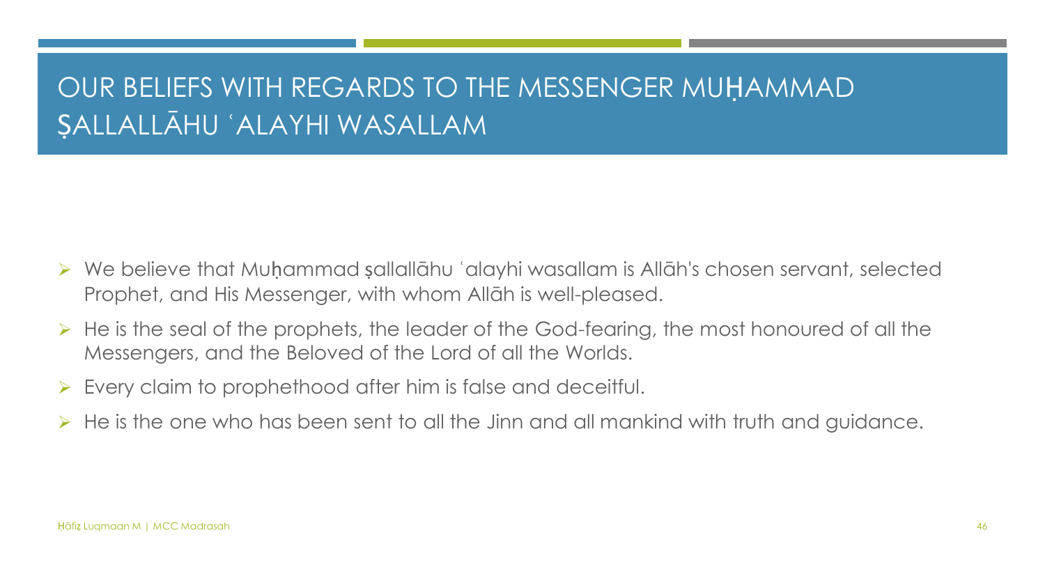# OUR BELIEFS WITH REGARDS TO THE MESSENGER MUḤAMMAD ṢALLALLĀHU ʿALAYHI WASALLAM

- We believe that Muḥammad ṣallallāhu ʿalayhi wasallam is Allāh's chosen servant, selected Prophet, and His Messenger, with whom Allāh is well-pleased.
- He is the seal of the prophets, the leader of the God-fearing, the most honoured of all the Messengers, and the Beloved of the Lord of all the Worlds.
- Every claim to prophethood after him is false and deceitful.
- He is the one who has been sent to all the Jinn and all mankind with truth and guidance.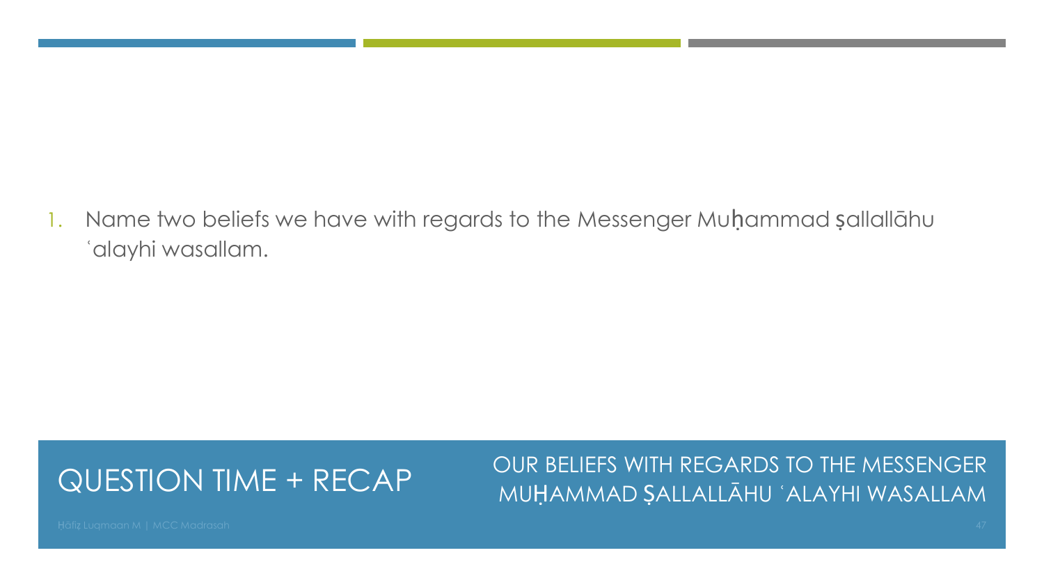## QUESTION TIME + RECAP

### OUR BELIEFS WITH REGARDS TO THE MESSENGER MUḤAMMAD ṢALLALLĀHU ʿALAYHI WASALLAM

1. Name two beliefs we have with regards to the Messenger Muḥammad ṣallallāhu ʿalayhi wasallam.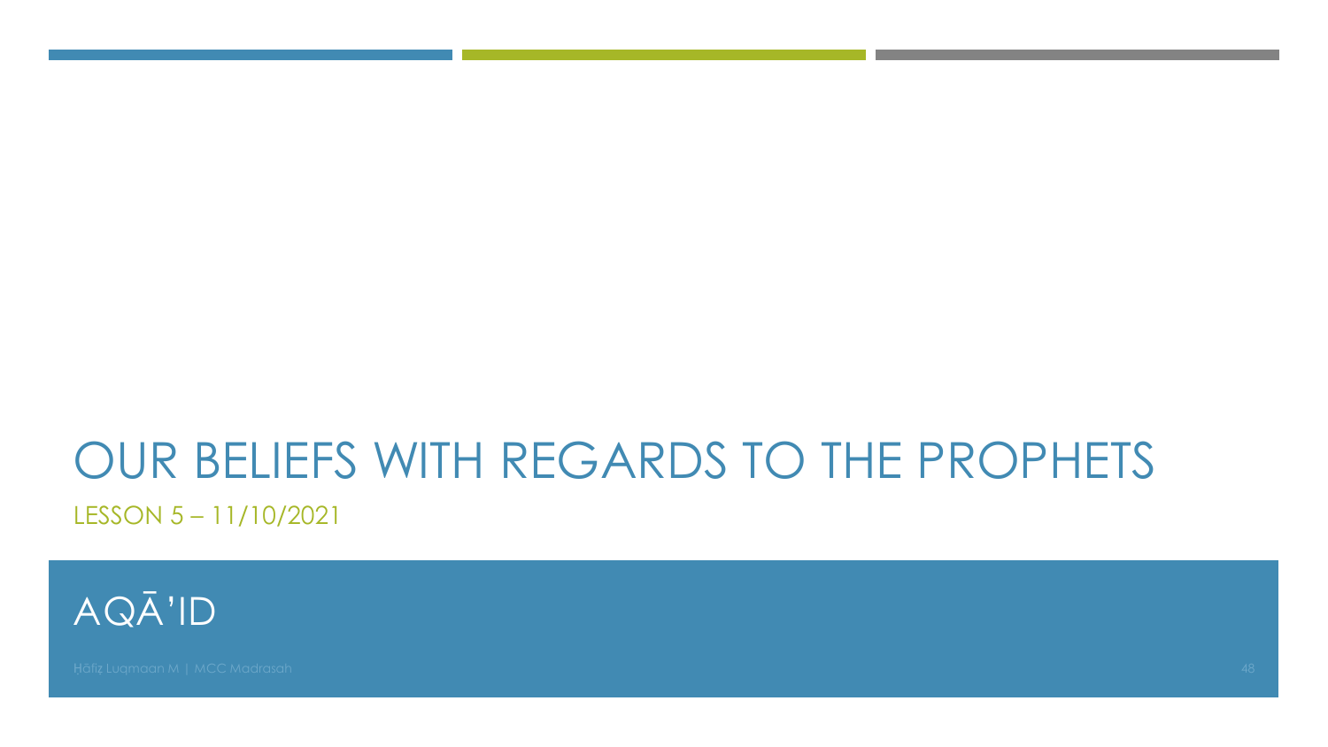# OUR BELIEFS WITH REGARDS TO THE PROPHETS

LESSON 5 – 11/10/2021

## AQĀ'ID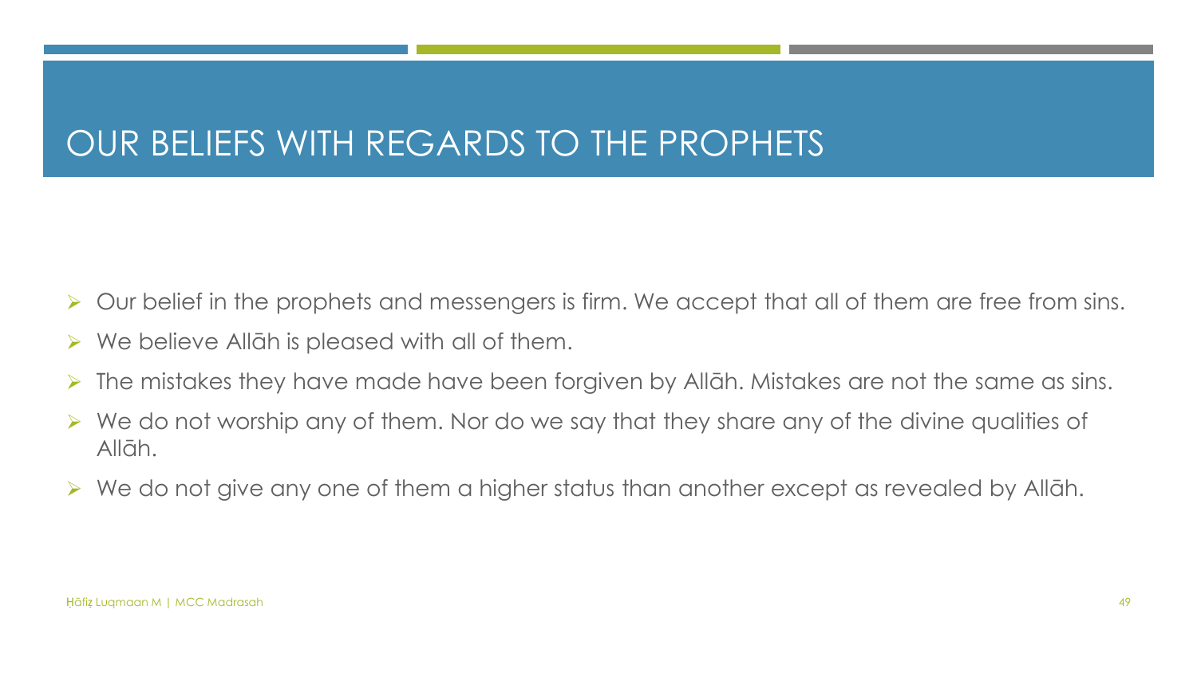# OUR BELIEFS WITH REGARDS TO THE PROPHETS

- Our belief in the prophets and messengers is firm. We accept that all of them are free from sins.
- We believe Allāh is pleased with all of them.
- The mistakes they have made have been forgiven by Allāh. Mistakes are not the same as sins.
- We do not worship any of them. Nor do we say that they share any of the divine qualities of Allāh.
- We do not give any one of them a higher status than another except as revealed by Allāh.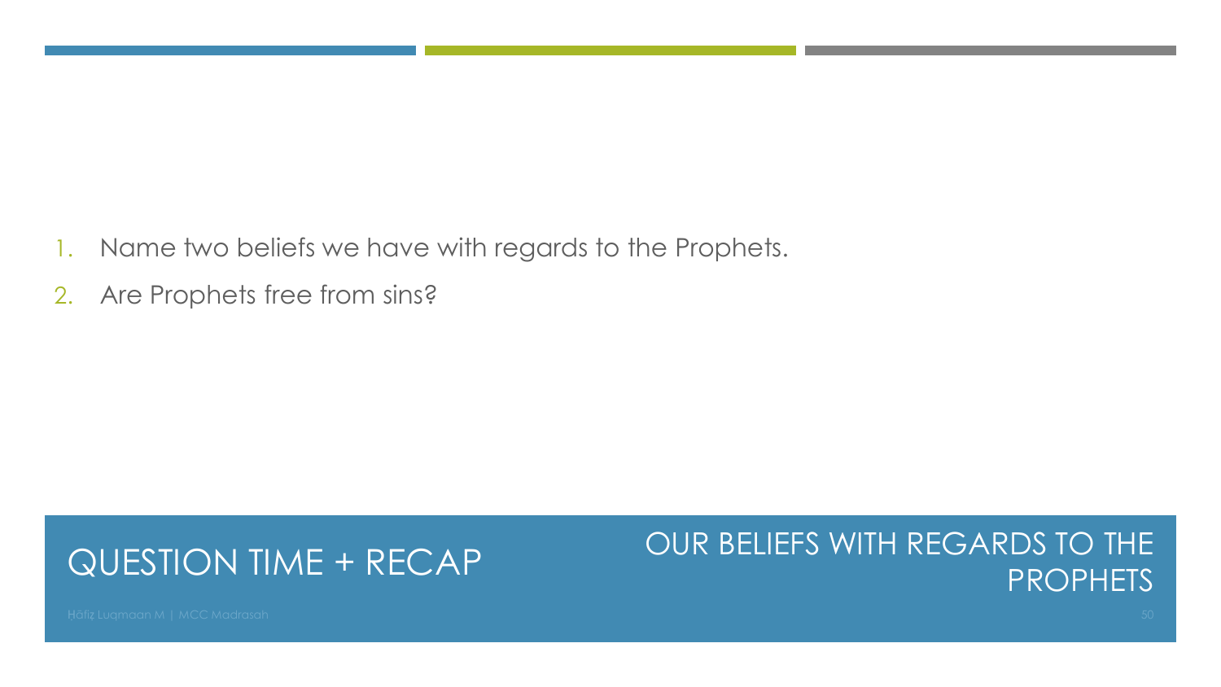## QUESTION TIME + RECAP

## OUR BELIEFS WITH REGARDS TO THE PROPHETS

1. Name two beliefs we have with regards to the Prophets.
2. Are Prophets free from sins?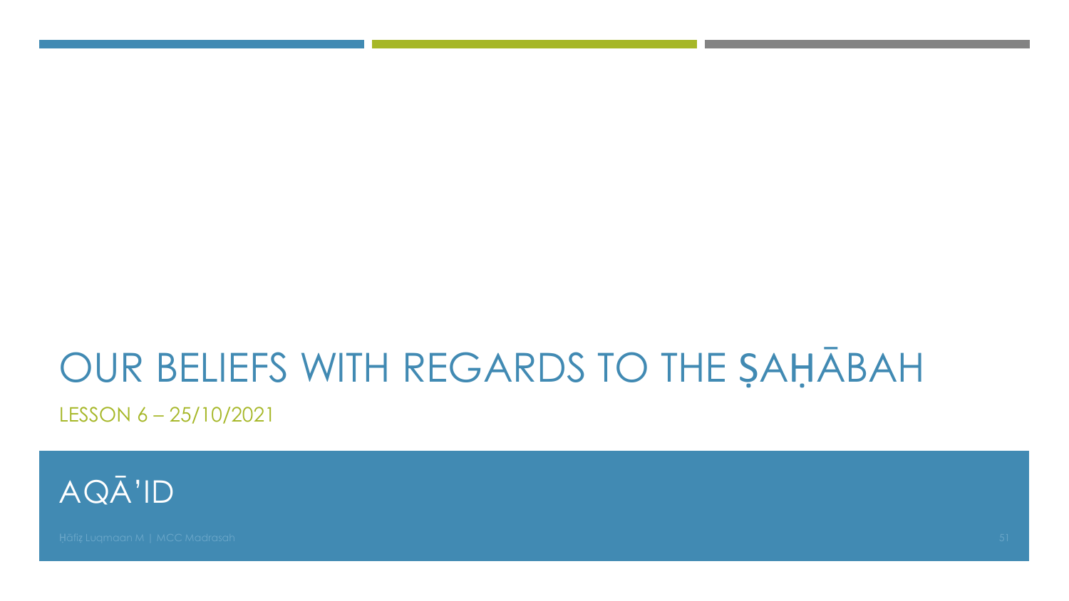# OUR BELIEFS WITH REGARDS TO THE ṢAḤĀBAH

LESSON 6 – 25/10/2021

## AQĀ'ID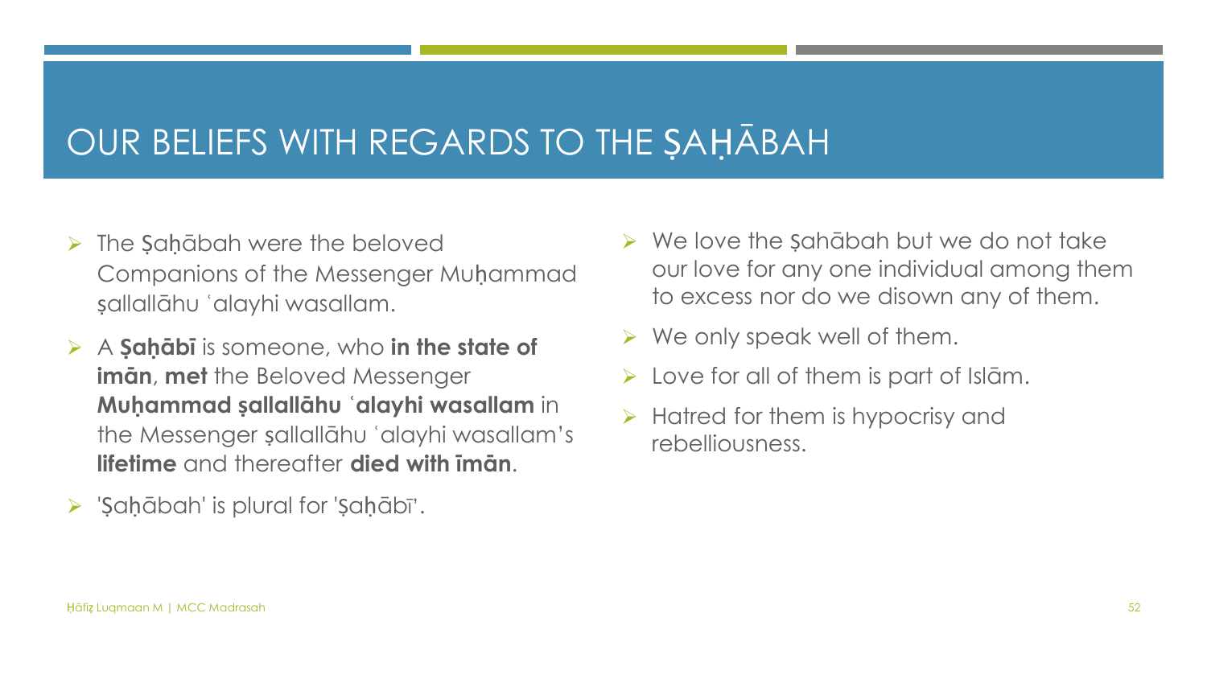# OUR BELIEFS WITH REGARDS TO THE ṢAḤĀBAH

- The Ṣaḥābah were the beloved Companions of the Messenger Muḥammad ṣallallāhu ʿalayhi wasallam.
- A **Ṣaḥābī** is someone, who **in the state of imān**, **met** the Beloved Messenger **Muḥammad ṣallallāhu ʿalayhi wasallam** in the Messenger ṣallallāhu ʿalayhi wasallam's **lifetime** and thereafter **died with īmān**.
- 'Ṣaḥābah' is plural for 'Ṣaḥābī'.
- We love the ṣahābah but we do not take our love for any one individual among them to excess nor do we disown any of them.
- We only speak well of them.
- Love for all of them is part of Islām.
- Hatred for them is hypocrisy and rebelliousness.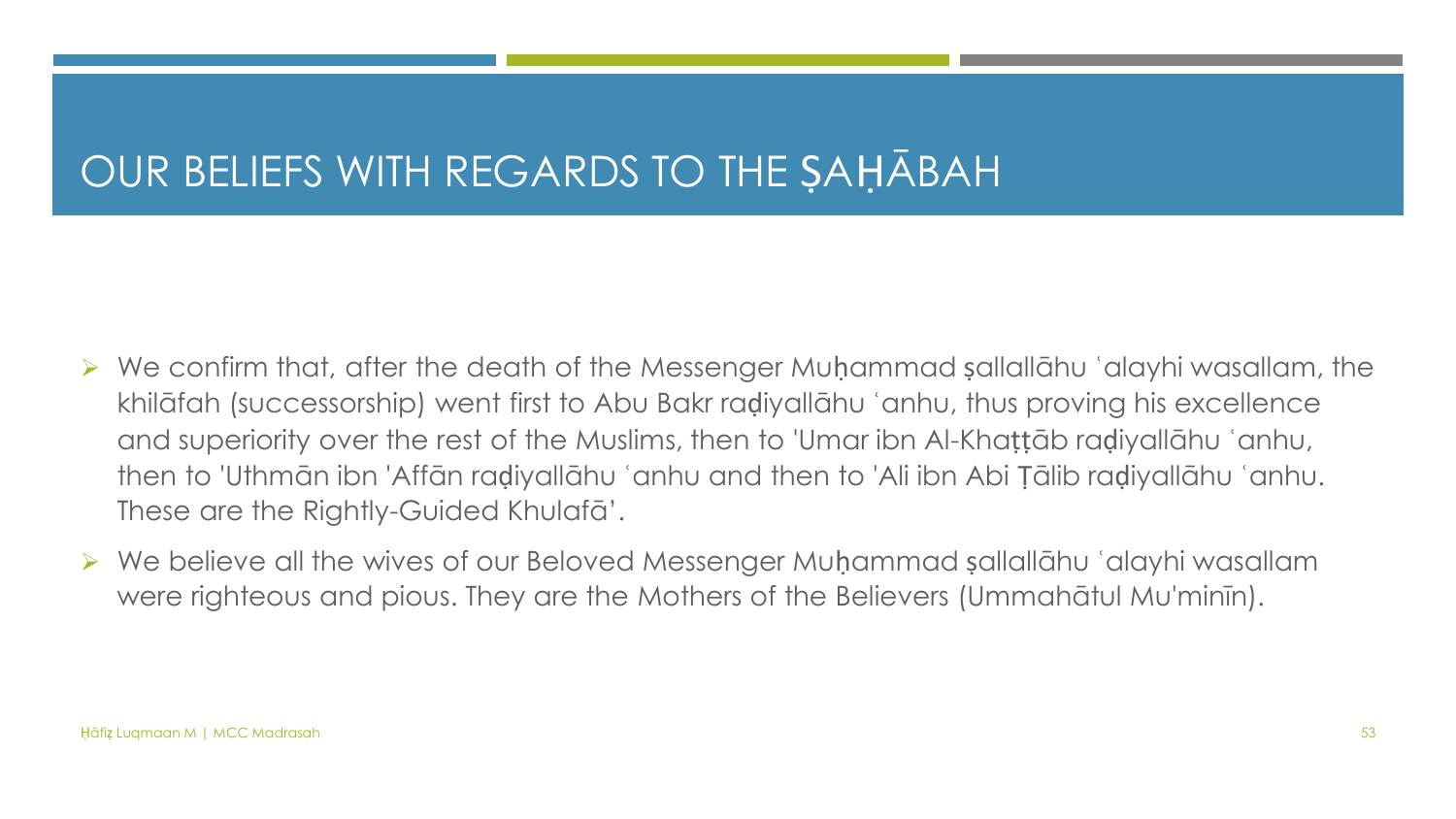# OUR BELIEFS WITH REGARDS TO THE ṢAḤĀBAH

- We confirm that, after the death of the Messenger Muḥammad ṣallallāhu ʿalayhi wasallam, the khilāfah (successorship) went first to Abu Bakr raḍiyallāhu ʿanhu, thus proving his excellence and superiority over the rest of the Muslims, then to 'Umar ibn Al-Khaṭṭāb raḍiyallāhu ʿanhu, then to 'Uthmān ibn 'Affān raḍiyallāhu ʿanhu and then to 'Ali ibn Abi Ṭālib raḍiyallāhu ʿanhu. These are the Rightly-Guided Khulafā'.
- We believe all the wives of our Beloved Messenger Muḥammad ṣallallāhu ʿalayhi wasallam were righteous and pious. They are the Mothers of the Believers (Ummahātul Mu'minīn).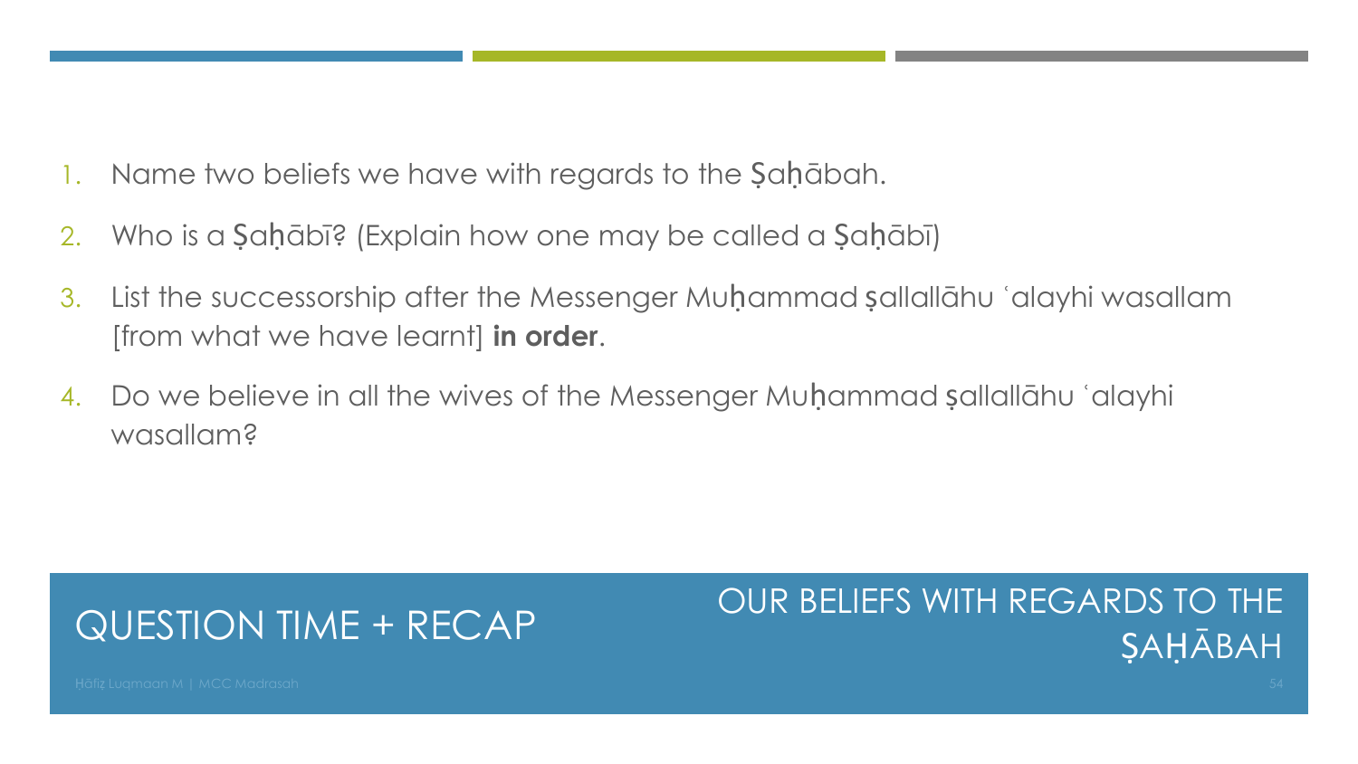## QUESTION TIME + RECAP

## OUR BELIEFS WITH REGARDS TO THE ṢAḤĀBAH

1. Name two beliefs we have with regards to the Ṣaḥābah.
2. Who is a Ṣaḥābī? (Explain how one may be called a Ṣaḥābī)
3. List the successorship after the Messenger Muḥammad ṣallallāhu ʿalayhi wasallam [from what we have learnt] **in order**.
4. Do we believe in all the wives of the Messenger Muḥammad ṣallallāhu ʿalayhi wasallam?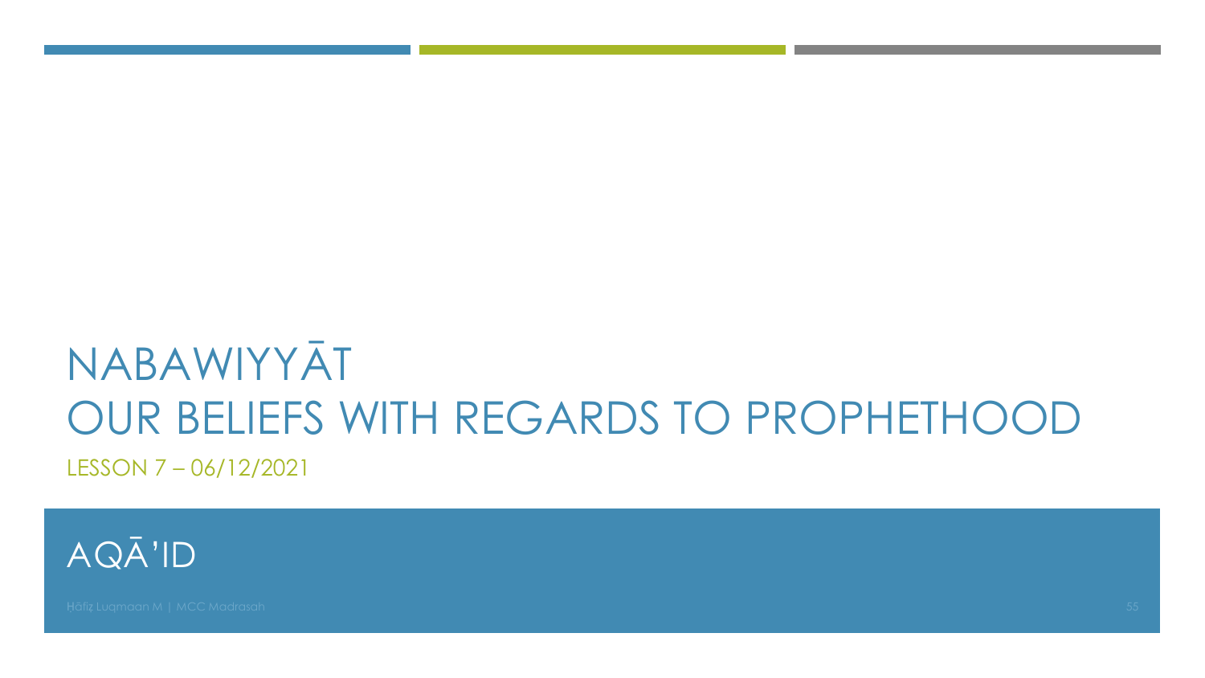# NABAWIYYĀT
# OUR BELIEFS WITH REGARDS TO PROPHETHOOD

LESSON 7 – 06/12/2021

## AQĀ'ID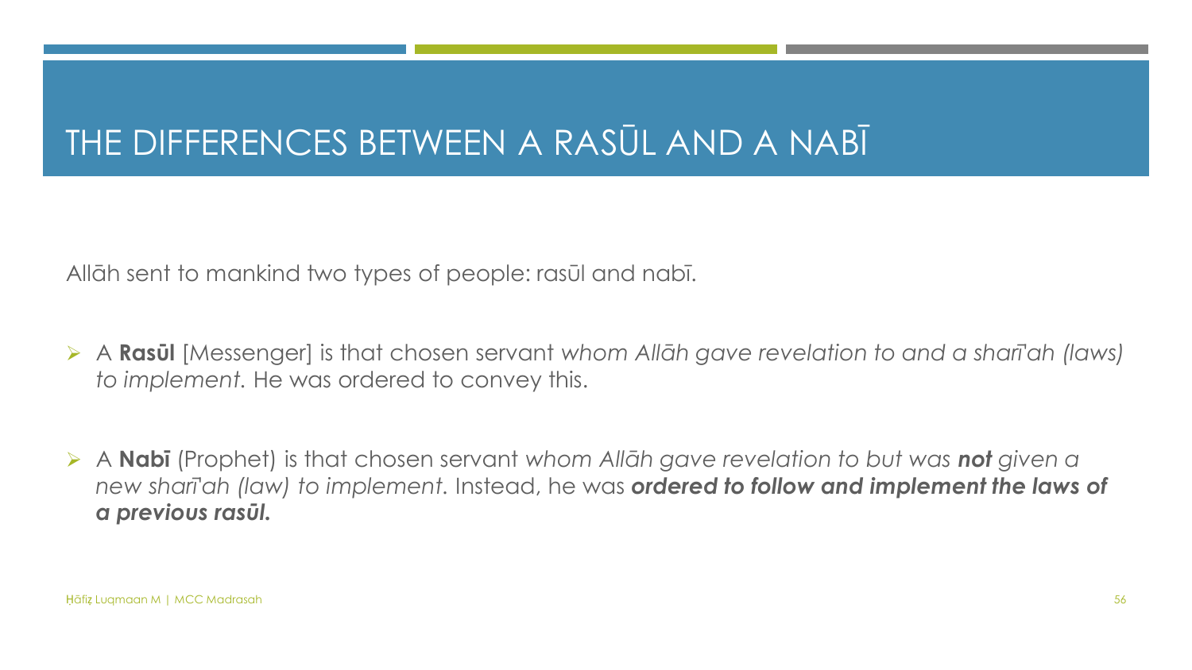# THE DIFFERENCES BETWEEN A RASŪL AND A NABĪ

Allāh sent to mankind two types of people: rasūl and nabī.

- A **Rasūl** [Messenger] is that chosen servant *whom Allāh gave revelation to and a sharī'ah (laws) to implement*. He was ordered to convey this.

- A **Nabī** (Prophet) is that chosen servant *whom Allāh gave revelation to but was* ***not*** *given a new sharī'ah (law) to implement*. Instead, he was ***ordered to follow and implement the laws of a previous rasūl.***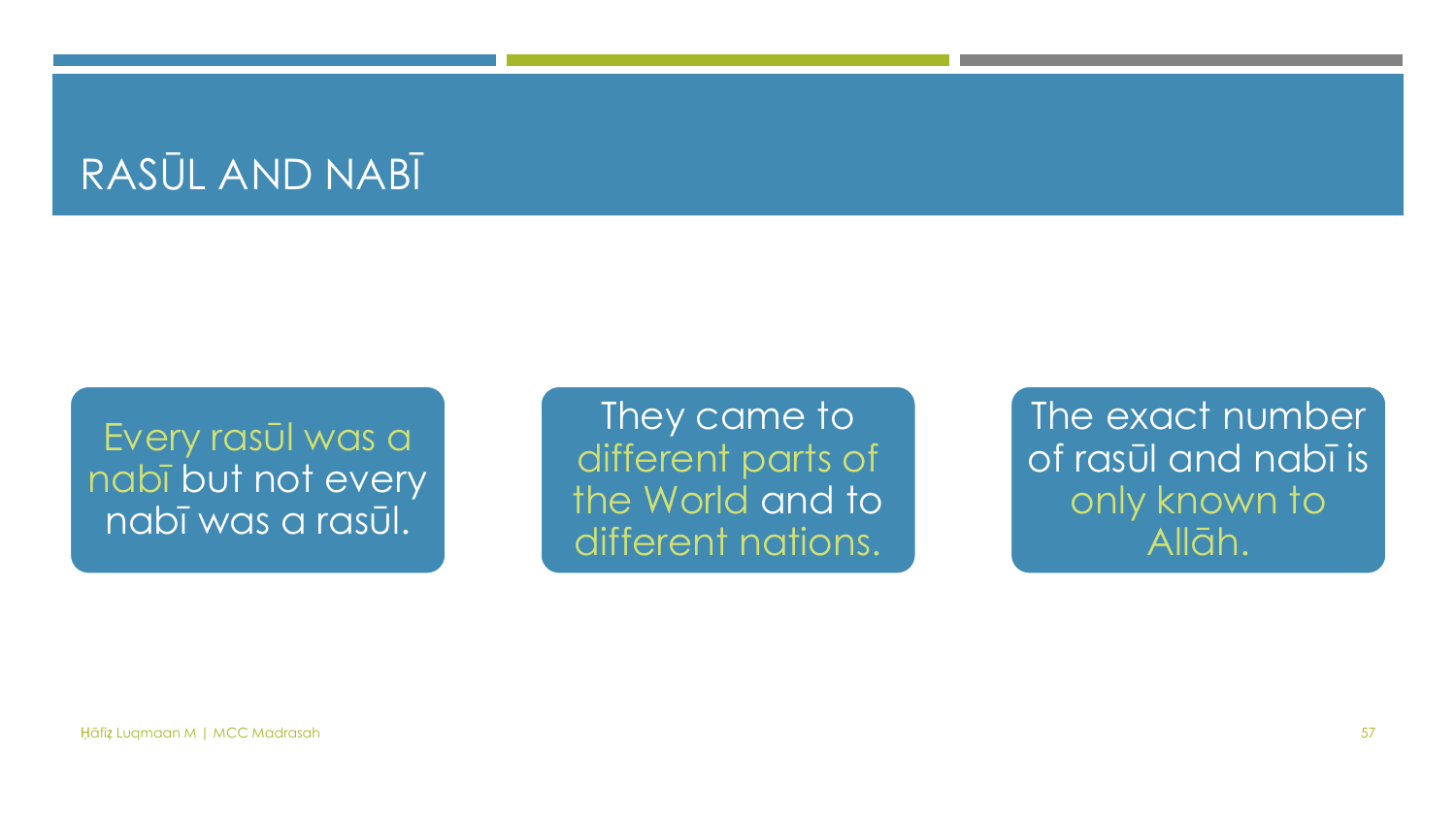# RASŪL AND NABĪ

- Every rasūl was a nabī but not every nabī was a rasūl.
- They came to different parts of the World and to different nations.
- The exact number of rasūl and nabī is only known to Allāh.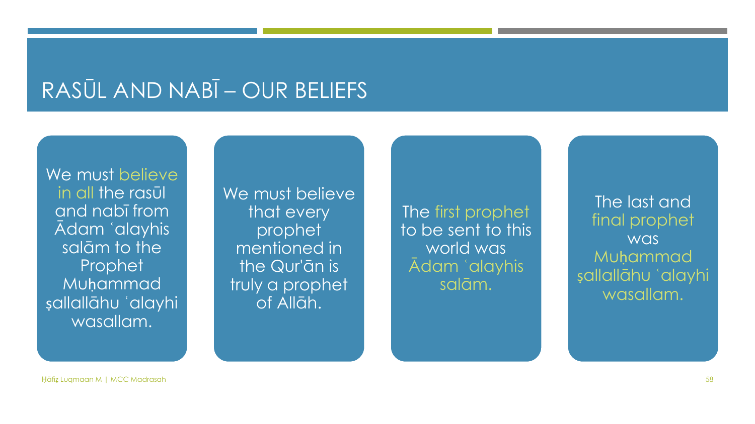# RASŪL AND NABĪ – OUR BELIEFS

- We must believe in all the rasūl and nabī from Ādam ʿalayhis salām to the Prophet Muḥammad ṣallallāhu ʿalayhi wasallam.
- We must believe that every prophet mentioned in the Qur'ān is truly a prophet of Allāh.
- The first prophet to be sent to this world was Ādam ʿalayhis salām.
- The last and final prophet was Muḥammad ṣallallāhu ʿalayhi wasallam.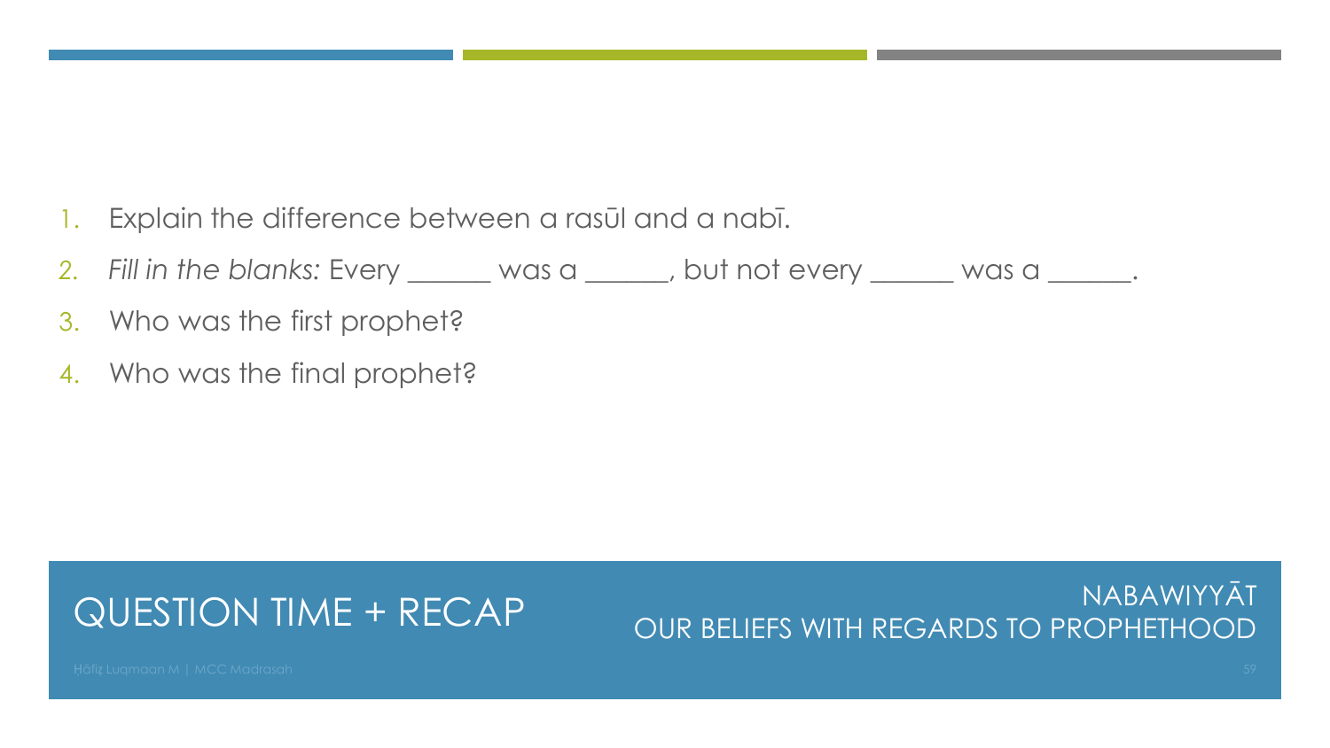1. Explain the difference between a rasūl and a nabī.
2. *Fill in the blanks:* Every ______ was a ______, but not every ______ was a ______.
3. Who was the first prophet?
4. Who was the final prophet?

## QUESTION TIME + RECAP

NABAWIYYĀT

OUR BELIEFS WITH REGARDS TO PROPHETHOOD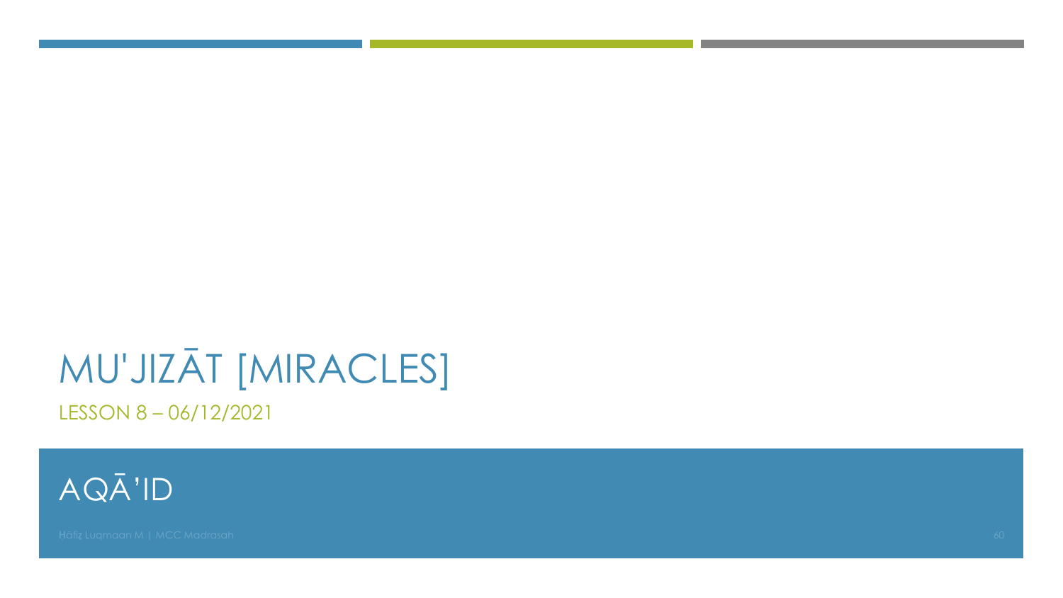# MU'JIZĀT [MIRACLES]

LESSON 8 – 06/12/2021

## AQĀ'ID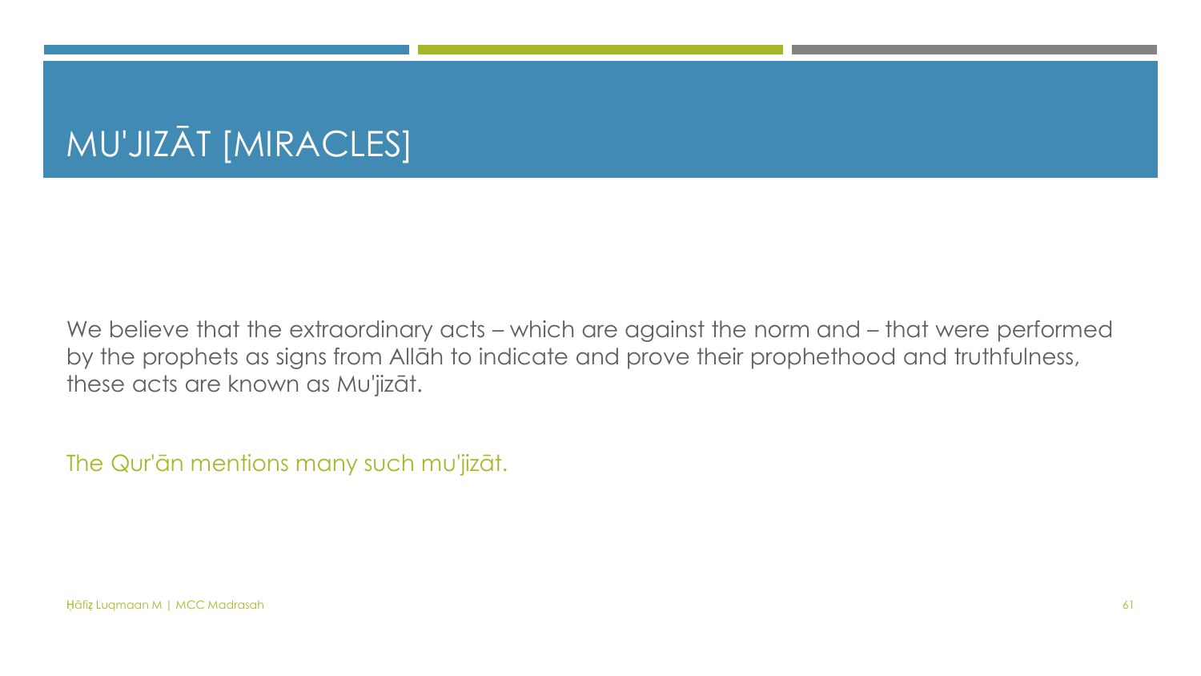# MU'JIZĀT [MIRACLES]

We believe that the extraordinary acts – which are against the norm and – that were performed by the prophets as signs from Allāh to indicate and prove their prophethood and truthfulness, these acts are known as Mu'jizāt.

The Qur'ān mentions many such mu'jizāt.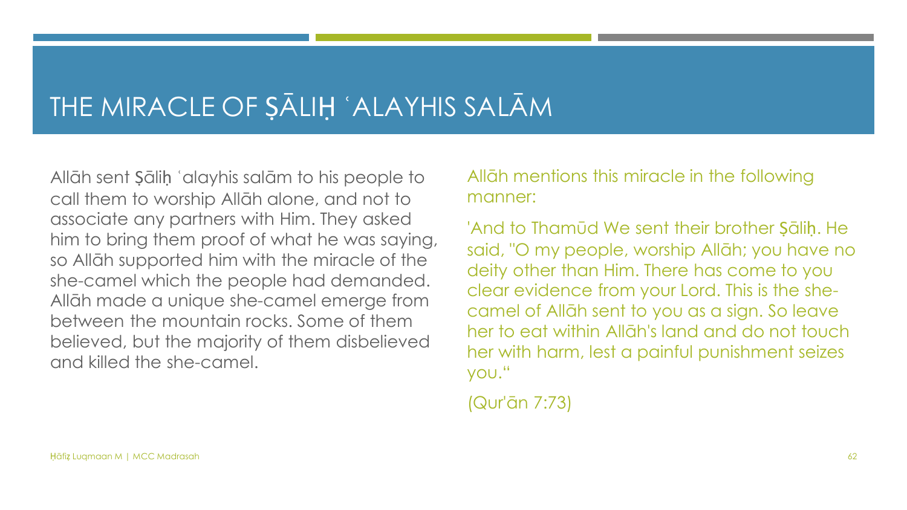# THE MIRACLE OF ṢĀLIḤ ʿALAYHIS SALĀM

Allāh sent Ṣāliḥ ʿalayhis salām to his people to call them to worship Allāh alone, and not to associate any partners with Him. They asked him to bring them proof of what he was saying, so Allāh supported him with the miracle of the she-camel which the people had demanded. Allāh made a unique she-camel emerge from between the mountain rocks. Some of them believed, but the majority of them disbelieved and killed the she-camel.

Allāh mentions this miracle in the following manner:

'And to Thamūd We sent their brother Ṣāliḥ. He said, "O my people, worship Allāh; you have no deity other than Him. There has come to you clear evidence from your Lord. This is the she-camel of Allāh sent to you as a sign. So leave her to eat within Allāh's land and do not touch her with harm, lest a painful punishment seizes you."

(Qur'ān 7:73)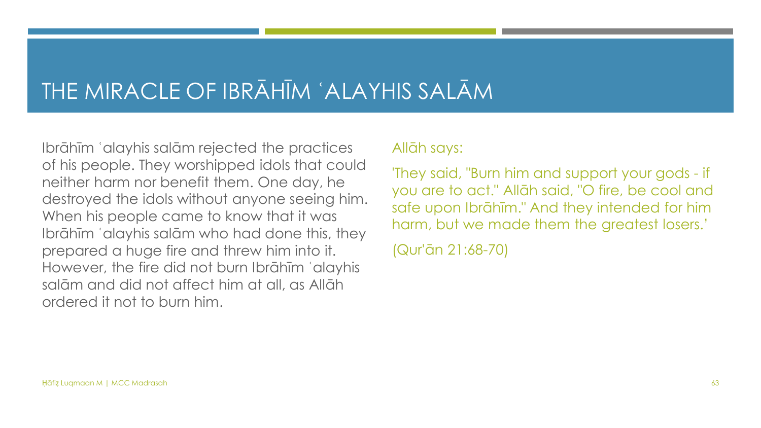# THE MIRACLE OF IBRĀHĪM ʿALAYHIS SALĀM

Ibrāhīm ʿalayhis salām rejected the practices of his people. They worshipped idols that could neither harm nor benefit them. One day, he destroyed the idols without anyone seeing him. When his people came to know that it was Ibrāhīm ʿalayhis salām who had done this, they prepared a huge fire and threw him into it. However, the fire did not burn Ibrāhīm ʿalayhis salām and did not affect him at all, as Allāh ordered it not to burn him.

Allāh says:

'They said, "Burn him and support your gods - if you are to act." Allāh said, "O fire, be cool and safe upon Ibrāhīm." And they intended for him harm, but we made them the greatest losers.'

(Qur'ān 21:68-70)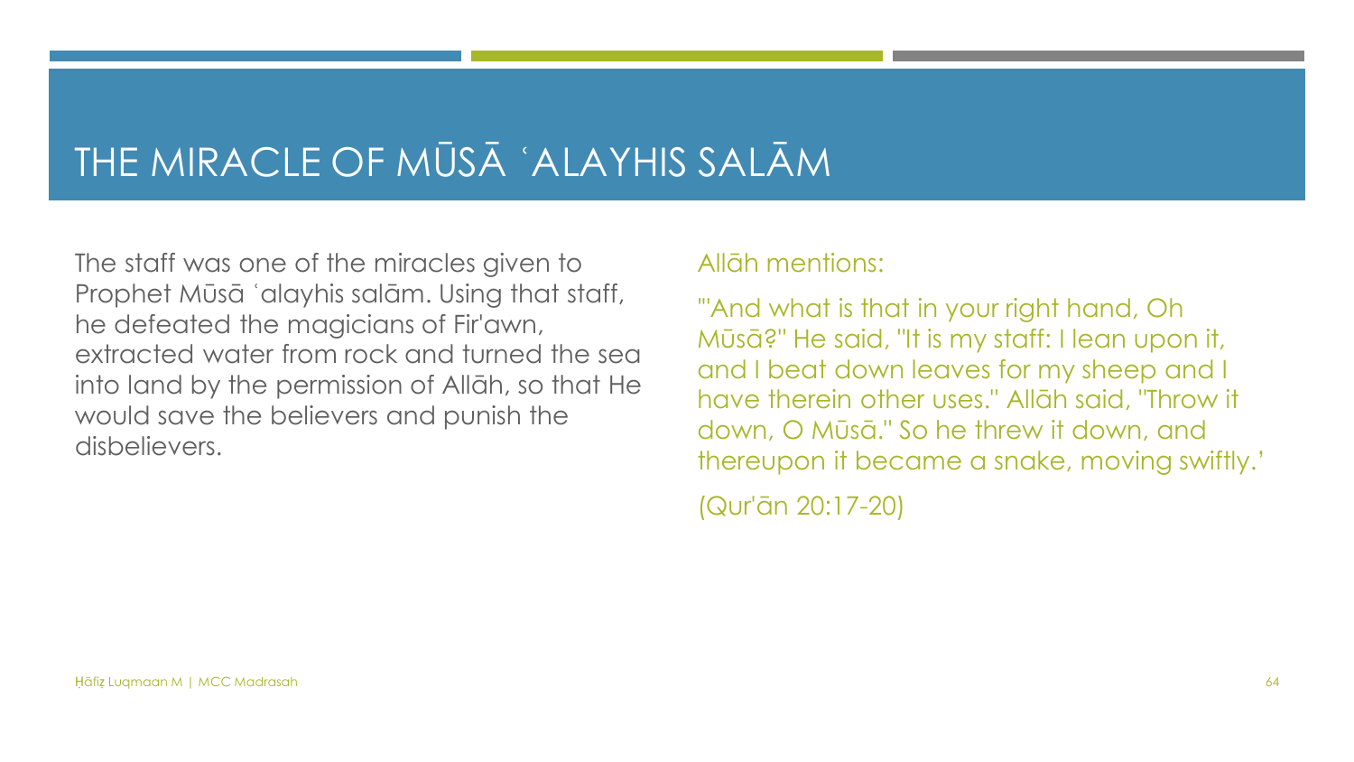# THE MIRACLE OF MŪSĀ ʿALAYHIS SALĀM

The staff was one of the miracles given to Prophet Mūsā ʿalayhis salām. Using that staff, he defeated the magicians of Fir'awn, extracted water from rock and turned the sea into land by the permission of Allāh, so that He would save the believers and punish the disbelievers.

Allāh mentions:

"'And what is that in your right hand, Oh Mūsā?" He said, "It is my staff: I lean upon it, and I beat down leaves for my sheep and I have therein other uses." Allāh said, "Throw it down, O Mūsā." So he threw it down, and thereupon it became a snake, moving swiftly.'

(Qur'ān 20:17-20)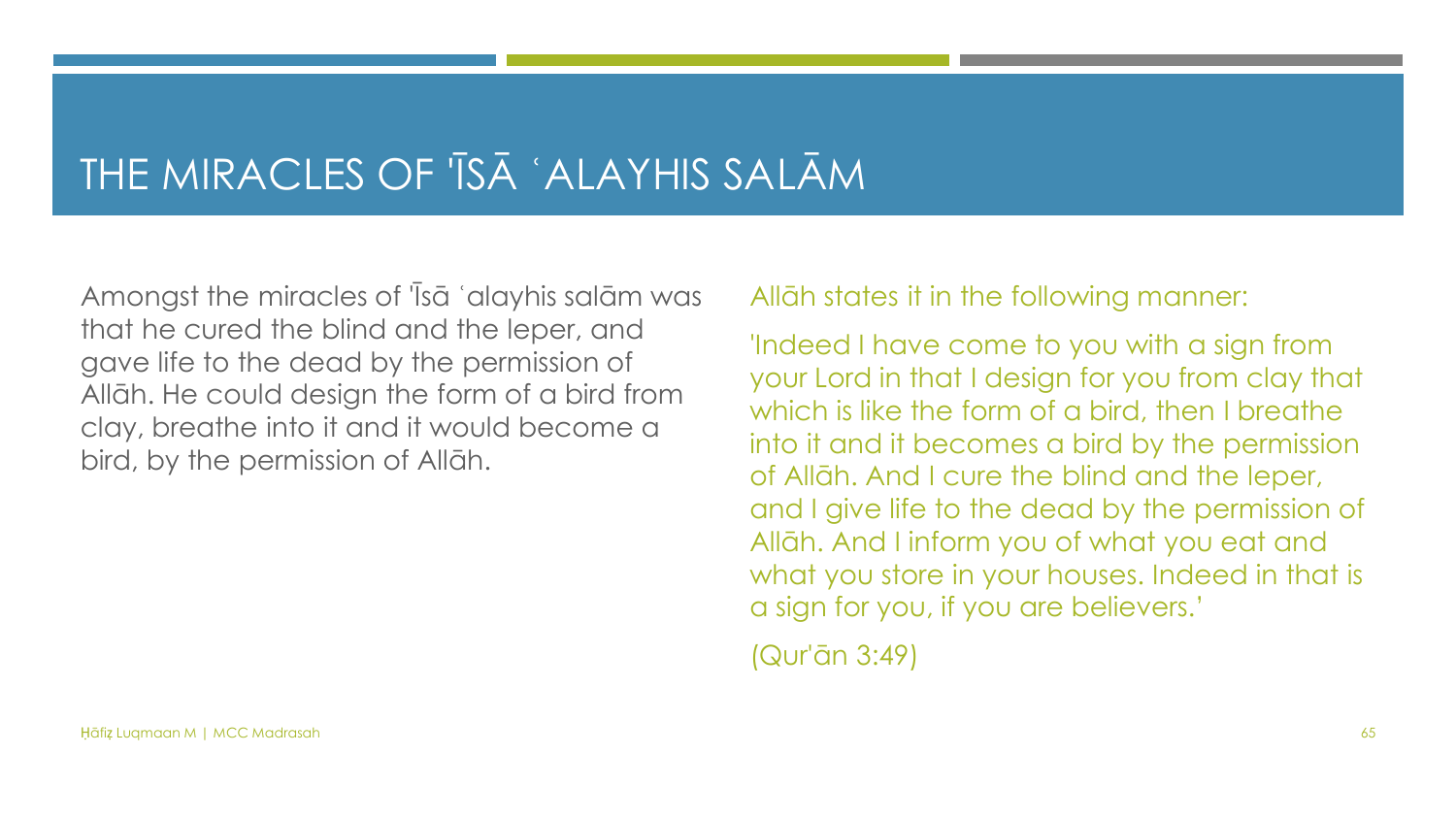# THE MIRACLES OF 'ĪSĀ ʿALAYHIS SALĀM

Amongst the miracles of 'Īsā ʿalayhis salām was that he cured the blind and the leper, and gave life to the dead by the permission of Allāh. He could design the form of a bird from clay, breathe into it and it would become a bird, by the permission of Allāh.

Allāh states it in the following manner:

'Indeed I have come to you with a sign from your Lord in that I design for you from clay that which is like the form of a bird, then I breathe into it and it becomes a bird by the permission of Allāh. And I cure the blind and the leper, and I give life to the dead by the permission of Allāh. And I inform you of what you eat and what you store in your houses. Indeed in that is a sign for you, if you are believers.'

(Qur'ān 3:49)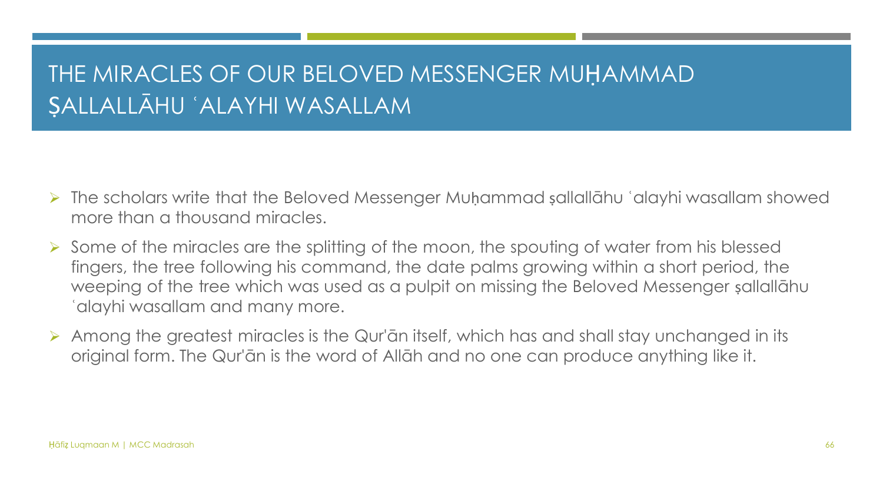# THE MIRACLES OF OUR BELOVED MESSENGER MUḤAMMAD ṢALLALLĀHU ʿALAYHI WASALLAM

- The scholars write that the Beloved Messenger Muḥammad ṣallallāhu ʿalayhi wasallam showed more than a thousand miracles.
- Some of the miracles are the splitting of the moon, the spouting of water from his blessed fingers, the tree following his command, the date palms growing within a short period, the weeping of the tree which was used as a pulpit on missing the Beloved Messenger ṣallallāhu ʿalayhi wasallam and many more.
- Among the greatest miracles is the Qur'ān itself, which has and shall stay unchanged in its original form. The Qur'ān is the word of Allāh and no one can produce anything like it.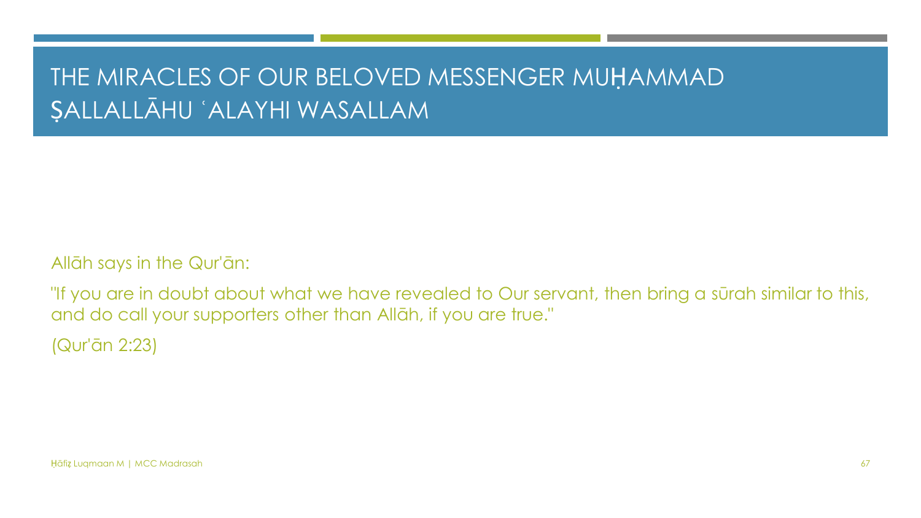# THE MIRACLES OF OUR BELOVED MESSENGER MUḤAMMAD ṢALLALLĀHU ʿALAYHI WASALLAM

Allāh says in the Qur'ān:

"If you are in doubt about what we have revealed to Our servant, then bring a sūrah similar to this, and do call your supporters other than Allāh, if you are true."

(Qur'ān 2:23)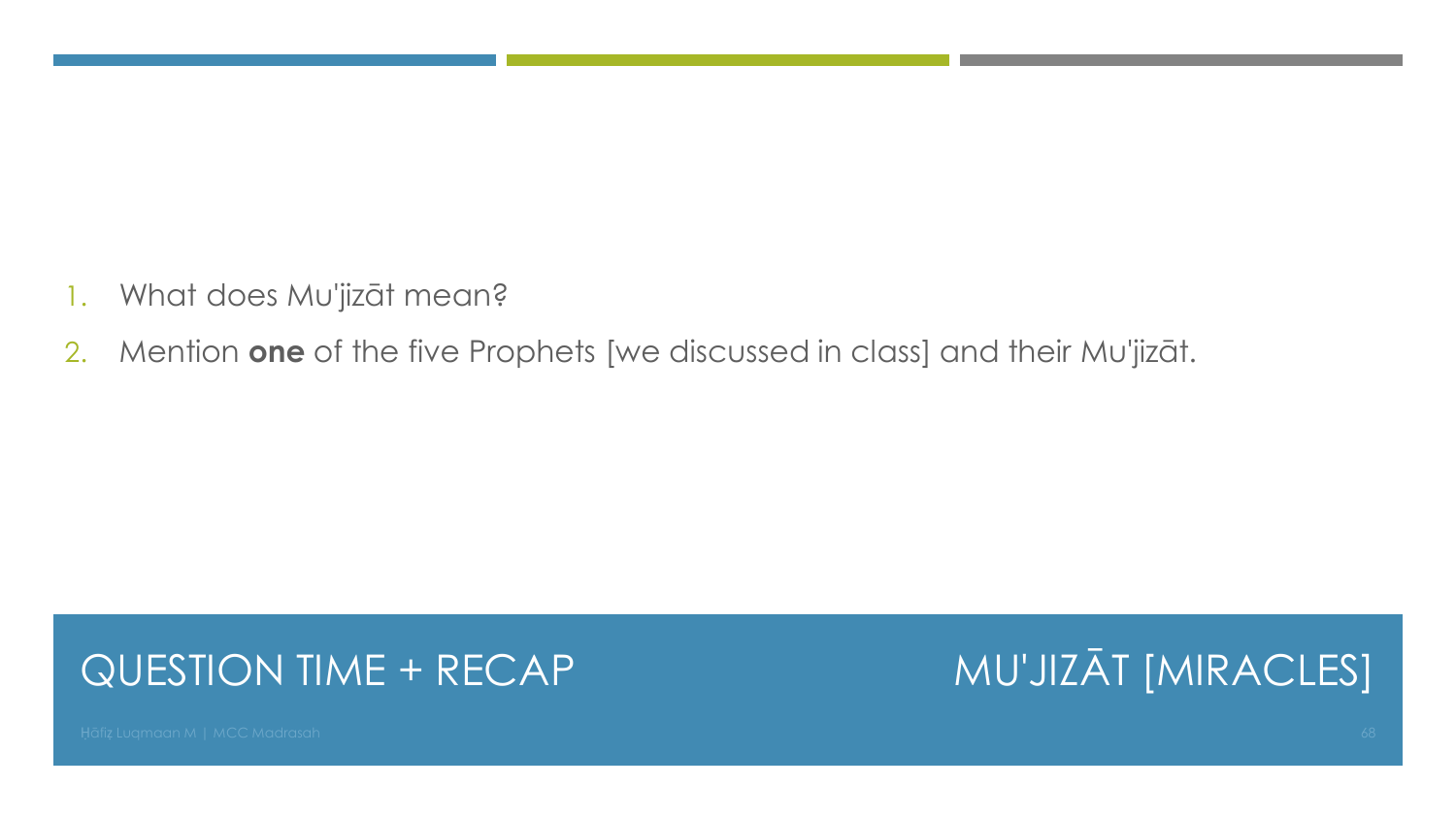# QUESTION TIME + RECAP

## MU'JIZĀT [MIRACLES]

1. What does Mu'jizāt mean?
2. Mention **one** of the five Prophets [we discussed in class] and their Mu'jizāt.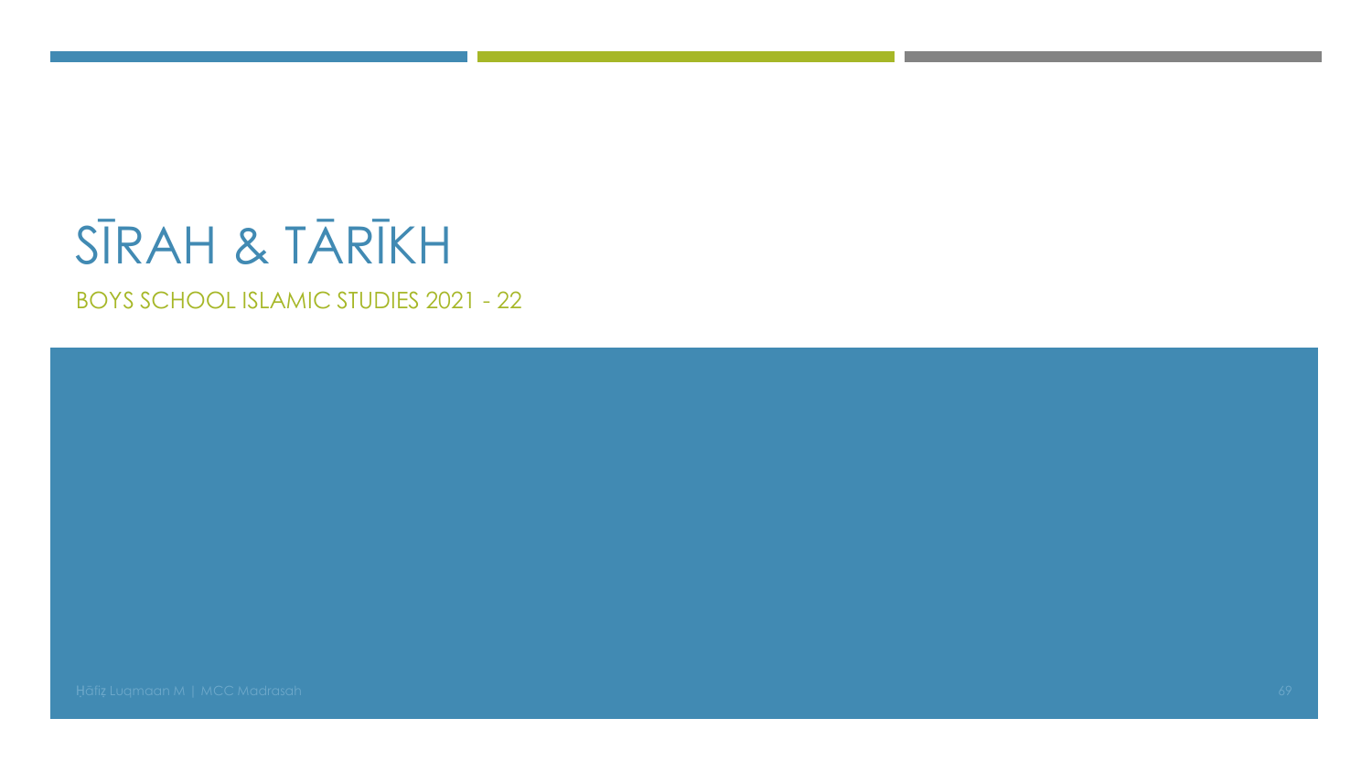# SĪRAH & TĀRĪKH

## BOYS SCHOOL ISLAMIC STUDIES 2021 - 22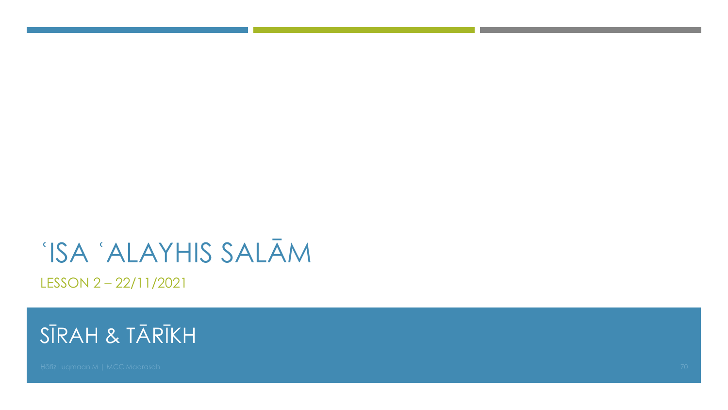# ʿISA ʿALAYHIS SALĀM

LESSON 2 – 22/11/2021

## SĪRAH & TĀRĪKH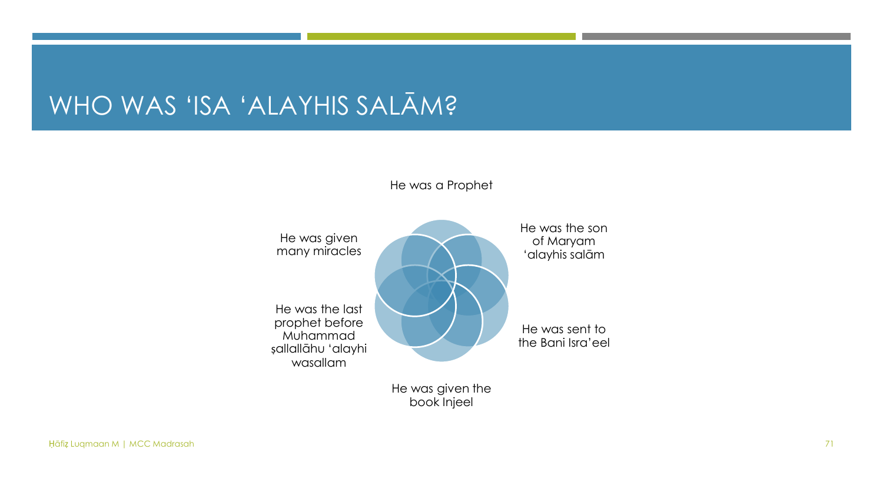# WHO WAS 'ISA 'ALAYHIS SALĀM?

- He was a Prophet
- He was the son of Maryam 'alayhis salām
- He was sent to the Bani Isra'eel
- He was given the book Injeel
- He was the last prophet before Muhammad ṣallallāhu 'alayhi wasallam
- He was given many miracles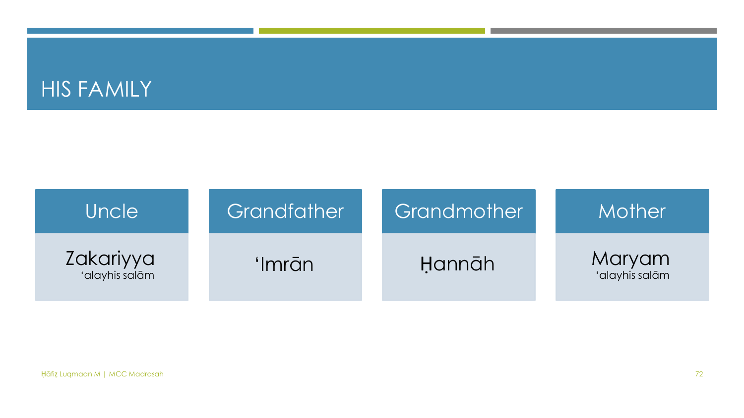# HIS FAMILY

| Uncle | Grandfather | Grandmother | Mother |
| --- | --- | --- | --- |
| Zakariyya 'alayhis salām | 'Imrān | Ḥannāh | Maryam 'alayhis salām |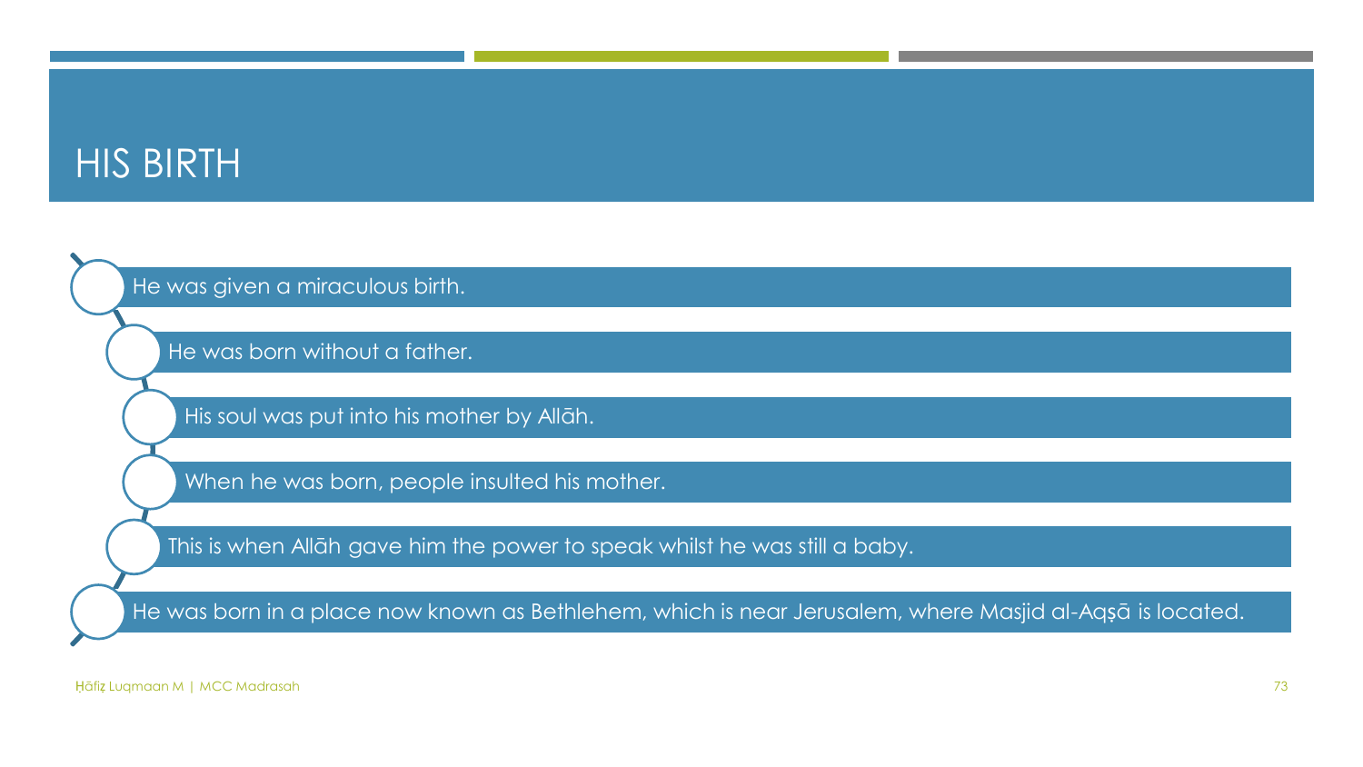# HIS BIRTH

- He was given a miraculous birth.
- He was born without a father.
- His soul was put into his mother by Allāh.
- When he was born, people insulted his mother.
- This is when Allāh gave him the power to speak whilst he was still a baby.
- He was born in a place now known as Bethlehem, which is near Jerusalem, where Masjid al-Aqṣā is located.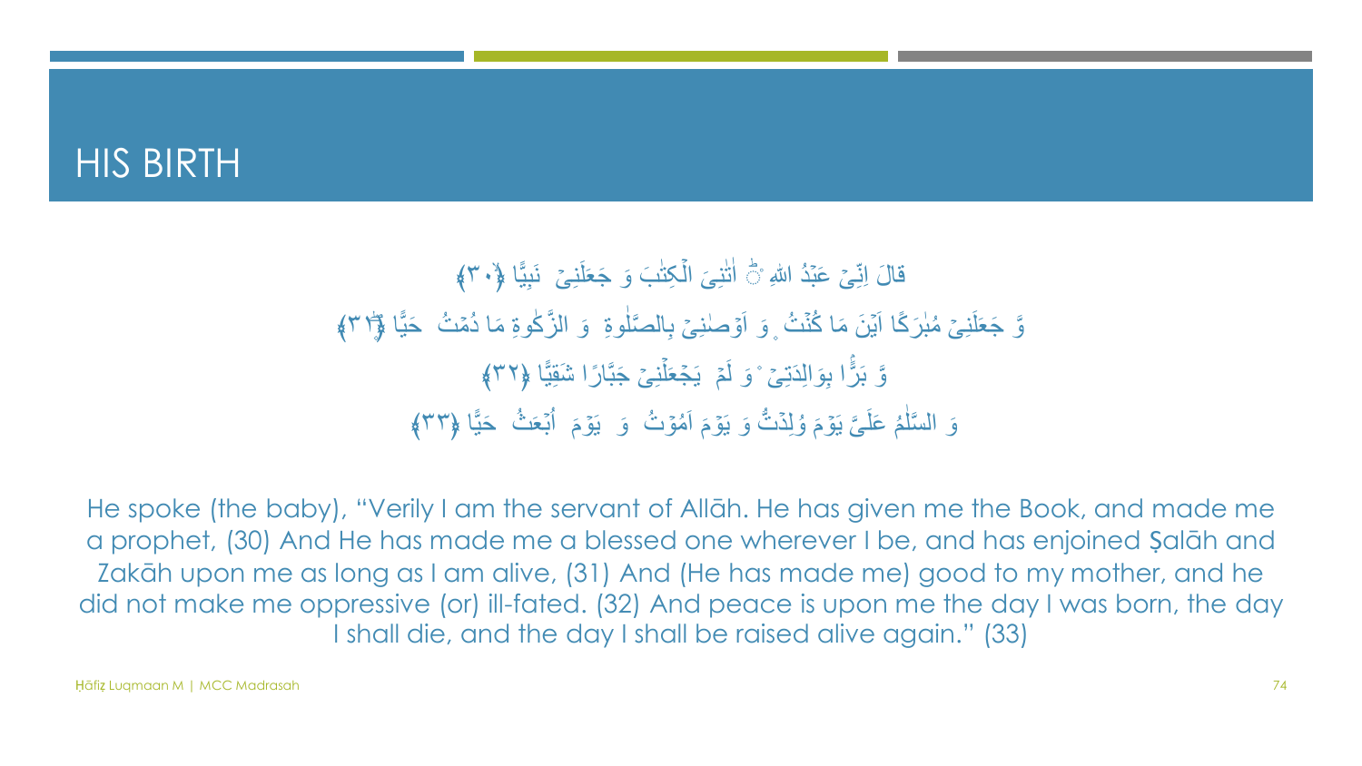# HIS BIRTH

قَالَ اِنِّیْ عَبْدُ اللّٰهِ ؕ اٰتٰنِیَ الْكِتٰبَ وَ جَعَلَنِیْ نَبِیًّا ﴿۳۰﴾

وَّ جَعَلَنِیْ مُبٰرَكًا اَیْنَ مَا كُنْتُ ۪ وَ اَوْصٰنِیْ بِالصَّلٰوةِ وَ الزَّكٰوةِ مَا دُمْتُ حَیًّا ﴿۳۱﴾

وَّ بَرًّۢا بِوَالِدَتِیْ ۫ وَ لَمْ یَجْعَلْنِیْ جَبَّارًا شَقِیًّا ﴿۳۲﴾

وَ السَّلٰمُ عَلَیَّ یَوْمَ وُلِدْتُّ وَ یَوْمَ اَمُوْتُ وَ یَوْمَ اُبْعَثُ حَیًّا ﴿۳۳﴾

He spoke (the baby), "Verily I am the servant of Allāh. He has given me the Book, and made me a prophet, (30) And He has made me a blessed one wherever I be, and has enjoined Ṣalāh and Zakāh upon me as long as I am alive, (31) And (He has made me) good to my mother, and he did not make me oppressive (or) ill-fated. (32) And peace is upon me the day I was born, the day I shall die, and the day I shall be raised alive again." (33)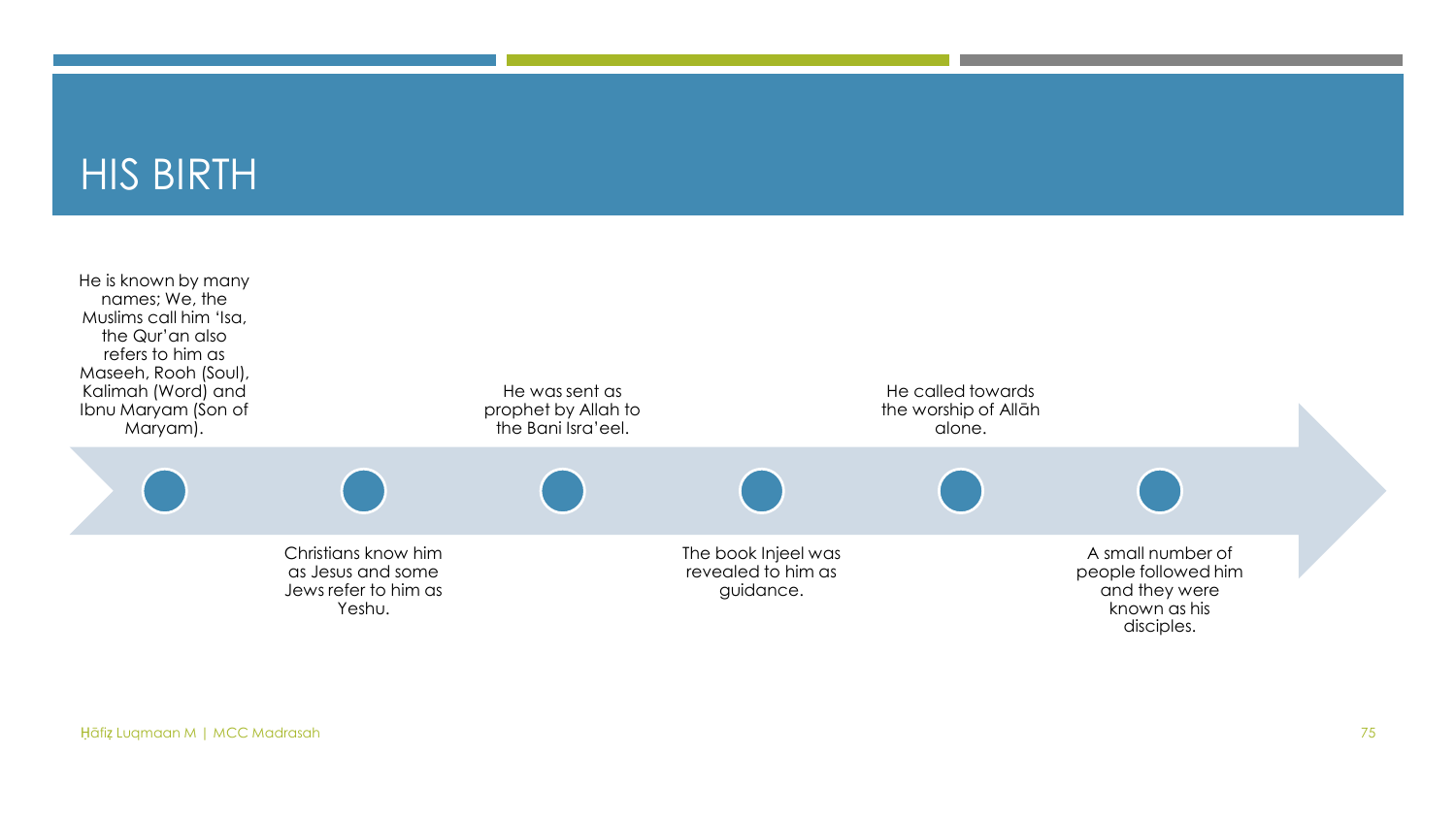# HIS BIRTH

- He is known by many names; We, the Muslims call him 'Isa, the Qur'an also refers to him as Maseeh, Rooh (Soul), Kalimah (Word) and Ibnu Maryam (Son of Maryam).
- Christians know him as Jesus and some Jews refer to him as Yeshu.
- He was sent as prophet by Allah to the Bani Isra'eel.
- The book Injeel was revealed to him as guidance.
- He called towards the worship of Allāh alone.
- A small number of people followed him and they were known as his disciples.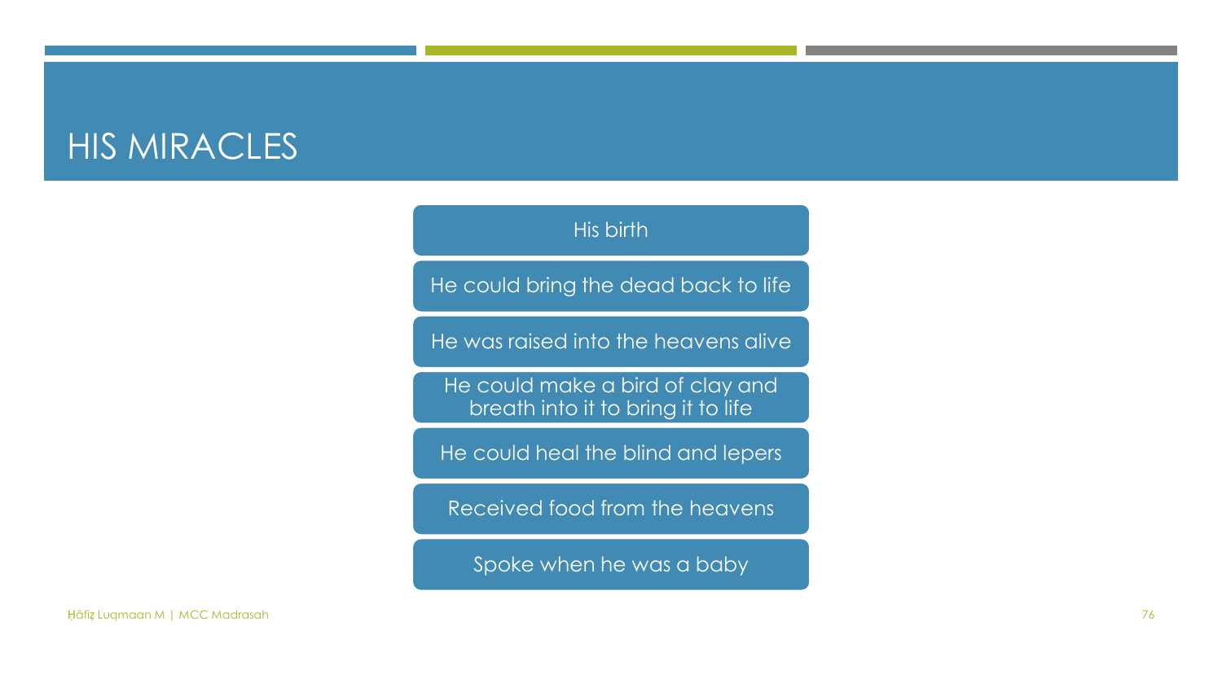# HIS MIRACLES

- His birth
- He could bring the dead back to life
- He was raised into the heavens alive
- He could make a bird of clay and breath into it to bring it to life
- He could heal the blind and lepers
- Received food from the heavens
- Spoke when he was a baby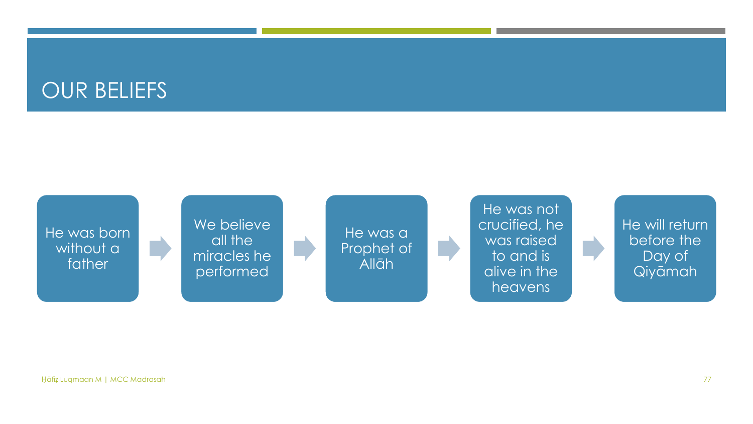# OUR BELIEFS

1. He was born without a father
2. We believe all the miracles he performed
3. He was a Prophet of Allāh
4. He was not crucified, he was raised to and is alive in the heavens
5. He will return before the Day of Qiyāmah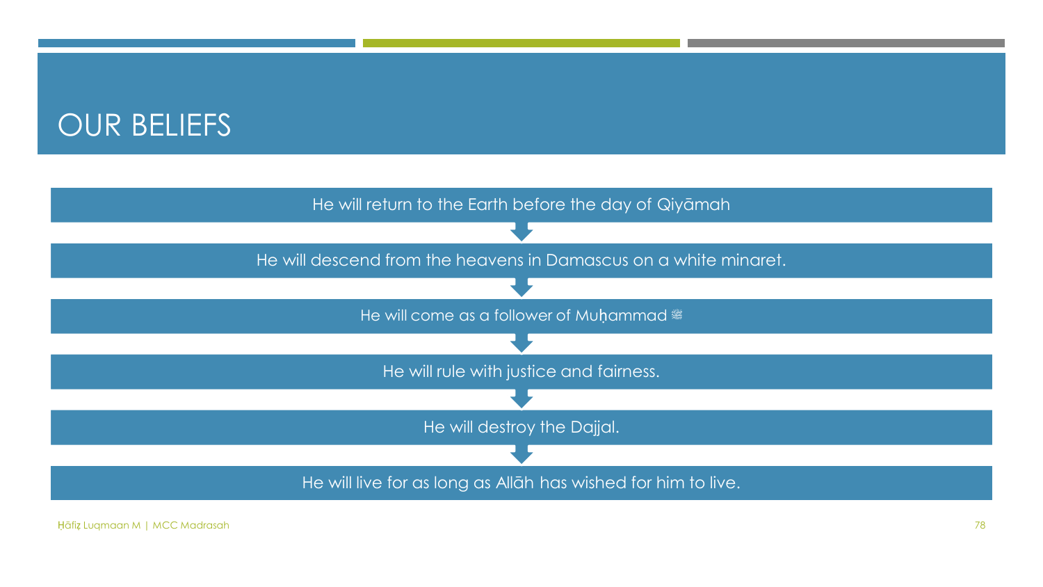# OUR BELIEFS

- He will return to the Earth before the day of Qiyāmah
- He will descend from the heavens in Damascus on a white minaret.
- He will come as a follower of Muḥammad ﷺ
- He will rule with justice and fairness.
- He will destroy the Dajjal.
- He will live for as long as Allāh has wished for him to live.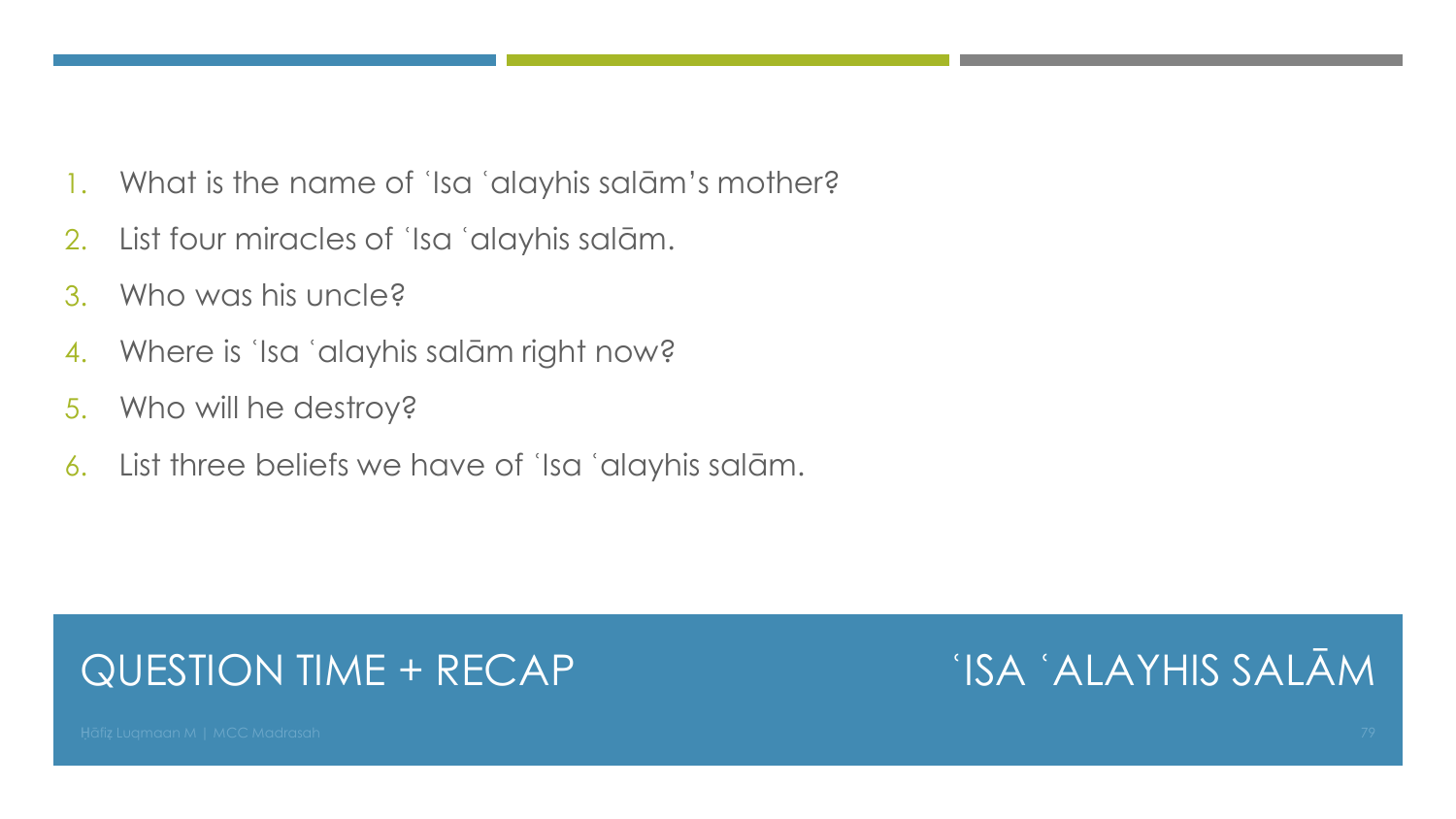# QUESTION TIME + RECAP

## ʿISA ʿALAYHIS SALĀM

1. What is the name of ʿIsa ʿalayhis salām's mother?
2. List four miracles of ʿIsa ʿalayhis salām.
3. Who was his uncle?
4. Where is ʿIsa ʿalayhis salām right now?
5. Who will he destroy?
6. List three beliefs we have of ʿIsa ʿalayhis salām.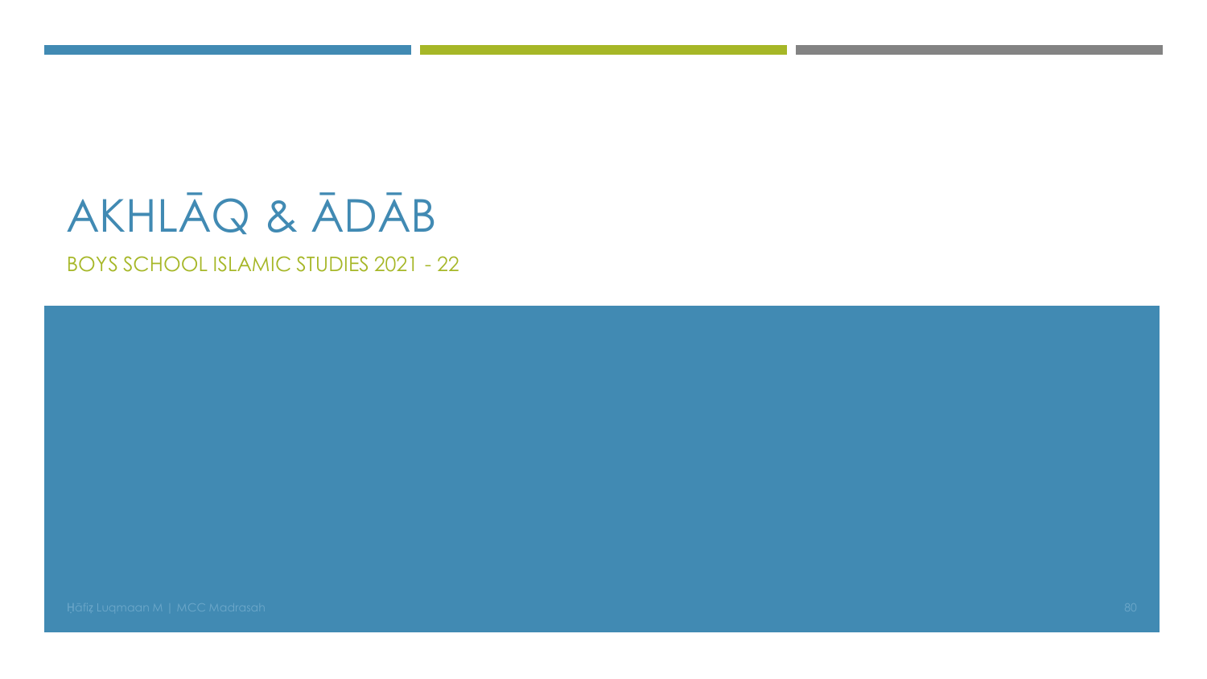# AKHLĀQ & ĀDĀB

## BOYS SCHOOL ISLAMIC STUDIES 2021 - 22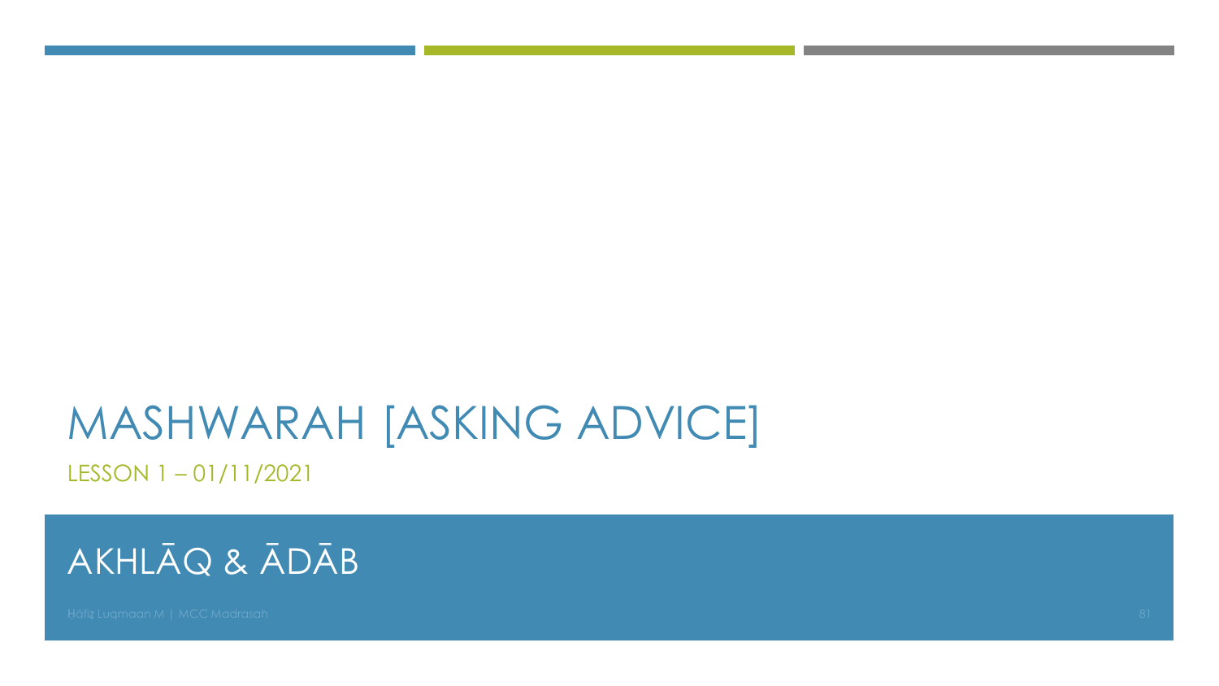# MASHWARAH [ASKING ADVICE]

LESSON 1 – 01/11/2021

## AKHLĀQ & ĀDĀB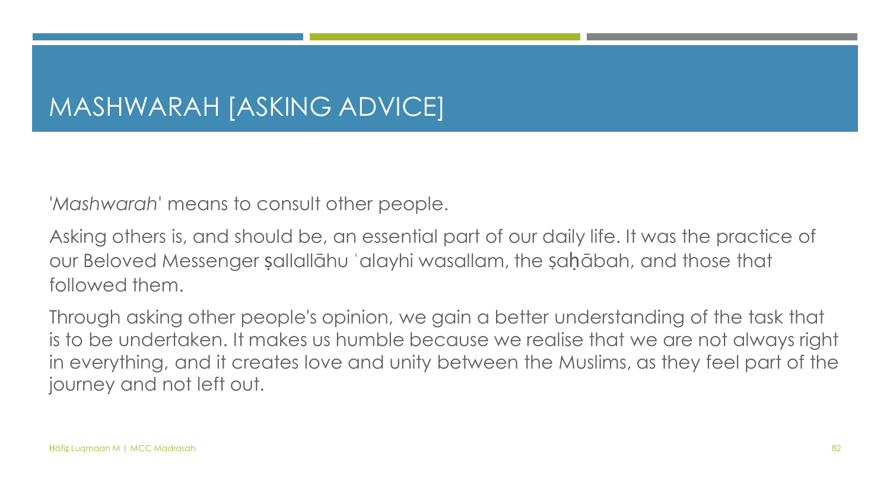# MASHWARAH [ASKING ADVICE]

'*Mashwarah*' means to consult other people.

Asking others is, and should be, an essential part of our daily life. It was the practice of our Beloved Messenger ṣallallāhu ʿalayhi wasallam, the ṣaḥābah, and those that followed them.

Through asking other people's opinion, we gain a better understanding of the task that is to be undertaken. It makes us humble because we realise that we are not always right in everything, and it creates love and unity between the Muslims, as they feel part of the journey and not left out.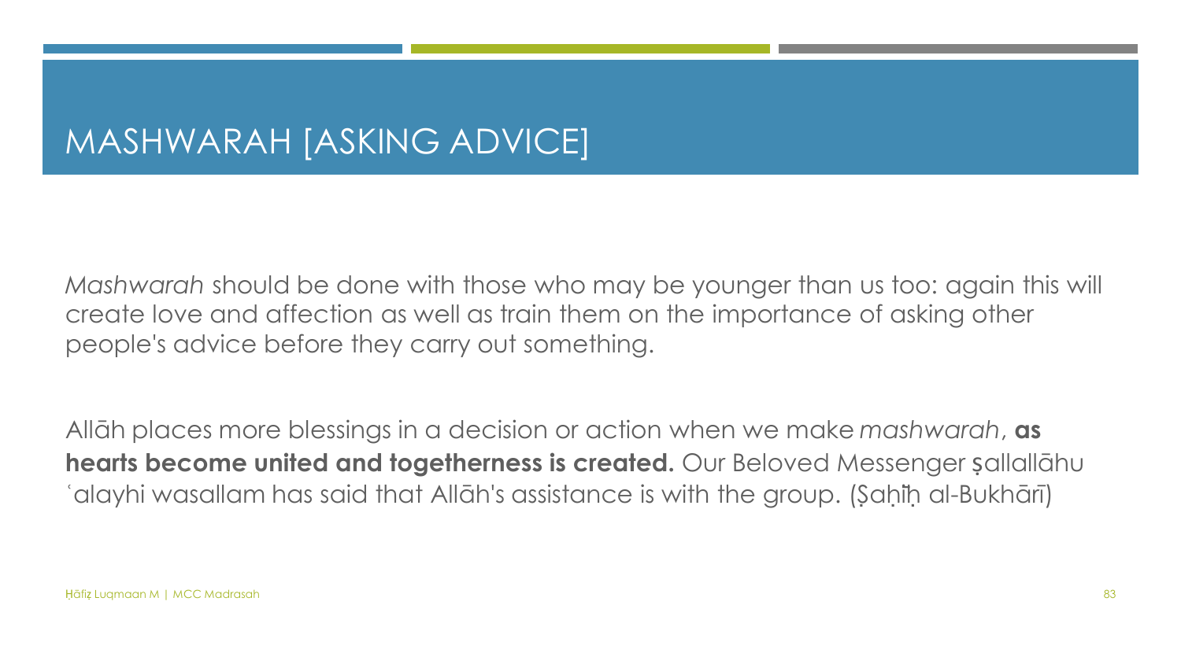# MASHWARAH [ASKING ADVICE]

*Mashwarah* should be done with those who may be younger than us too: again this will create love and affection as well as train them on the importance of asking other people's advice before they carry out something.

Allāh places more blessings in a decision or action when we make *mashwarah*, **as hearts become united and togetherness is created.** Our Beloved Messenger ṣallallāhu ʿalayhi wasallam has said that Allāh's assistance is with the group. (Ṣaḥīḥ al-Bukhārī)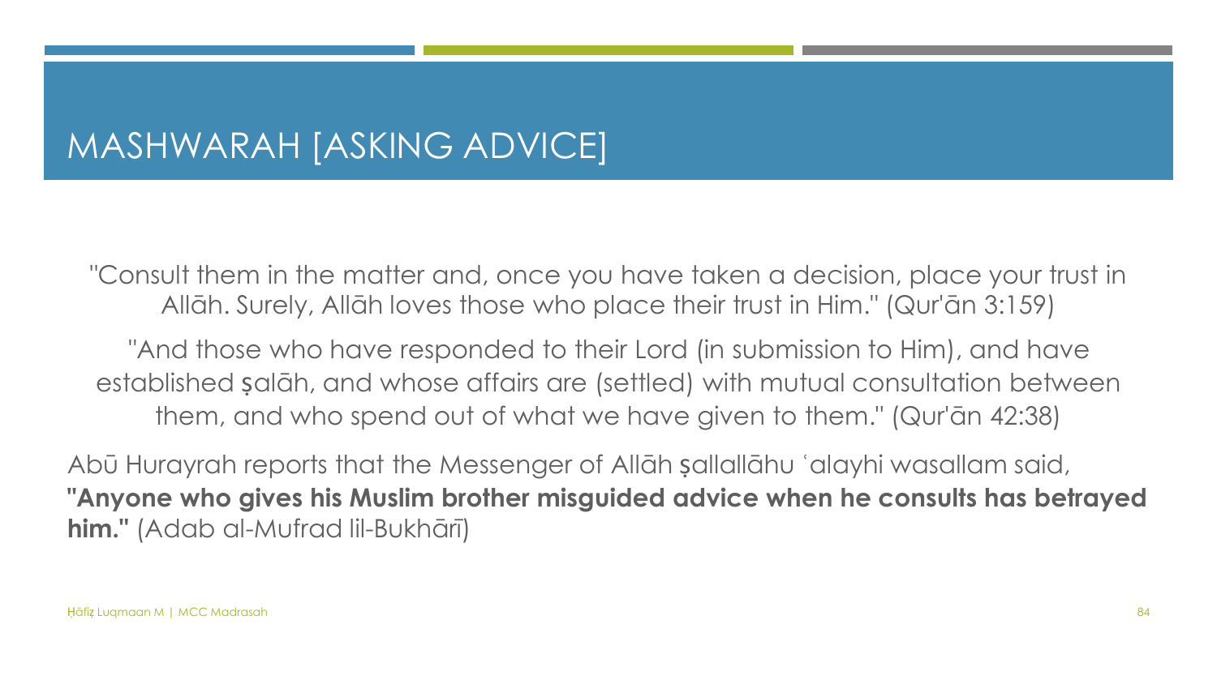# MASHWARAH [ASKING ADVICE]

"Consult them in the matter and, once you have taken a decision, place your trust in Allāh. Surely, Allāh loves those who place their trust in Him." (Qur'ān 3:159)

"And those who have responded to their Lord (in submission to Him), and have established ṣalāh, and whose affairs are (settled) with mutual consultation between them, and who spend out of what we have given to them." (Qur'ān 42:38)

Abū Hurayrah reports that the Messenger of Allāh ṣallallāhu ʿalayhi wasallam said, **"Anyone who gives his Muslim brother misguided advice when he consults has betrayed him."** (Adab al-Mufrad lil-Bukhārī)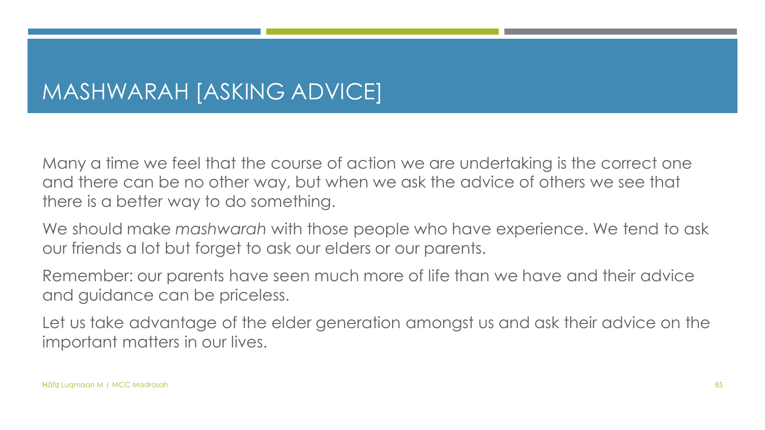# MASHWARAH [ASKING ADVICE]

Many a time we feel that the course of action we are undertaking is the correct one and there can be no other way, but when we ask the advice of others we see that there is a better way to do something.

We should make *mashwarah* with those people who have experience. We tend to ask our friends a lot but forget to ask our elders or our parents.

Remember: our parents have seen much more of life than we have and their advice and guidance can be priceless.

Let us take advantage of the elder generation amongst us and ask their advice on the important matters in our lives.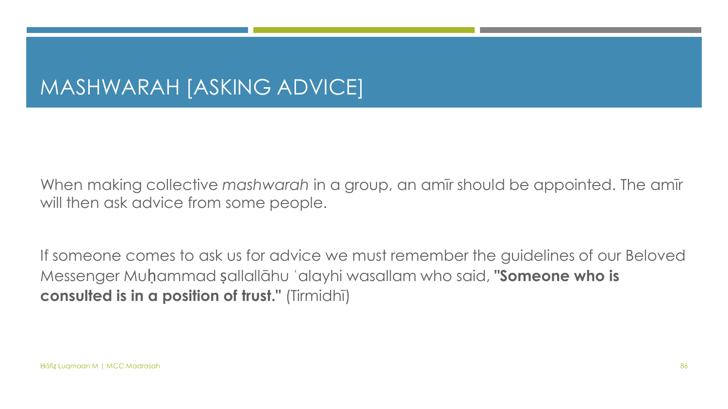# MASHWARAH [ASKING ADVICE]

When making collective *mashwarah* in a group, an amīr should be appointed. The amīr will then ask advice from some people.

If someone comes to ask us for advice we must remember the guidelines of our Beloved Messenger Muḥammad ṣallallāhu ʿalayhi wasallam who said, **"Someone who is consulted is in a position of trust."** (Tirmidhī)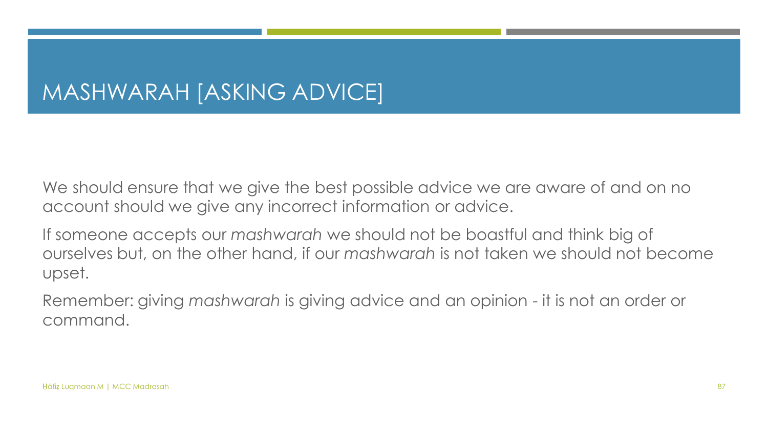# MASHWARAH [ASKING ADVICE]

We should ensure that we give the best possible advice we are aware of and on no account should we give any incorrect information or advice.

If someone accepts our *mashwarah* we should not be boastful and think big of ourselves but, on the other hand, if our *mashwarah* is not taken we should not become upset.

Remember: giving *mashwarah* is giving advice and an opinion - it is not an order or command.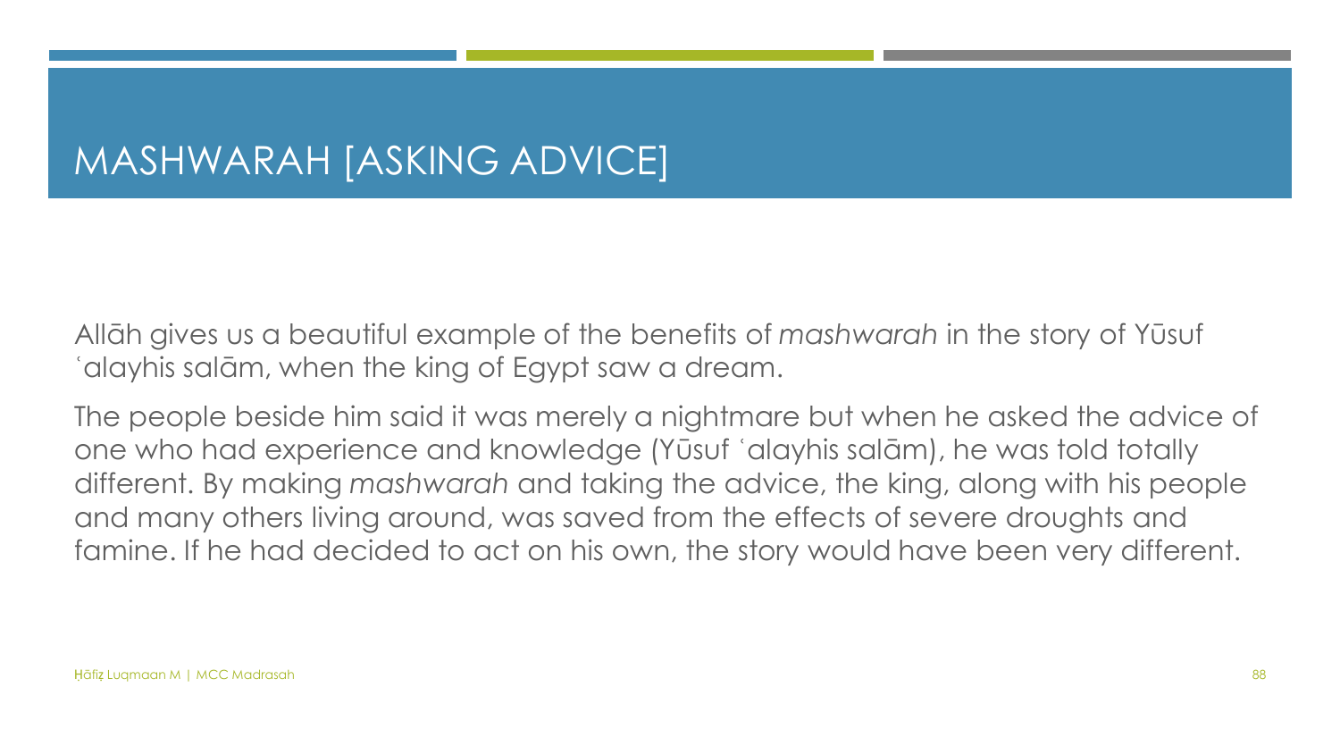# MASHWARAH [ASKING ADVICE]

Allāh gives us a beautiful example of the benefits of *mashwarah* in the story of Yūsuf ʿalayhis salām, when the king of Egypt saw a dream.

The people beside him said it was merely a nightmare but when he asked the advice of one who had experience and knowledge (Yūsuf ʿalayhis salām), he was told totally different. By making *mashwarah* and taking the advice, the king, along with his people and many others living around, was saved from the effects of severe droughts and famine. If he had decided to act on his own, the story would have been very different.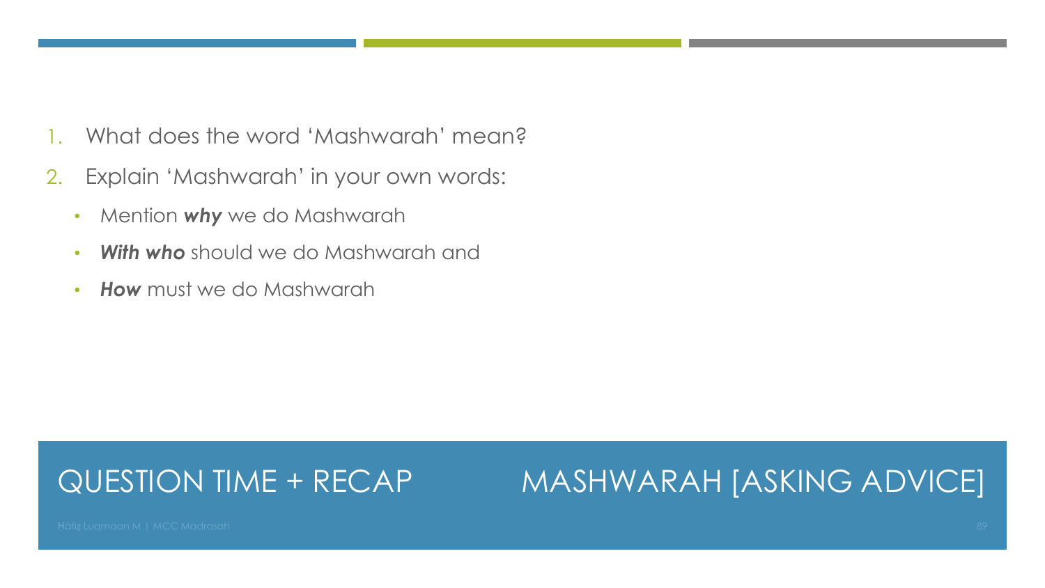## QUESTION TIME + RECAP

## MASHWARAH [ASKING ADVICE]

1. What does the word 'Mashwarah' mean?
2. Explain 'Mashwarah' in your own words:
   - Mention ***why*** we do Mashwarah
   - ***With who*** should we do Mashwarah and
   - ***How*** must we do Mashwarah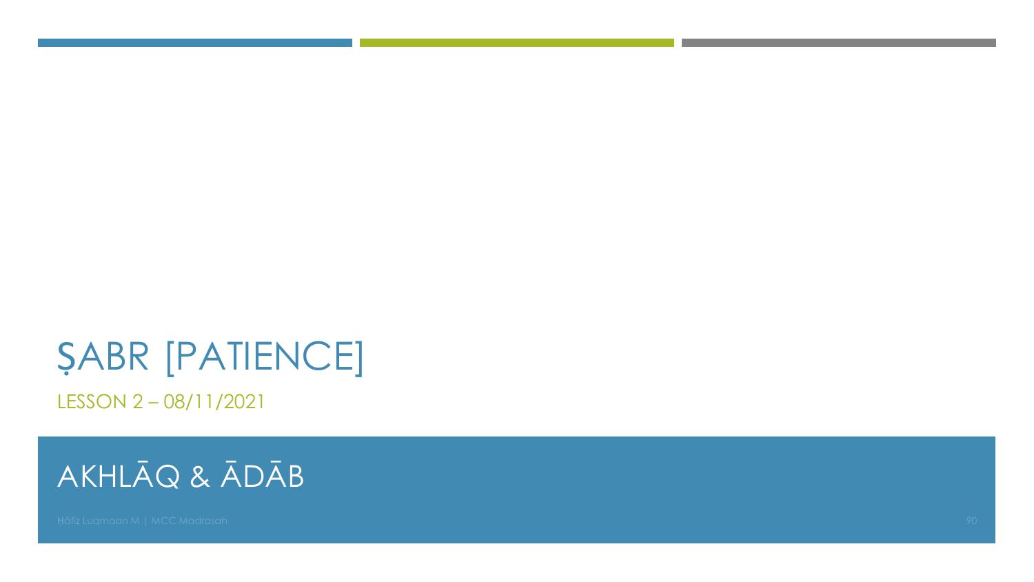# ṢABR [PATIENCE]

LESSON 2 – 08/11/2021

## AKHLĀQ & ĀDĀB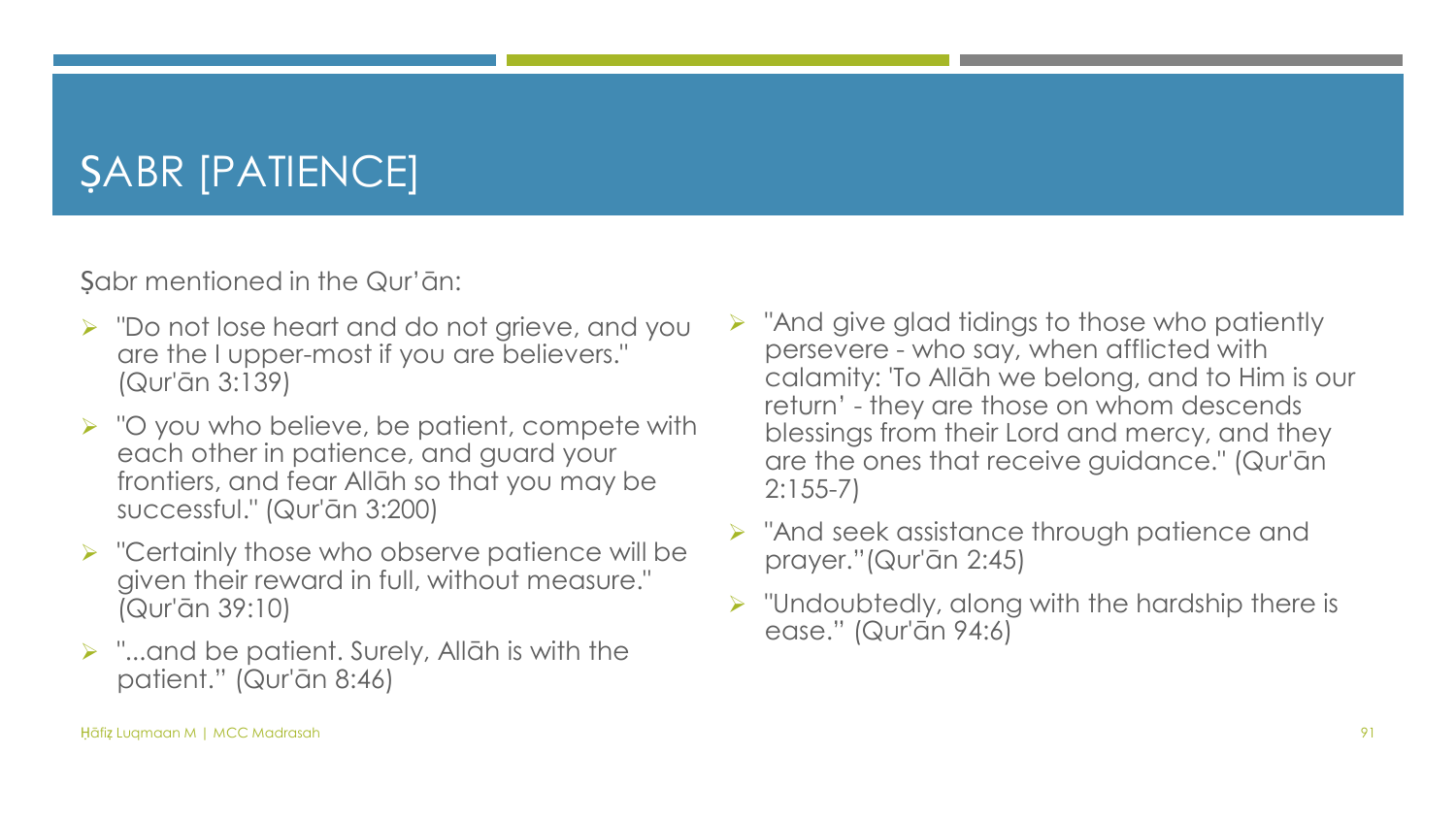# ṢABR [PATIENCE]

Ṣabr mentioned in the Qur'ān:

- "Do not lose heart and do not grieve, and you are the I upper-most if you are believers." (Qur'ān 3:139)
- "O you who believe, be patient, compete with each other in patience, and guard your frontiers, and fear Allāh so that you may be successful." (Qur'ān 3:200)
- "Certainly those who observe patience will be given their reward in full, without measure." (Qur'ān 39:10)
- "...and be patient. Surely, Allāh is with the patient." (Qur'ān 8:46)
- "And give glad tidings to those who patiently persevere - who say, when afflicted with calamity: 'To Allāh we belong, and to Him is our return' - they are those on whom descends blessings from their Lord and mercy, and they are the ones that receive guidance." (Qur'ān 2:155-7)
- "And seek assistance through patience and prayer."(Qur'ān 2:45)
- "Undoubtedly, along with the hardship there is ease." (Qur'ān 94:6)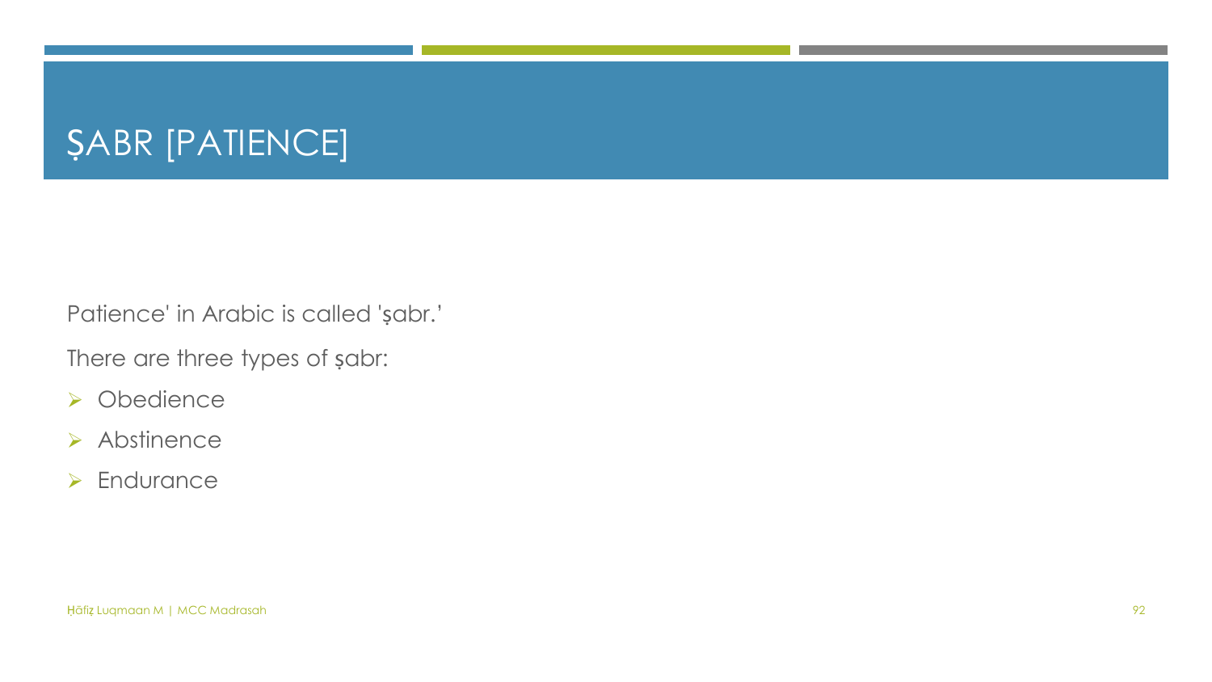# ṢABR [PATIENCE]

Patience' in Arabic is called 'ṣabr.'

There are three types of ṣabr:

- Obedience
- Abstinence
- Endurance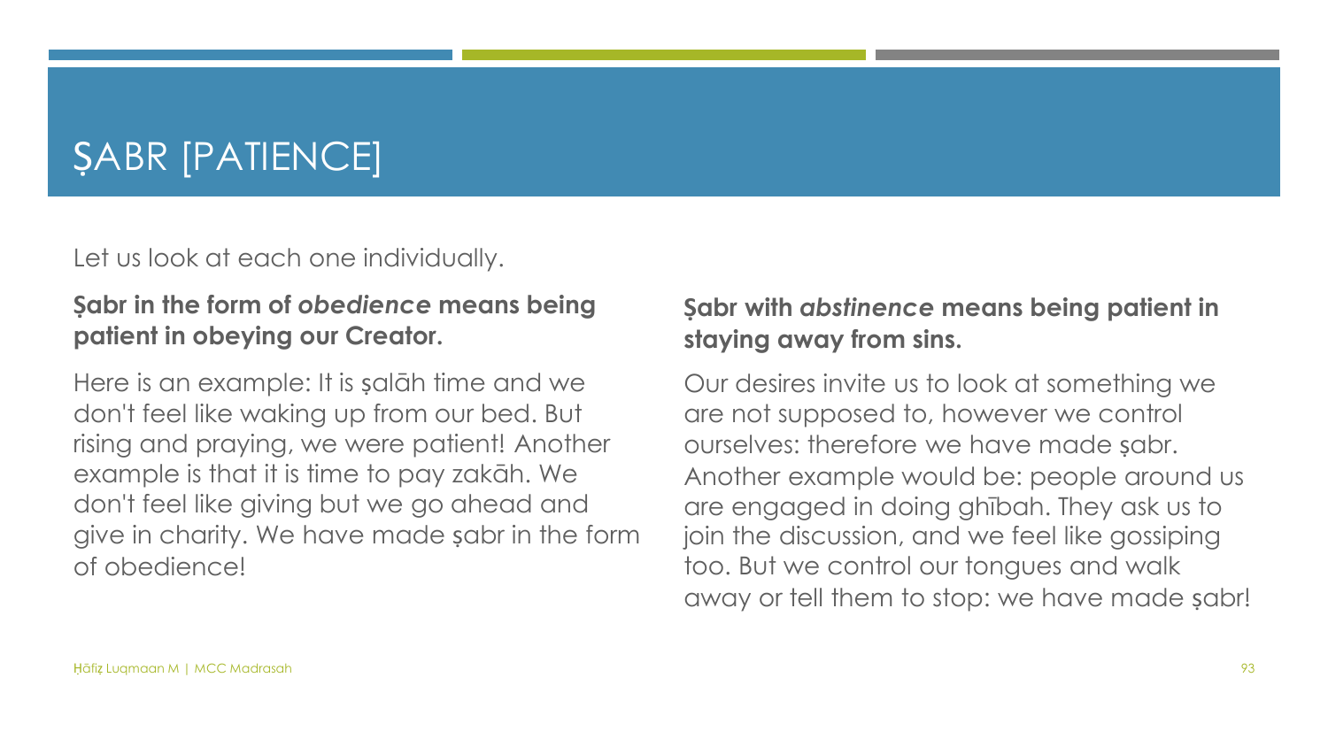# ṢABR [PATIENCE]

Let us look at each one individually.

**Ṣabr in the form of *obedience* means being patient in obeying our Creator.**

Here is an example: It is ṣalāh time and we don't feel like waking up from our bed. But rising and praying, we were patient! Another example is that it is time to pay zakāh. We don't feel like giving but we go ahead and give in charity. We have made ṣabr in the form of obedience!

**Ṣabr with *abstinence* means being patient in staying away from sins.**

Our desires invite us to look at something we are not supposed to, however we control ourselves: therefore we have made ṣabr. Another example would be: people around us are engaged in doing ghībah. They ask us to join the discussion, and we feel like gossiping too. But we control our tongues and walk away or tell them to stop: we have made ṣabr!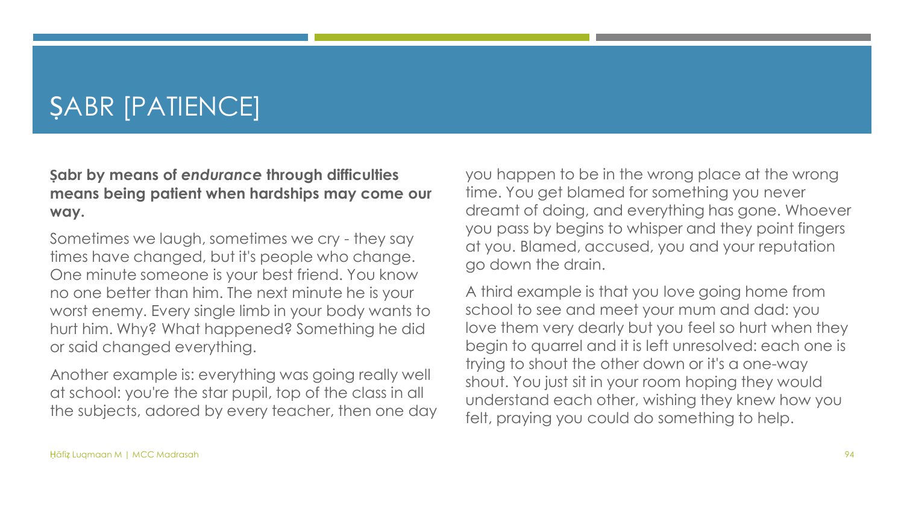# ṢABR [PATIENCE]

**Ṣabr by means of *endurance* through difficulties means being patient when hardships may come our way.**

Sometimes we laugh, sometimes we cry - they say times have changed, but it's people who change. One minute someone is your best friend. You know no one better than him. The next minute he is your worst enemy. Every single limb in your body wants to hurt him. Why? What happened? Something he did or said changed everything.

Another example is: everything was going really well at school: you're the star pupil, top of the class in all the subjects, adored by every teacher, then one day you happen to be in the wrong place at the wrong time. You get blamed for something you never dreamt of doing, and everything has gone. Whoever you pass by begins to whisper and they point fingers at you. Blamed, accused, you and your reputation go down the drain.

A third example is that you love going home from school to see and meet your mum and dad: you love them very dearly but you feel so hurt when they begin to quarrel and it is left unresolved: each one is trying to shout the other down or it's a one-way shout. You just sit in your room hoping they would understand each other, wishing they knew how you felt, praying you could do something to help.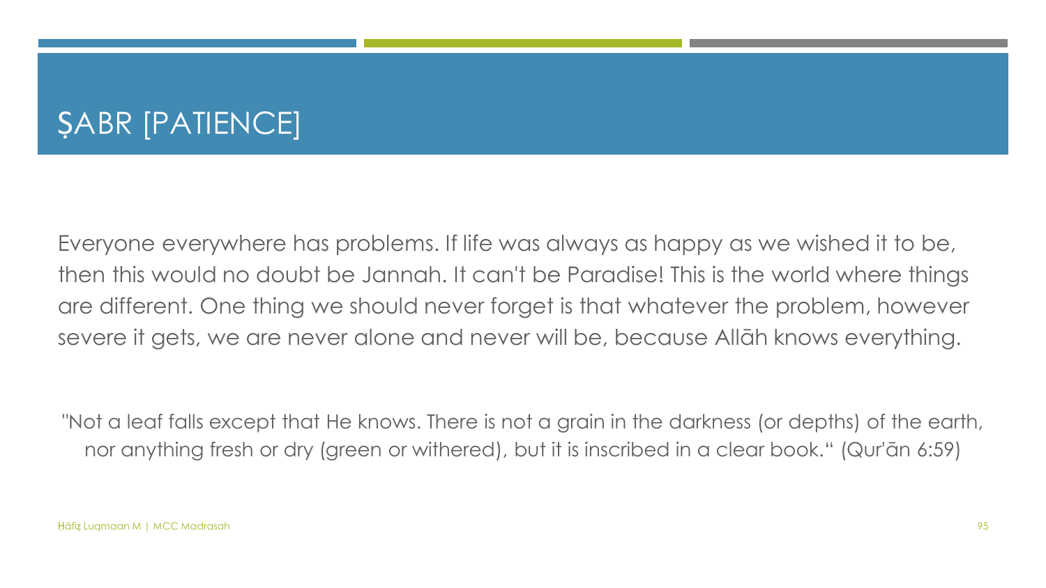# ṢABR [PATIENCE]

Everyone everywhere has problems. If life was always as happy as we wished it to be, then this would no doubt be Jannah. It can't be Paradise! This is the world where things are different. One thing we should never forget is that whatever the problem, however severe it gets, we are never alone and never will be, because Allāh knows everything.

"Not a leaf falls except that He knows. There is not a grain in the darkness (or depths) of the earth, nor anything fresh or dry (green or withered), but it is inscribed in a clear book." (Qur'ān 6:59)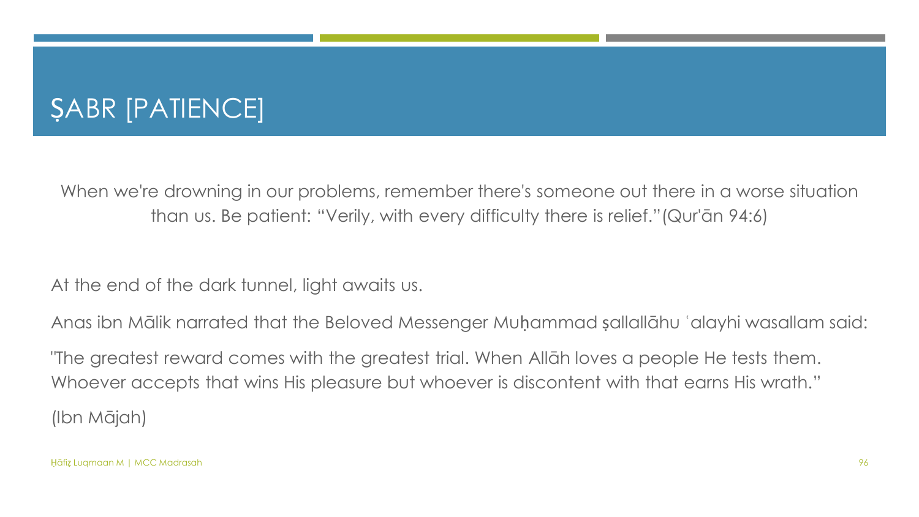# ṢABR [PATIENCE]

When we're drowning in our problems, remember there's someone out there in a worse situation than us. Be patient: "Verily, with every difficulty there is relief."(Qur'ān 94:6)

At the end of the dark tunnel, light awaits us.

Anas ibn Mālik narrated that the Beloved Messenger Muḥammad ṣallallāhu ʿalayhi wasallam said:

"The greatest reward comes with the greatest trial. When Allāh loves a people He tests them. Whoever accepts that wins His pleasure but whoever is discontent with that earns His wrath."

(Ibn Mājah)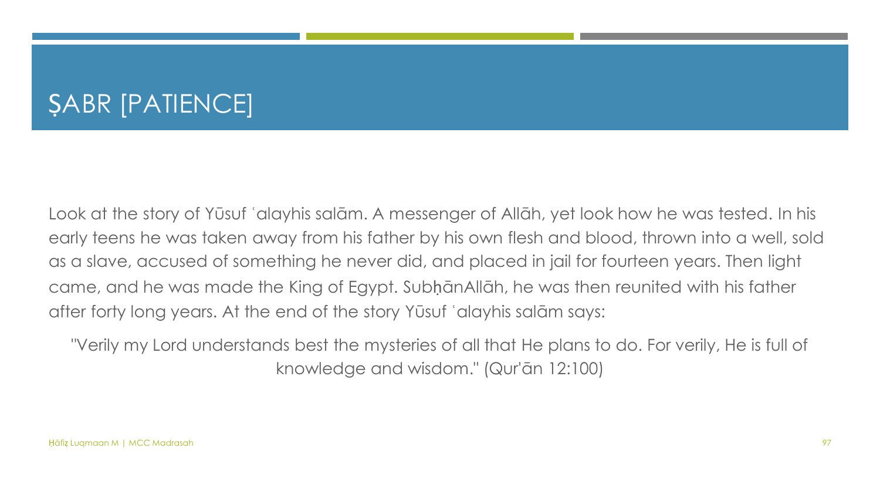# ṢABR [PATIENCE]

Look at the story of Yūsuf ʿalayhis salām. A messenger of Allāh, yet look how he was tested. In his early teens he was taken away from his father by his own flesh and blood, thrown into a well, sold as a slave, accused of something he never did, and placed in jail for fourteen years. Then light came, and he was made the King of Egypt. SubḥānAllāh, he was then reunited with his father after forty long years. At the end of the story Yūsuf ʿalayhis salām says:

"Verily my Lord understands best the mysteries of all that He plans to do. For verily, He is full of knowledge and wisdom." (Qur'ān 12:100)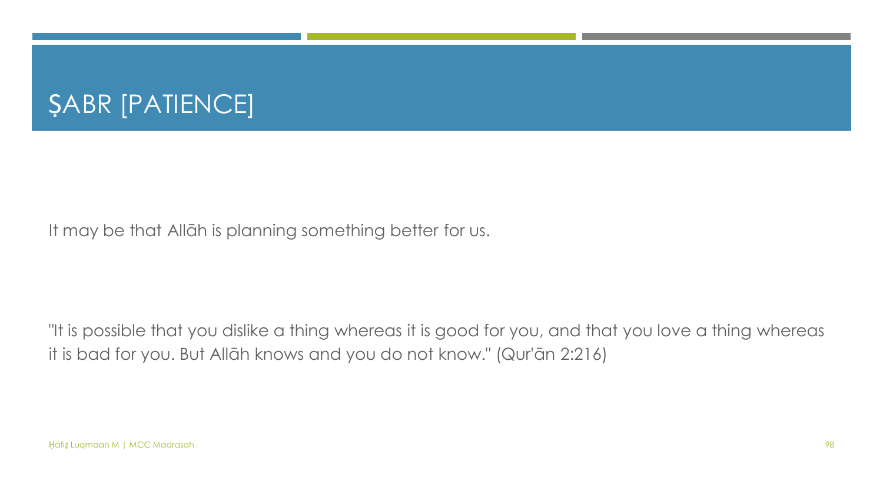# ṢABR [PATIENCE]

It may be that Allāh is planning something better for us.

"It is possible that you dislike a thing whereas it is good for you, and that you love a thing whereas it is bad for you. But Allāh knows and you do not know." (Qur'ān 2:216)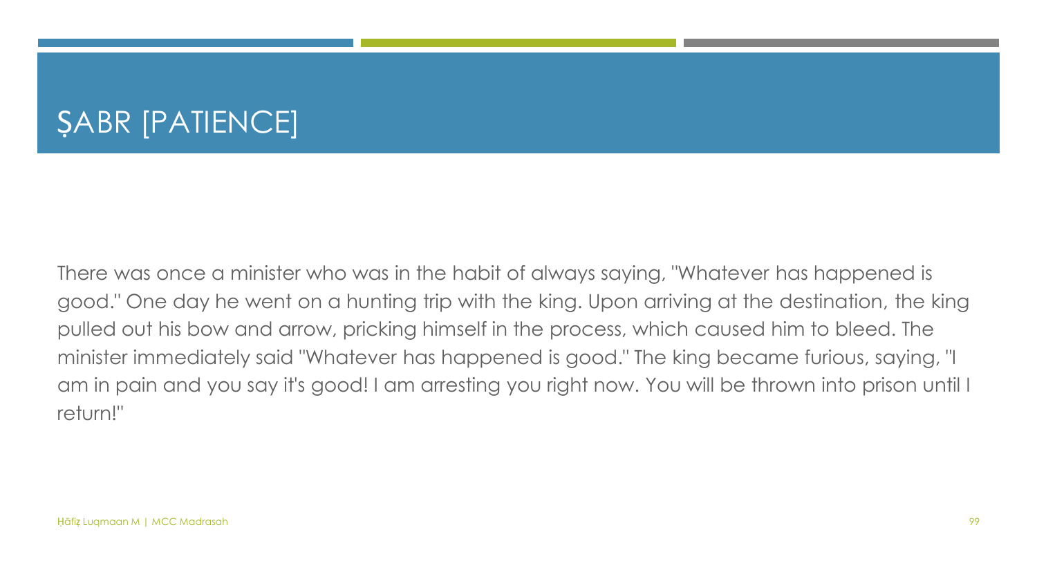# ṢABR [PATIENCE]

There was once a minister who was in the habit of always saying, "Whatever has happened is good." One day he went on a hunting trip with the king. Upon arriving at the destination, the king pulled out his bow and arrow, pricking himself in the process, which caused him to bleed. The minister immediately said "Whatever has happened is good." The king became furious, saying, "I am in pain and you say it's good! I am arresting you right now. You will be thrown into prison until I return!"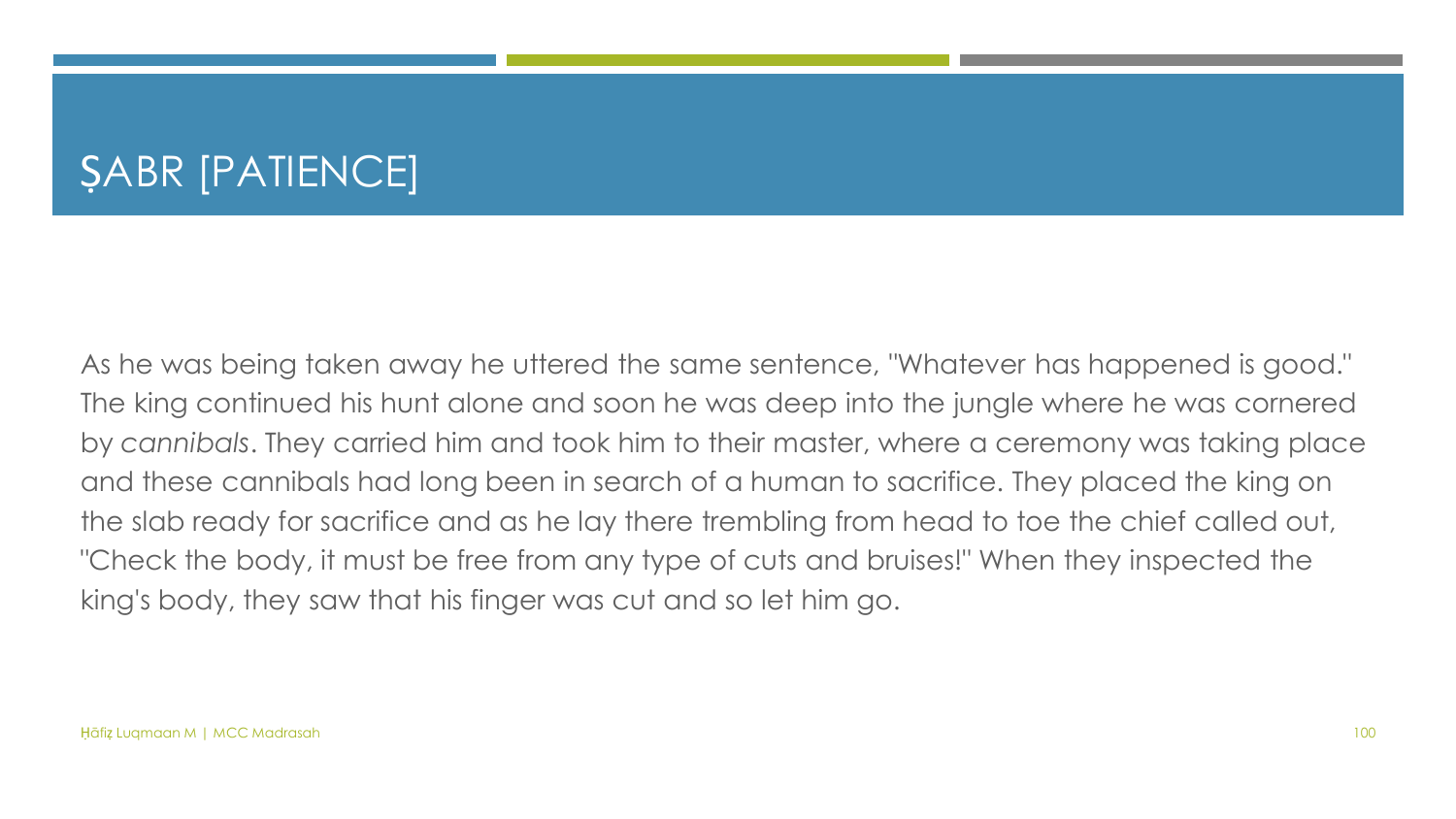# ṢABR [PATIENCE]

As he was being taken away he uttered the same sentence, "Whatever has happened is good." The king continued his hunt alone and soon he was deep into the jungle where he was cornered by *cannibals*. They carried him and took him to their master, where a ceremony was taking place and these cannibals had long been in search of a human to sacrifice. They placed the king on the slab ready for sacrifice and as he lay there trembling from head to toe the chief called out, "Check the body, it must be free from any type of cuts and bruises!" When they inspected the king's body, they saw that his finger was cut and so let him go.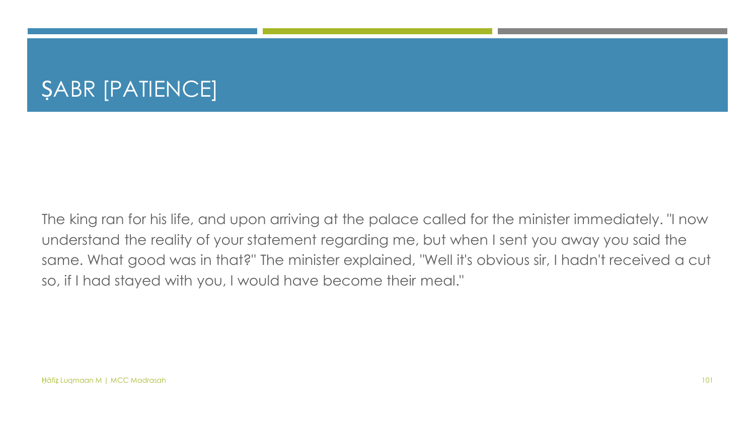# ṢABR [PATIENCE]

The king ran for his life, and upon arriving at the palace called for the minister immediately. "I now understand the reality of your statement regarding me, but when I sent you away you said the same. What good was in that?" The minister explained, "Well it's obvious sir, I hadn't received a cut so, if I had stayed with you, I would have become their meal."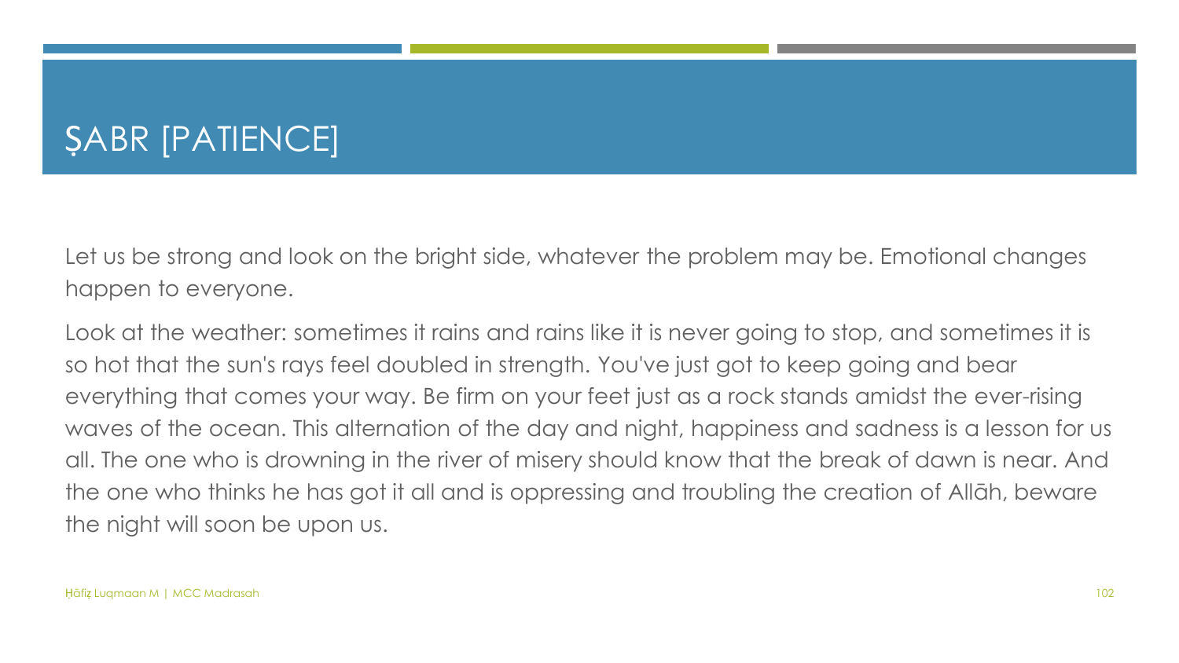# ṢABR [PATIENCE]

Let us be strong and look on the bright side, whatever the problem may be. Emotional changes happen to everyone.

Look at the weather: sometimes it rains and rains like it is never going to stop, and sometimes it is so hot that the sun's rays feel doubled in strength. You've just got to keep going and bear everything that comes your way. Be firm on your feet just as a rock stands amidst the ever-rising waves of the ocean. This alternation of the day and night, happiness and sadness is a lesson for us all. The one who is drowning in the river of misery should know that the break of dawn is near. And the one who thinks he has got it all and is oppressing and troubling the creation of Allāh, beware the night will soon be upon us.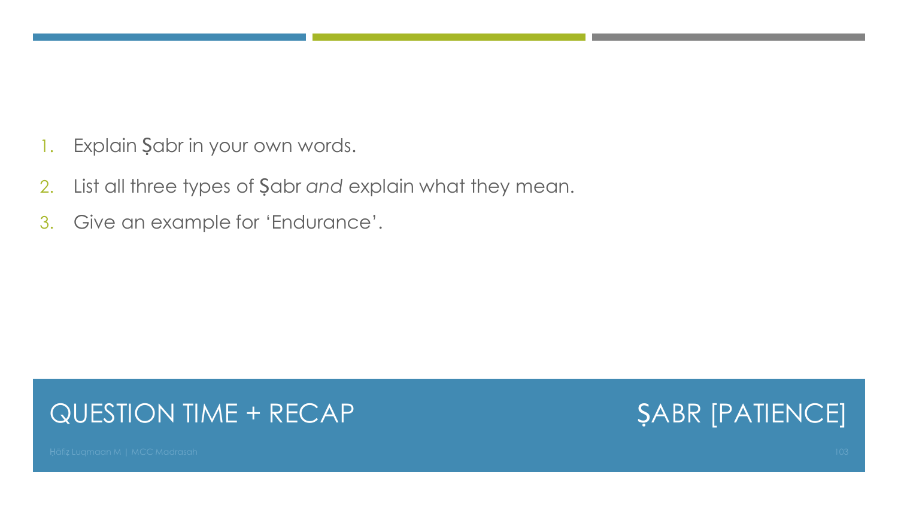## QUESTION TIME + RECAP

## ṢABR [PATIENCE]

1. Explain Ṣabr in your own words.
2. List all three types of Ṣabr *and* explain what they mean.
3. Give an example for 'Endurance'.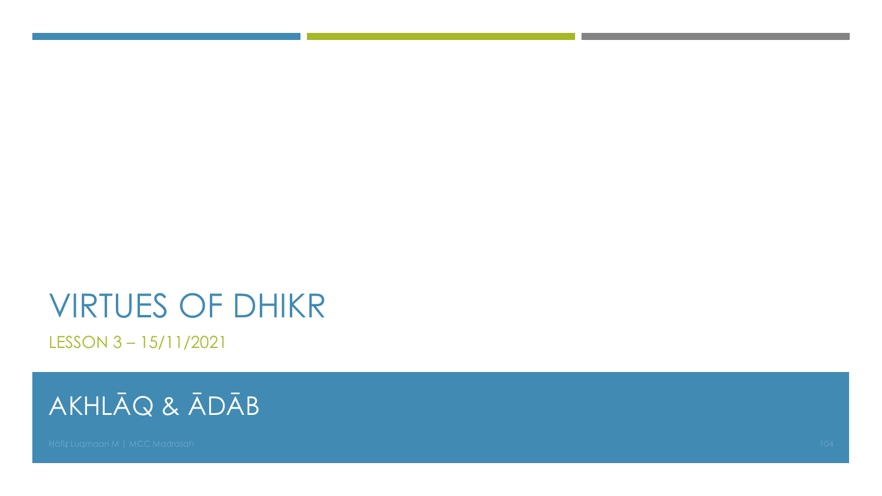# VIRTUES OF DHIKR

LESSON 3 – 15/11/2021

## AKHLĀQ & ĀDĀB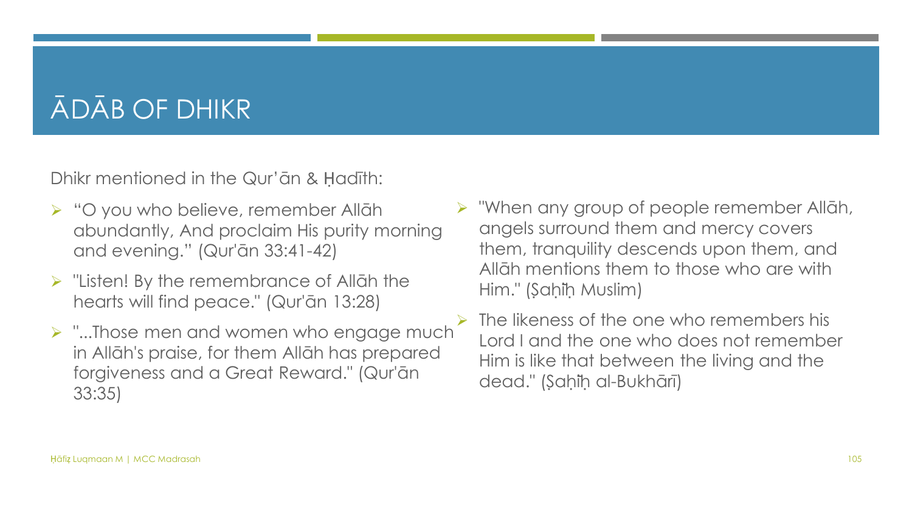# ĀDĀB OF DHIKR

Dhikr mentioned in the Qur'ān & Ḥadīth:

- "O you who believe, remember Allāh abundantly, And proclaim His purity morning and evening." (Qurān 33:41-42)
- "Listen! By the remembrance of Allāh the hearts will find peace." (Qur'ān 13:28)
- "...Those men and women who engage much in Allāh's praise, for them Allāh has prepared forgiveness and a Great Reward." (Qur'ān 33:35)
- "When any group of people remember Allāh, angels surround them and mercy covers them, tranquility descends upon them, and Allāh mentions them to those who are with Him." (Ṣaḥīḥ Muslim)
- The likeness of the one who remembers his Lord I and the one who does not remember Him is like that between the living and the dead." (Ṣaḥīḥ al-Bukhārī)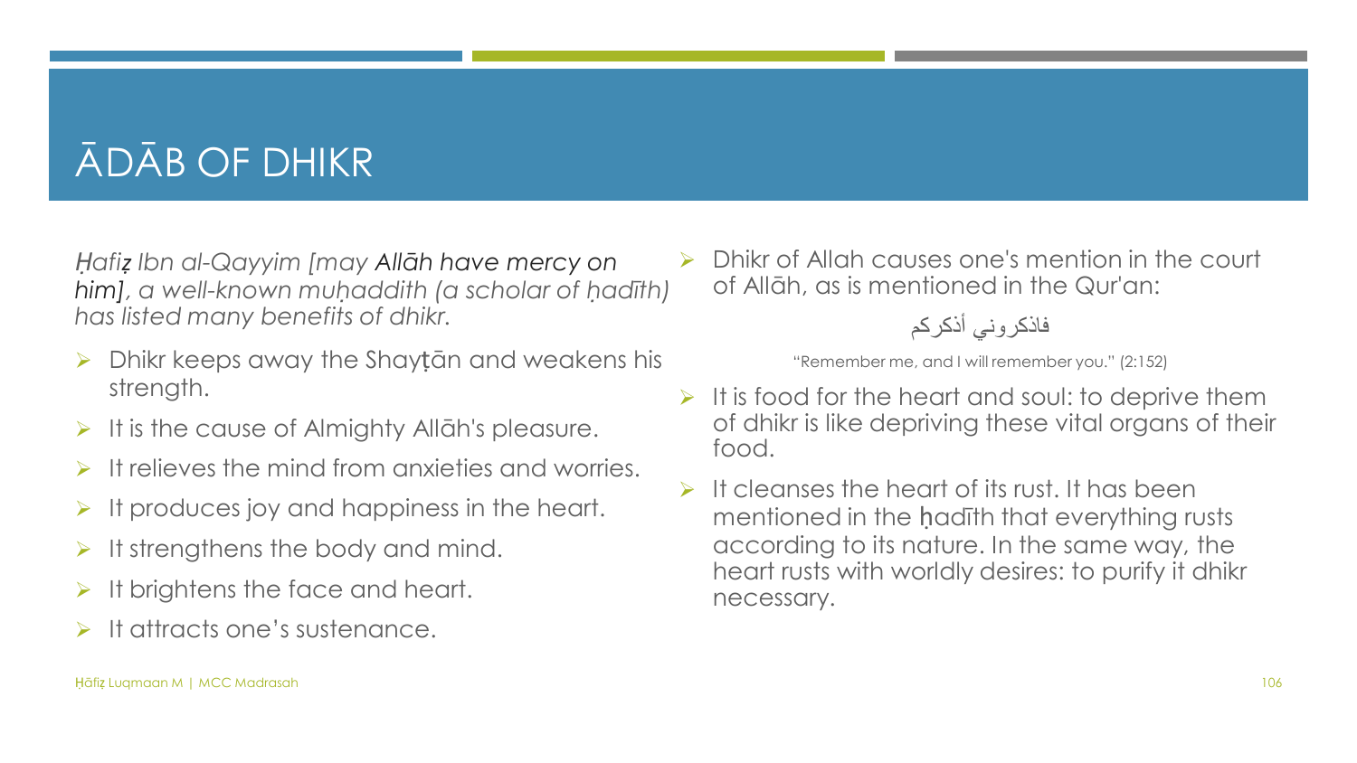# ĀDĀB OF DHIKR

*Ḥafiẓ Ibn al-Qayyim [may Allāh have mercy on him], a well-known muḥaddith (a scholar of ḥadīth) has listed many benefits of dhikr.*

- Dhikr keeps away the Shayṭān and weakens his strength.
- It is the cause of Almighty Allāh's pleasure.
- It relieves the mind from anxieties and worries.
- It produces joy and happiness in the heart.
- It strengthens the body and mind.
- It brightens the face and heart.
- It attracts one's sustenance.
- Dhikr of Allah causes one's mention in the court of Allāh, as is mentioned in the Qur'an:

  فاذكروني أذكركم

  "Remember me, and I will remember you." (2:152)
- It is food for the heart and soul: to deprive them of dhikr is like depriving these vital organs of their food.
- It cleanses the heart of its rust. It has been mentioned in the ḥadīth that everything rusts according to its nature. In the same way, the heart rusts with worldly desires: to purify it dhikr necessary.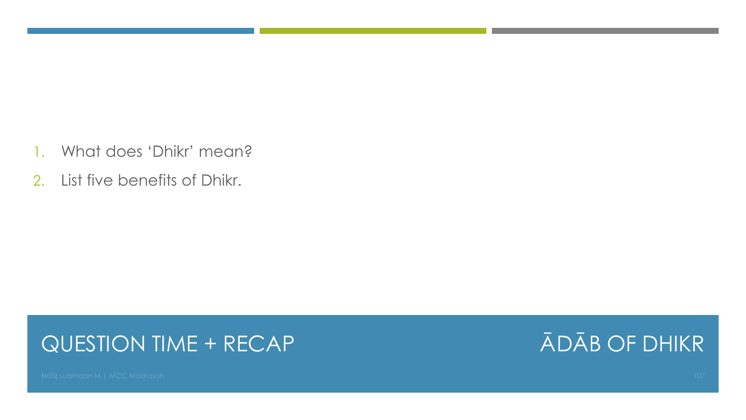## QUESTION TIME + RECAP

## ĀDĀB OF DHIKR

1. What does 'Dhikr' mean?
2. List five benefits of Dhikr.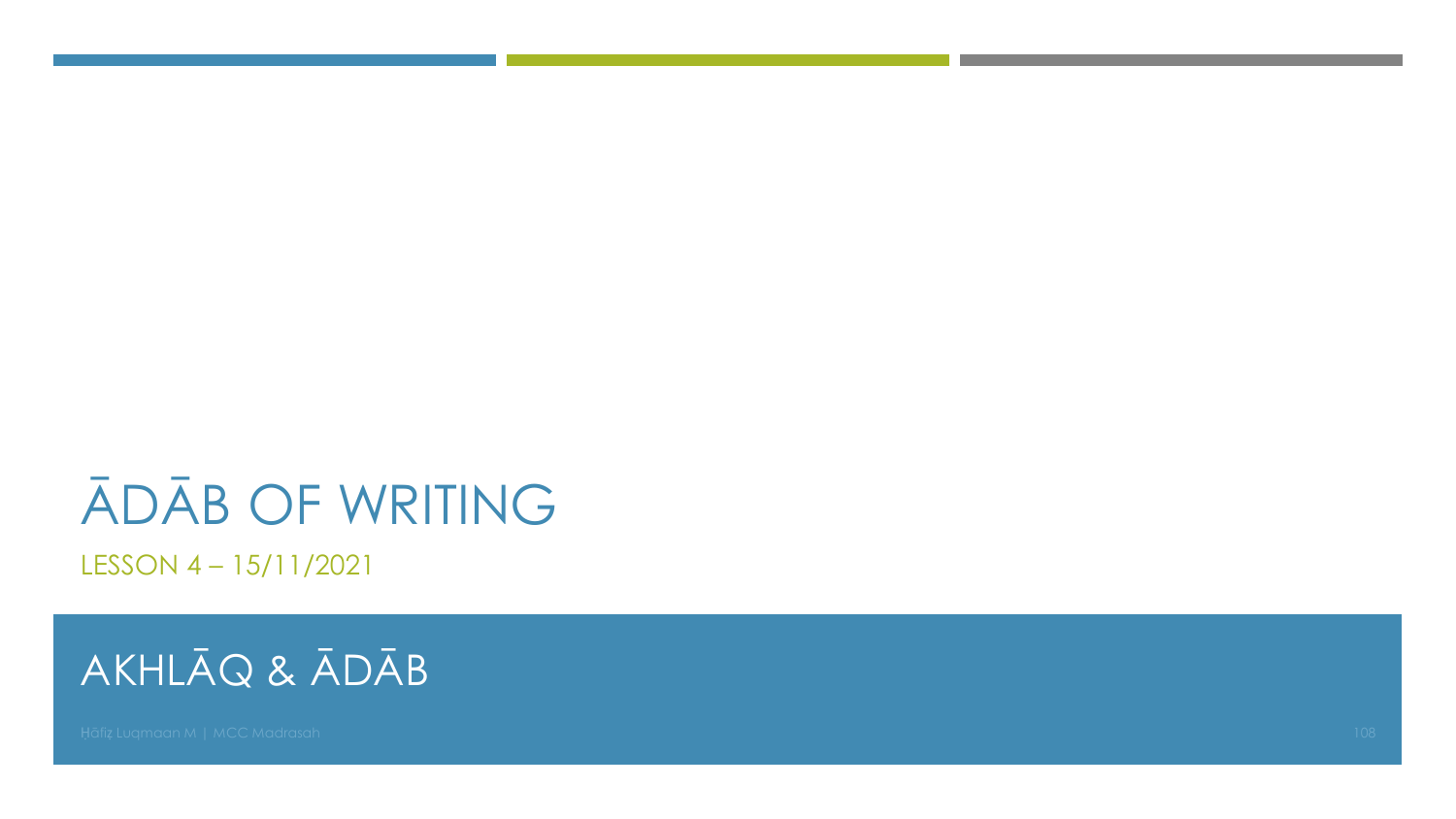# ĀDĀB OF WRITING

LESSON 4 – 15/11/2021

## AKHLĀQ & ĀDĀB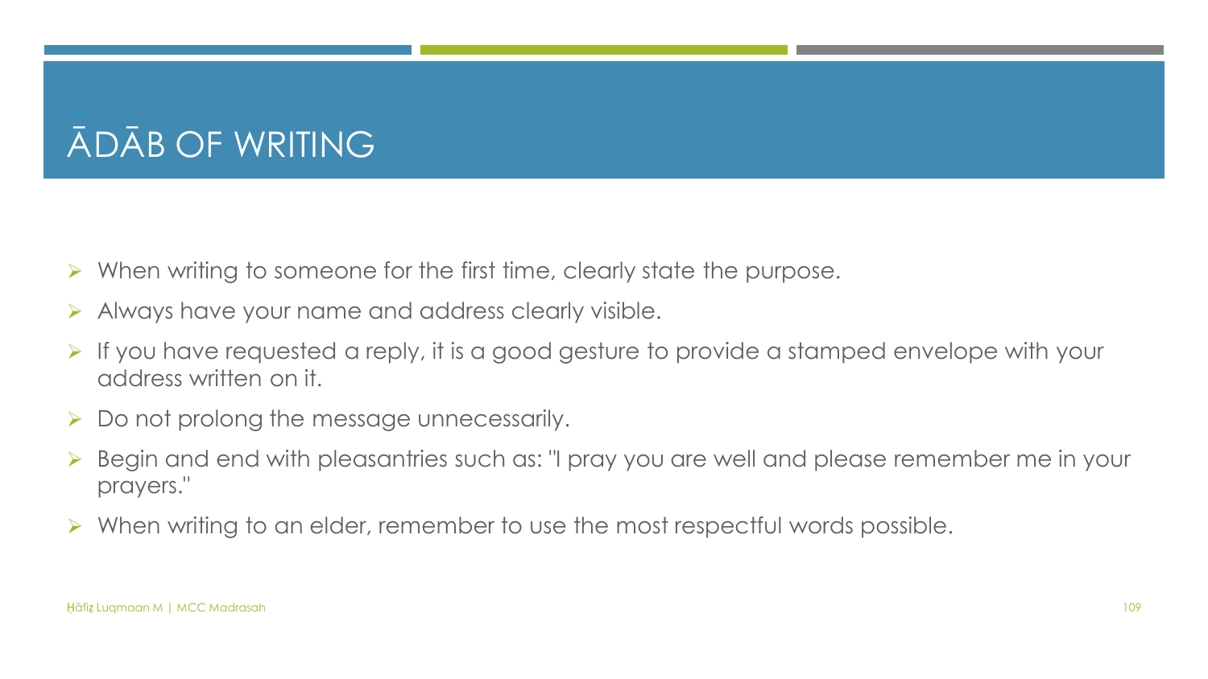# ĀDĀB OF WRITING

- When writing to someone for the first time, clearly state the purpose.
- Always have your name and address clearly visible.
- If you have requested a reply, it is a good gesture to provide a stamped envelope with your address written on it.
- Do not prolong the message unnecessarily.
- Begin and end with pleasantries such as: "I pray you are well and please remember me in your prayers."
- When writing to an elder, remember to use the most respectful words possible.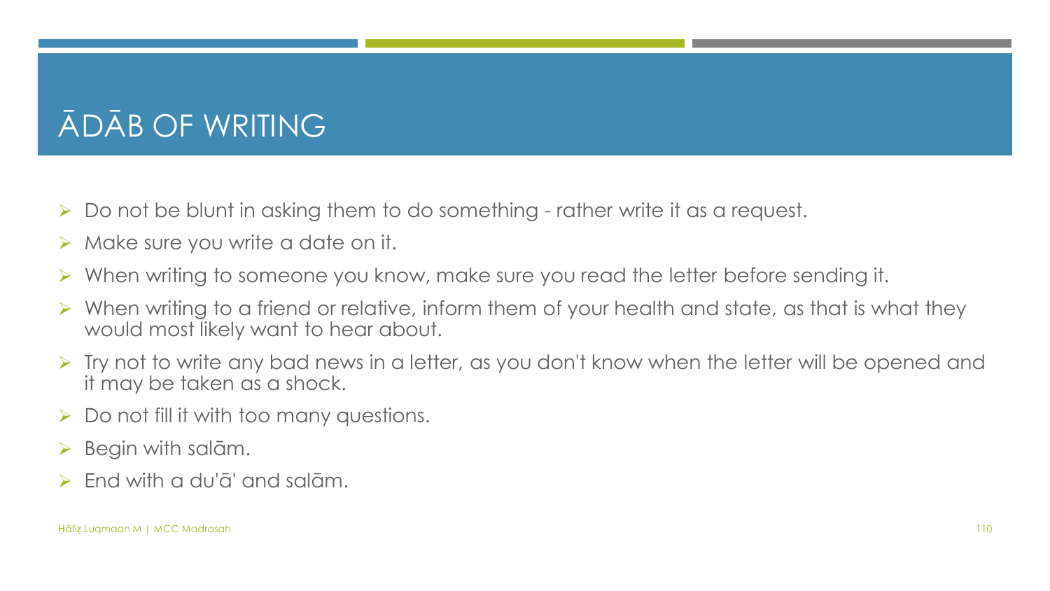# ĀDĀB OF WRITING

- Do not be blunt in asking them to do something - rather write it as a request.
- Make sure you write a date on it.
- When writing to someone you know, make sure you read the letter before sending it.
- When writing to a friend or relative, inform them of your health and state, as that is what they would most likely want to hear about.
- Try not to write any bad news in a letter, as you don't know when the letter will be opened and it may be taken as a shock.
- Do not fill it with too many questions.
- Begin with salām.
- End with a du'ā' and salām.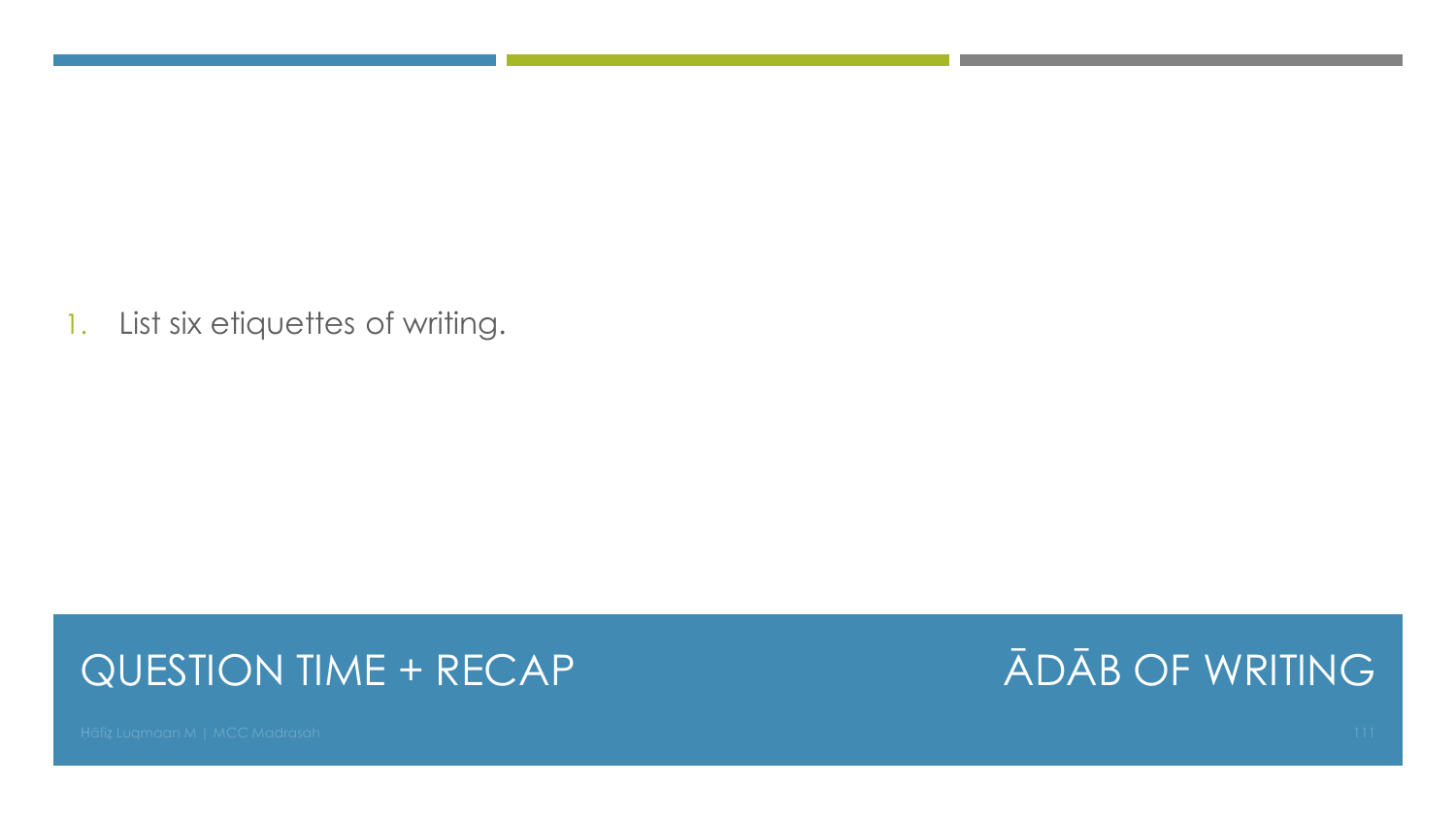1. List six etiquettes of writing.

# QUESTION TIME + RECAP

# ĀDĀB OF WRITING